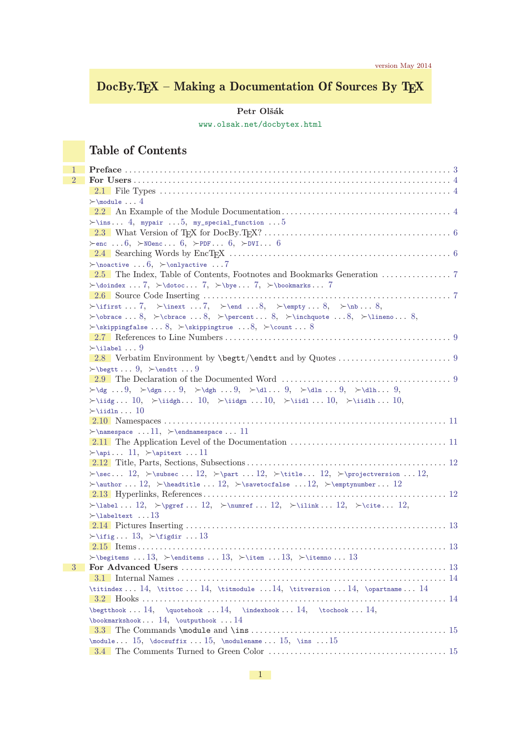version May 2014

# DocBy.TEX – Making a Documentation Of Sources By TEX

**Petr Olšák**

www.olsak.net/docbytex.html

## Table of Contents

1 **Preface** . . . 3

2 **For Users** . . . 4

2.1 File Types . . . 4
≻\module . . . 4

2.2 An Example of the Module Documentation . . . 4
≻\ins . . . 4, mypair . . . 5, my_special_function . . . 5

2.3 What Version of TEX for DocBy.TEX? . . . 6
≻enc . . . 6, ≻NOenc . . . 6, ≻PDF . . . 6, ≻DVI . . . 6

2.4 Searching Words by EncTEX . . . 6
≻\noactive . . . 6, ≻\onlyactive . . . 7

2.5 The Index, Table of Contents, Footnotes and Bookmarks Generation . . . 7
≻\doindex . . . 7, ≻\dotoc . . . 7, ≻\bye . . . 7, ≻\bookmarks . . . 7

2.6 Source Code Inserting . . . 7
≻\ifirst . . . 7, ≻\inext . . . 7, ≻\end . . . 8, ≻\empty . . . 8, ≻\nb . . . 8, ≻\obrace . . . 8, ≻\cbrace . . . 8, ≻\percent . . . 8, ≻\inchquote . . . 8, ≻\lineno . . . 8, ≻\skippingfalse . . . 8, ≻\skippingtrue . . . 8, ≻\count . . . 8

2.7 References to Line Numbers . . . 9
≻\ilabel . . . 9

2.8 Verbatim Environment by \begtt/\endtt and by Quotes . . . 9
≻\begtt . . . 9, ≻\endtt . . . 9

2.9 The Declaration of the Documented Word . . . 9
≻\dg . . . 9, ≻\dgn . . . 9, ≻\dgh . . . 9, ≻\dl . . . 9, ≻\dln . . . 9, ≻\dlh . . . 9, ≻\iidg . . . 10, ≻\iidgh . . . 10, ≻\iidgn . . . 10, ≻\iidl . . . 10, ≻\iidlh . . . 10, ≻\iidln . . . 10

2.10 Namespaces . . . 11
≻\namespace . . . 11, ≻\endnamespace . . . 11

2.11 The Application Level of the Documentation . . . 11
≻\api . . . 11, ≻\apitext . . . 11

2.12 Title, Parts, Sections, Subsections . . . 12
≻\sec . . . 12, ≻\subsec . . . 12, ≻\part . . . 12, ≻\title . . . 12, ≻\projectversion . . . 12, ≻\author . . . 12, ≻\headtitle . . . 12, ≻\savetocfalse . . . 12, ≻\emptynumber . . . 12

2.13 Hyperlinks, References . . . 12
≻\label . . . 12, ≻\pgref . . . 12, ≻\numref . . . 12, ≻\ilink . . . 12, ≻\cite . . . 12, ≻\labeltext . . . 13

2.14 Pictures Inserting . . . 13
≻\ifig . . . 13, ≻\figdir . . . 13

2.15 Items . . . 13
≻\begitems . . . 13, ≻\enditems . . . 13, ≻\item . . . 13, ≻\itemno . . . 13

3 **For Advanced Users** . . . 13

3.1 Internal Names . . . 14
\titindex . . . 14, \tittoc . . . 14, \titmodule . . . 14, \titversion . . . 14, \opartname . . . 14

3.2 Hooks . . . 14
\begtthook . . . 14, \quotehook . . . 14, \indexhook . . . 14, \tochook . . . 14, \bookmarkshook . . . 14, \outputhook . . . 14

3.3 The Commands \module and \ins . . . 15
\module . . . 15, \docsuffix . . . 15, \modulename . . . 15, \ins . . . 15

3.4 The Comments Turned to Green Color . . . 15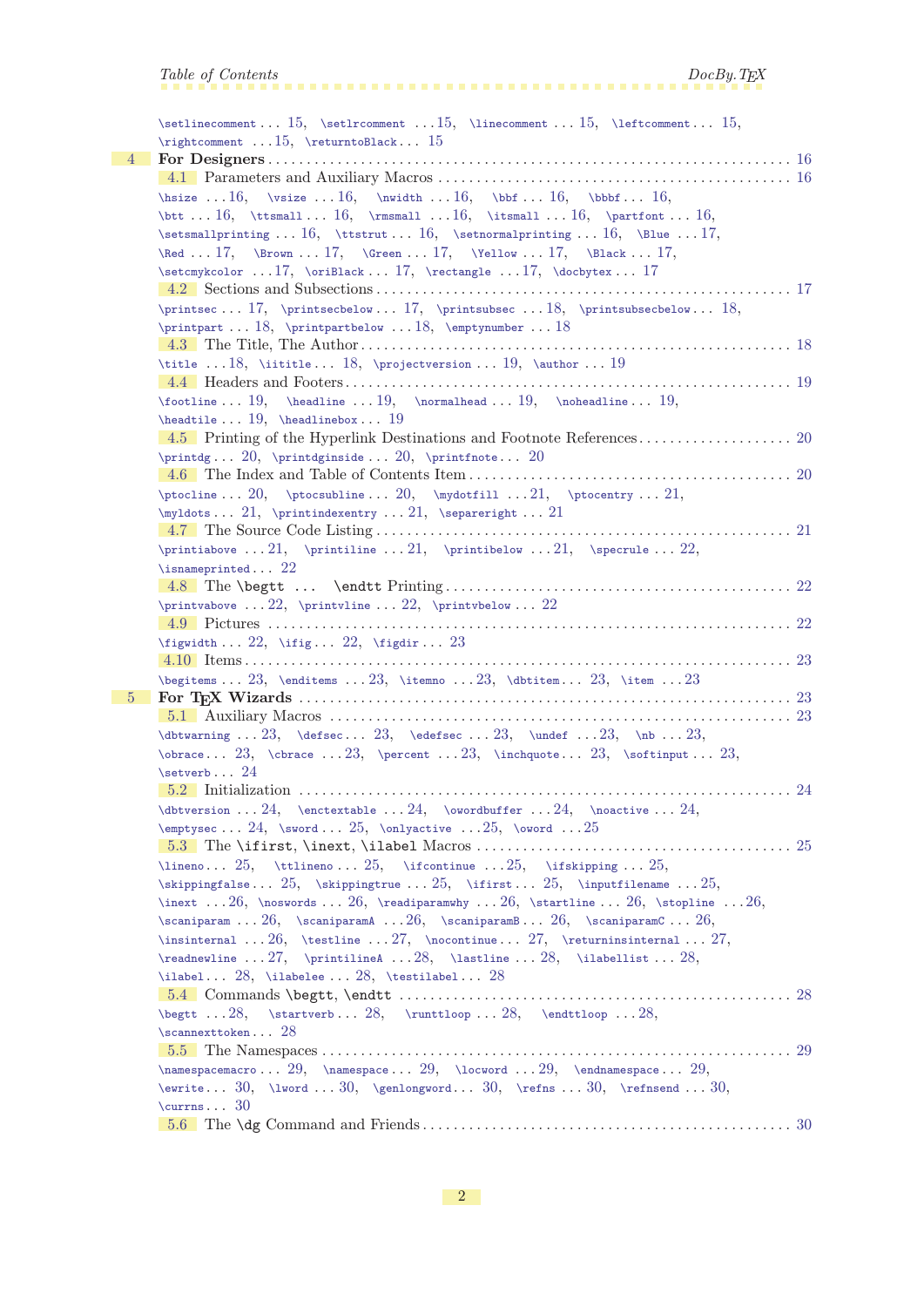\setlinecomment . . . 15, \setlrcomment . . . 15, \linecomment . . . 15, \leftcomment . . . 15, \rightcomment . . . 15, \returntoBlack . . . 15

**4 For Designers** . . . 16

4.1 Parameters and Auxiliary Macros . . . 16

\hsize . . . 16, \vsize . . . 16, \nwidth . . . 16, \bbf . . . 16, \bbbf . . . 16, \btt . . . 16, \ttsmall . . . 16, \rmsmall . . . 16, \itsmall . . . 16, \partfont . . . 16, \setsmallprinting . . . 16, \ttstrut . . . 16, \setnormalprinting . . . 16, \Blue . . . 17, \Red . . . 17, \Brown . . . 17, \Green . . . 17, \Yellow . . . 17, \Black . . . 17, \setcmykcolor . . . 17, \oriBlack . . . 17, \rectangle . . . 17, \docbytex . . . 17

4.2 Sections and Subsections . . . 17

\printsec . . . 17, \printsecbelow . . . 17, \printsubsec . . . 18, \printsubsecbelow . . . 18, \printpart . . . 18, \printpartbelow . . . 18, \emptynumber . . . 18

4.3 The Title, The Author . . . 18

\title . . . 18, \iititle . . . 18, \projectversion . . . 19, \author . . . 19

4.4 Headers and Footers . . . 19

\footline . . . 19, \headline . . . 19, \normalhead . . . 19, \noheadline . . . 19, \headtile . . . 19, \headlinebox . . . 19

4.5 Printing of the Hyperlink Destinations and Footnote References . . . 20

\printdg . . . 20, \printdginside . . . 20, \printfnote . . . 20

4.6 The Index and Table of Contents Item . . . 20

\ptocline . . . 20, \ptocsubline . . . 20, \mydotfill . . . 21, \ptocentry . . . 21, \myldots . . . 21, \printindexentry . . . 21, \separeright . . . 21

4.7 The Source Code Listing . . . 21

\printiabove . . . 21, \printiline . . . 21, \printibelow . . . 21, \specrule . . . 22, \isnameprinted . . . 22

4.8 The \begtt . . . \endtt Printing . . . 22

\printvabove . . . 22, \printvline . . . 22, \printvbelow . . . 22

4.9 Pictures . . . 22

\figwidth . . . 22, \ifig . . . 22, \figdir . . . 23

4.10 Items . . . 23

\begitems . . . 23, \enditems . . . 23, \itemno . . . 23, \dbtitem . . . 23, \item . . . 23

**5 For TeX Wizards** . . . 23

5.1 Auxiliary Macros . . . 23

\dbtwarning . . . 23, \defsec . . . 23, \edefsec . . . 23, \undef . . . 23, \nb . . . 23, \obrace . . . 23, \cbrace . . . 23, \percent . . . 23, \inchquote . . . 23, \softinput . . . 23, \setverb . . . 24

5.2 Initialization . . . 24

\dbtversion . . . 24, \enctextable . . . 24, \owordbuffer . . . 24, \noactive . . . 24, \emptysec . . . 24, \sword . . . 25, \onlyactive . . . 25, \oword . . . 25

5.3 The \ifirst, \inext, \ilabel Macros . . . 25

\lineno . . . 25, \ttlineno . . . 25, \ifcontinue . . . 25, \ifskipping . . . 25, \skippingfalse . . . 25, \skippingtrue . . . 25, \inputfilename . . . 25, \ifirst . . . 25, \inext . . . 26, \noswords . . . 26, \readiparamwhy . . . 26, \startline . . . 26, \stopline . . . 26, \scaniparam . . . 26, \scaniparamA . . . 26, \scaniparamB . . . 26, \scaniparamC . . . 26, \insinternal . . . 26, \testline . . . 27, \nocontinue . . . 27, \returninsinternal . . . 27, \readnewline . . . 27, \printilineA . . . 28, \lastline . . . 28, \ilabellist . . . 28, \ilabel . . . 28, \ilabelee . . . 28, \testilabel . . . 28

5.4 Commands \begtt, \endtt . . . 28

\begtt . . . 28, \startverb . . . 28, \runttloop . . . 28, \endttloop . . . 28, \scannexttoken . . . 28

5.5 The Namespaces . . . 29

\namespacemacro . . . 29, \namespace . . . 29, \locword . . . 29, \endnamespace . . . 29, \ewrite . . . 30, \lword . . . 30, \genlongword . . . 30, \refns . . . 30, \refnsend . . . 30, \currns . . . 30

5.6 The \dg Command and Friends . . . 30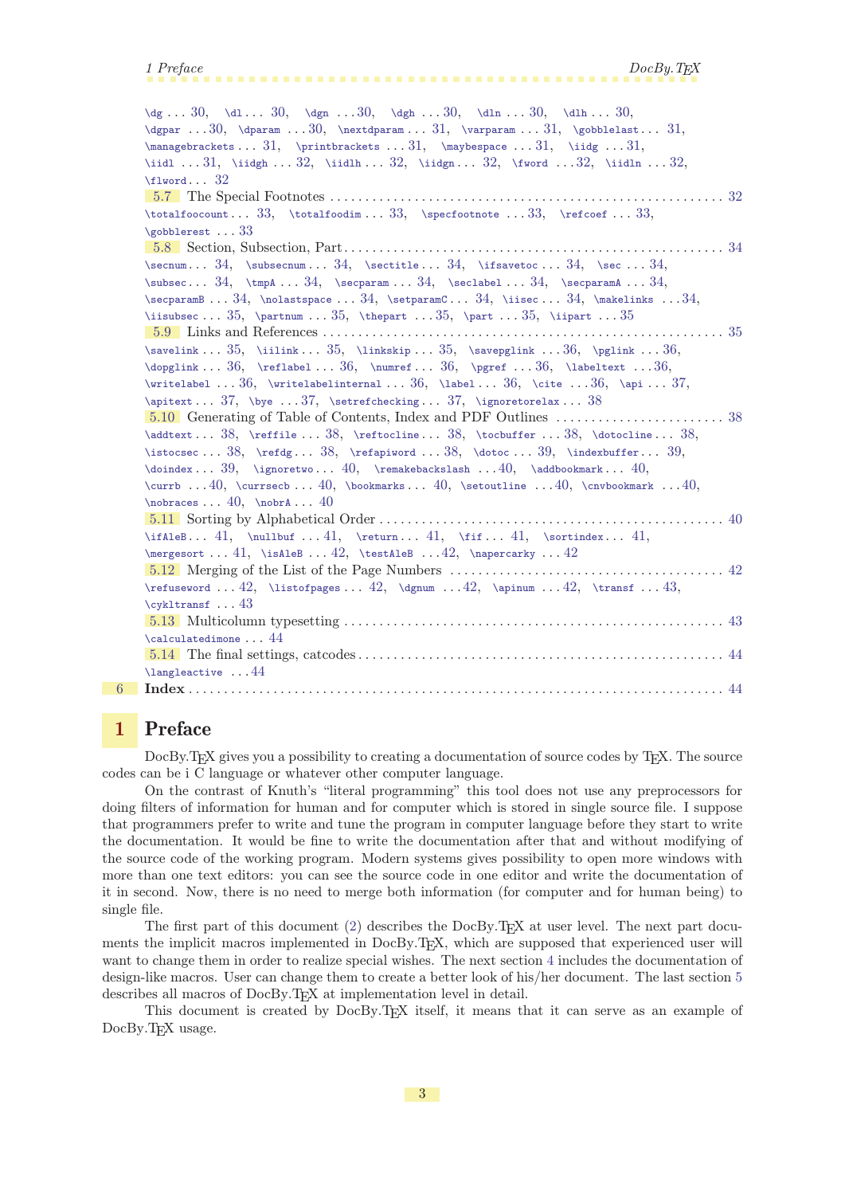\dg ... 30, \dl ... 30, \dgn ... 30, \dgh ... 30, \dln ... 30, \dlh ... 30, \dgpar ... 30, \dparam ... 30, \nextdparam ... 31, \varparam ... 31, \gobblelast ... 31, \managebrackets ... 31, \printbrackets ... 31, \maybespace ... 31, \iidg ... 31, \iidl ... 31, \iidgh ... 32, \iidlh ... 32, \iidgn ... 32, \fword ... 32, \iidln ... 32, \flword ... 32

5.7 The Special Footnotes ... 32

\totalfoocount ... 33, \totalfoodim ... 33, \specfootnote ... 33, \refcoef ... 33, \gobblerest ... 33

5.8 Section, Subsection, Part ... 34

\secnum ... 34, \subsecnum ... 34, \sectitle ... 34, \ifsavetoc ... 34, \sec ... 34, \subsec ... 34, \tmpA ... 34, \secparam ... 34, \seclabel ... 34, \secparamA ... 34, \secparamB ... 34, \nolastspace ... 34, \setparamC ... 34, \iisec ... 34, \makelinks ... 34, \iisubsec ... 35, \partnum ... 35, \thepart ... 35, \part ... 35, \iipart ... 35

5.9 Links and References ... 35

\savelink ... 35, \iilink ... 35, \linkskip ... 35, \savepglink ... 36, \pglink ... 36, \dopglink ... 36, \reflabel ... 36, \numref ... 36, \pgref ... 36, \labeltext ... 36, \writelabel ... 36, \writelabelinternal ... 36, \label ... 36, \cite ... 36, \api ... 37, \apitext ... 37, \bye ... 37, \setrefchecking ... 37, \ignoretorelax ... 38

5.10 Generating of Table of Contents, Index and PDF Outlines ... 38

\addtext ... 38, \reffile ... 38, \reftocline ... 38, \tocbuffer ... 38, \dotocline ... 38, \istocsec ... 38, \refdg ... 38, \refapiword ... 38, \dotoc ... 39, \indexbuffer ... 39, \doindex ... 39, \ignoretwo ... 40, \remakebackslash ... 40, \addbookmark ... 40, \currb ... 40, \currsecb ... 40, \bookmarks ... 40, \setoutline ... 40, \cnvbookmark ... 40, \nobraces ... 40, \nobrA ... 40

5.11 Sorting by Alphabetical Order ... 40

\ifAleB ... 41, \nullbuf ... 41, \return ... 41, \fif ... 41, \sortindex ... 41, \mergesort ... 41, \isAleB ... 42, \testAleB ... 42, \napercarky ... 42

5.12 Merging of the List of the Page Numbers ... 42

\refuseword ... 42, \listofpages ... 42, \dgnum ... 42, \apinum ... 42, \transf ... 43, \cykltransf ... 43

5.13 Multicolumn typesetting ... 43

\calculatedimone ... 44

5.14 The final settings, catcodes ... 44

\langleactive ... 44

**6 Index** ... 44

# 1 Preface

DocBy.TeX gives you a possibility to creating a documentation of source codes by TeX. The source codes can be i C language or whatever other computer language.

On the contrast of Knuth's "literal programming" this tool does not use any preprocessors for doing filters of information for human and for computer which is stored in single source file. I suppose that programmers prefer to write and tune the program in computer language before they start to write the documentation. It would be fine to write the documentation after that and without modifying of the source code of the working program. Modern systems gives possibility to open more windows with more than one text editors: you can see the source code in one editor and write the documentation of it in second. Now, there is no need to merge both information (for computer and for human being) to single file.

The first part of this document (2) describes the DocBy.TeX at user level. The next part documents the implicit macros implemented in DocBy.TeX, which are supposed that experienced user will want to change them in order to realize special wishes. The next section 4 includes the documentation of design-like macros. User can change them to create a better look of his/her document. The last section 5 describes all macros of DocBy.TeX at implementation level in detail.

This document is created by DocBy.TeX itself, it means that it can serve as an example of DocBy.TeX usage.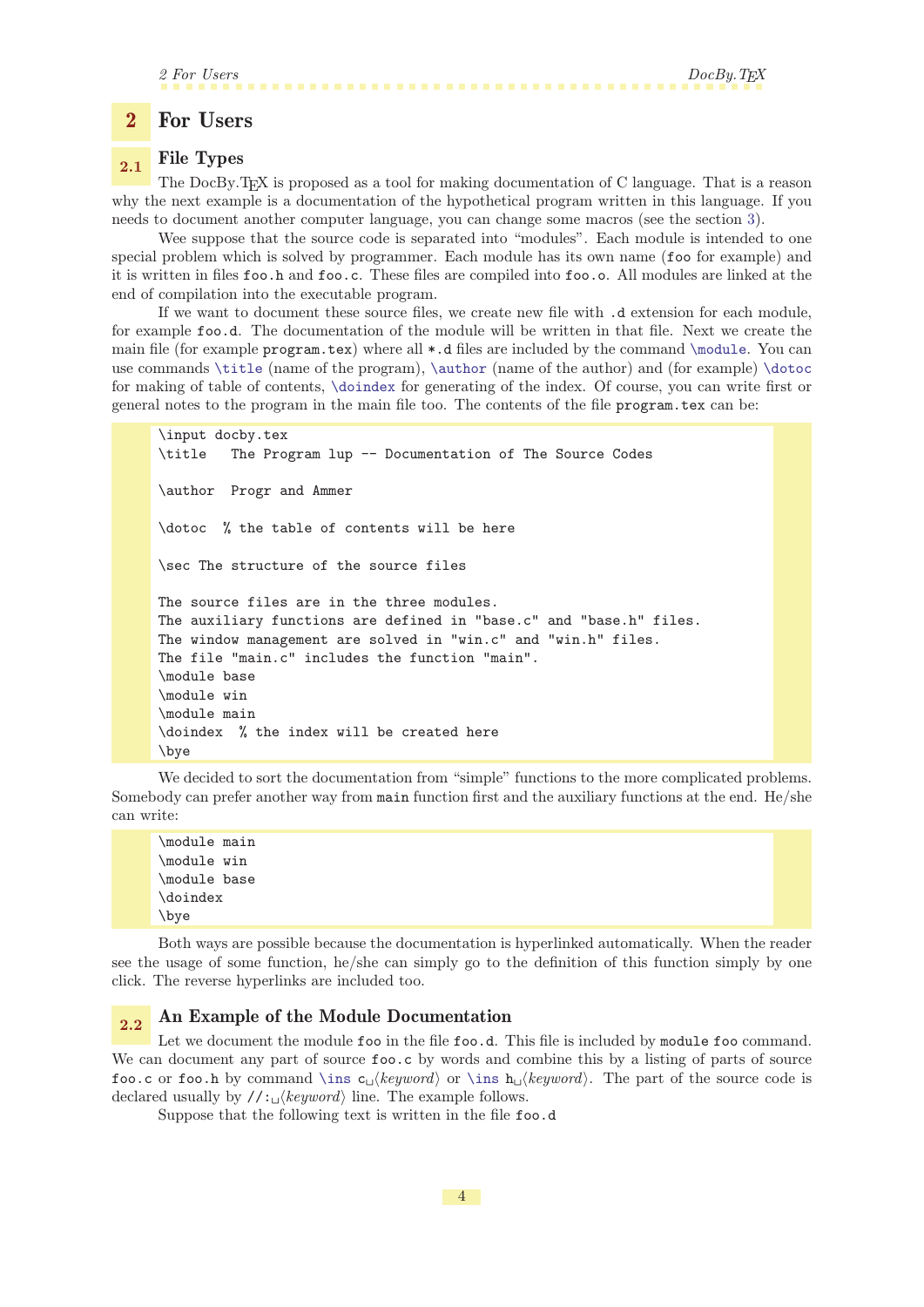# 2 For Users

## 2.1 File Types

The DocBy.TEX is proposed as a tool for making documentation of C language. That is a reason why the next example is a documentation of the hypothetical program written in this language. If you needs to document another computer language, you can change some macros (see the section 3).

Wee suppose that the source code is separated into "modules". Each module is intended to one special problem which is solved by programmer. Each module has its own name (`foo` for example) and it is written in files `foo.h` and `foo.c`. These files are compiled into `foo.o`. All modules are linked at the end of compilation into the executable program.

If we want to document these source files, we create new file with `.d` extension for each module, for example `foo.d`. The documentation of the module will be written in that file. Next we create the main file (for example `program.tex`) where all `*.d` files are included by the command `\module`. You can use commands `\title` (name of the program), `\author` (name of the author) and (for example) `\dotoc` for making of table of contents, `\doindex` for generating of the index. Of course, you can write first or general notes to the program in the main file too. The contents of the file `program.tex` can be:

```
\input docby.tex
\title   The Program lup -- Documentation of The Source Codes

\author  Progr and Ammer

\dotoc  % the table of contents will be here

\sec The structure of the source files

The source files are in the three modules.
The auxiliary functions are defined in "base.c" and "base.h" files.
The window management are solved in "win.c" and "win.h" files.
The file "main.c" includes the function "main".
\module base
\module win
\module main
\doindex  % the index will be created here
\bye
```

We decided to sort the documentation from "simple" functions to the more complicated problems. Somebody can prefer another way from `main` function first and the auxiliary functions at the end. He/she can write:

```
\module main
\module win
\module base
\doindex
\bye
```

Both ways are possible because the documentation is hyperlinked automatically. When the reader see the usage of some function, he/she can simply go to the definition of this function simply by one click. The reverse hyperlinks are included too.

## 2.2 An Example of the Module Documentation

Let we document the module `foo` in the file `foo.d`. This file is included by `module foo` command. We can document any part of source `foo.c` by words and combine this by a listing of parts of source `foo.c` or `foo.h` by command `\ins c␣`⟨*keyword*⟩ or `\ins h␣`⟨*keyword*⟩. The part of the source code is declared usually by `//:␣`⟨*keyword*⟩ line. The example follows.

Suppose that the following text is written in the file `foo.d`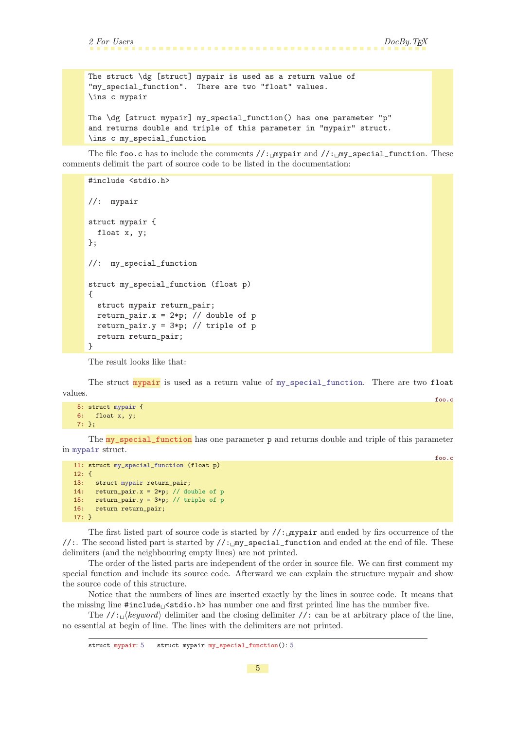```
The struct \dg [struct] mypair is used as a return value of
"my_special_function".  There are two "float" values.
\ins c mypair

The \dg [struct mypair] my_special_function() has one parameter "p"
and returns double and triple of this parameter in "mypair" struct.
\ins c my_special_function
```

The file `foo.c` has to include the comments `//:␣mypair` and `//:␣my_special_function`. These comments delimit the part of source code to be listed in the documentation:

```
#include <stdio.h>

//:  mypair

struct mypair {
  float x, y;
};

//:  my_special_function

struct my_special_function (float p)
{
  struct mypair return_pair;
  return_pair.x = 2*p; // double of p
  return_pair.y = 3*p; // triple of p
  return return_pair;
}
```

The result looks like that:

The struct mypair is used as a return value of my_special_function. There are two `float` values.

foo.c

```
 5: struct mypair {
 6:   float x, y;
 7: };
```

The my_special_function has one parameter `p` and returns double and triple of this parameter in mypair struct.

foo.c

```
11: struct my_special_function (float p)
12: {
13:   struct mypair return_pair;
14:   return_pair.x = 2*p; // double of p
15:   return_pair.y = 3*p; // triple of p
16:   return return_pair;
17: }
```

The first listed part of source code is started by `//:␣mypair` and ended by firs occurrence of the `//:`. The second listed part is started by `//:␣my_special_function` and ended at the end of file. These delimiters (and the neighbouring empty lines) are not printed.

The order of the listed parts are independent of the order in source file. We can first comment my special function and include its source code. Afterward we can explain the structure mypair and show the source code of this structure.

Notice that the numbers of lines are inserted exactly by the lines in source code. It means that the missing line `#include␣<stdio.h>` has number one and first printed line has the number five.

The `//:␣`⟨*keyword*⟩ delimiter and the closing delimiter `//:` can be at arbitrary place of the line, no essential at begin of line. The lines with the delimiters are not printed.

---

struct mypair: 5    struct mypair my_special_function(): 5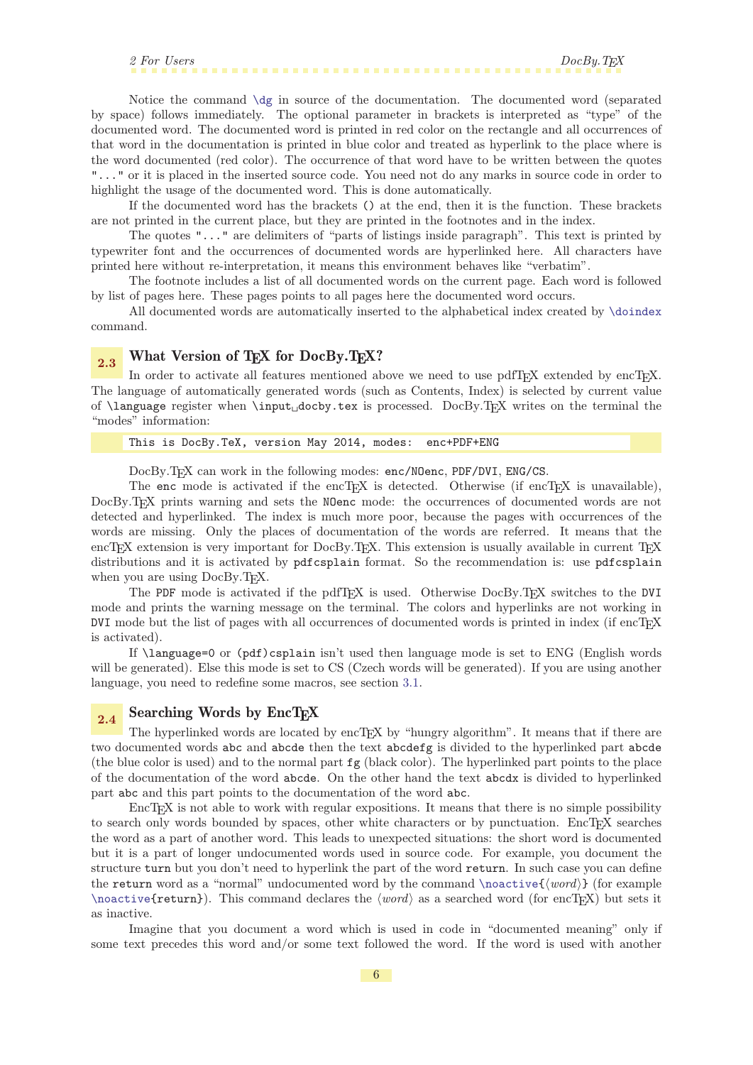Notice the command `\dg` in source of the documentation. The documented word (separated by space) follows immediately. The optional parameter in brackets is interpreted as "type" of the documented word. The documented word is printed in red color on the rectangle and all occurrences of that word in the documentation is printed in blue color and treated as hyperlink to the place where is the word documented (red color). The occurrence of that word have to be written between the quotes `"..."` or it is placed in the inserted source code. You need not do any marks in source code in order to highlight the usage of the documented word. This is done automatically.

If the documented word has the brackets `()` at the end, then it is the function. These brackets are not printed in the current place, but they are printed in the footnotes and in the index.

The quotes `"..."` are delimiters of "parts of listings inside paragraph". This text is printed by typewriter font and the occurrences of documented words are hyperlinked here. All characters have printed here without re-interpretation, it means this environment behaves like "verbatim".

The footnote includes a list of all documented words on the current page. Each word is followed by list of pages here. These pages points to all pages here the documented word occurs.

All documented words are automatically inserted to the alphabetical index created by `\doindex` command.

## 2.3 What Version of TEX for DocBy.TEX?

In order to activate all features mentioned above we need to use pdfTEX extended by encTEX. The language of automatically generated words (such as Contents, Index) is selected by current value of `\language` register when `\input␣docby.tex` is processed. DocBy.TEX writes on the terminal the "modes" information:

```
This is DocBy.TeX, version May 2014, modes:  enc+PDF+ENG
```

DocBy.TEX can work in the following modes: `enc/NOenc`, `PDF/DVI`, `ENG/CS`.

The `enc` mode is activated if the encTEX is detected. Otherwise (if encTEX is unavailable), DocBy.TEX prints warning and sets the `NOenc` mode: the occurrences of documented words are not detected and hyperlinked. The index is much more poor, because the pages with occurrences of the words are missing. Only the places of documentation of the words are referred. It means that the encTEX extension is very important for DocBy.TEX. This extension is usually available in current TEX distributions and it is activated by `pdfcsplain` format. So the recommendation is: use `pdfcsplain` when you are using DocBy.TEX.

The `PDF` mode is activated if the pdfTEX is used. Otherwise DocBy.TEX switches to the `DVI` mode and prints the warning message on the terminal. The colors and hyperlinks are not working in `DVI` mode but the list of pages with all occurrences of documented words is printed in index (if encTEX is activated).

If `\language=0` or `(pdf)csplain` isn't used then language mode is set to ENG (English words will be generated). Else this mode is set to CS (Czech words will be generated). If you are using another language, you need to redefine some macros, see section 3.1.

## 2.4 Searching Words by EncTEX

The hyperlinked words are located by encTEX by "hungry algorithm". It means that if there are two documented words `abc` and `abcde` then the text `abcdefg` is divided to the hyperlinked part `abcde` (the blue color is used) and to the normal part `fg` (black color). The hyperlinked part points to the place of the documentation of the word `abcde`. On the other hand the text `abcdx` is divided to hyperlinked part `abc` and this part points to the documentation of the word `abc`.

EncTEX is not able to work with regular expositions. It means that there is no simple possibility to search only words bounded by spaces, other white characters or by punctuation. EncTEX searches the word as a part of another word. This leads to unexpected situations: the short word is documented but it is a part of longer undocumented words used in source code. For example, you document the structure `turn` but you don't need to hyperlink the part of the word `return`. In such case you can define the `return` word as a "normal" undocumented word by the command `\noactive{`⟨*word*⟩`}` (for example `\noactive{return}`). This command declares the ⟨*word*⟩ as a searched word (for encTEX) but sets it as inactive.

Imagine that you document a word which is used in code in "documented meaning" only if some text precedes this word and/or some text followed the word. If the word is used with another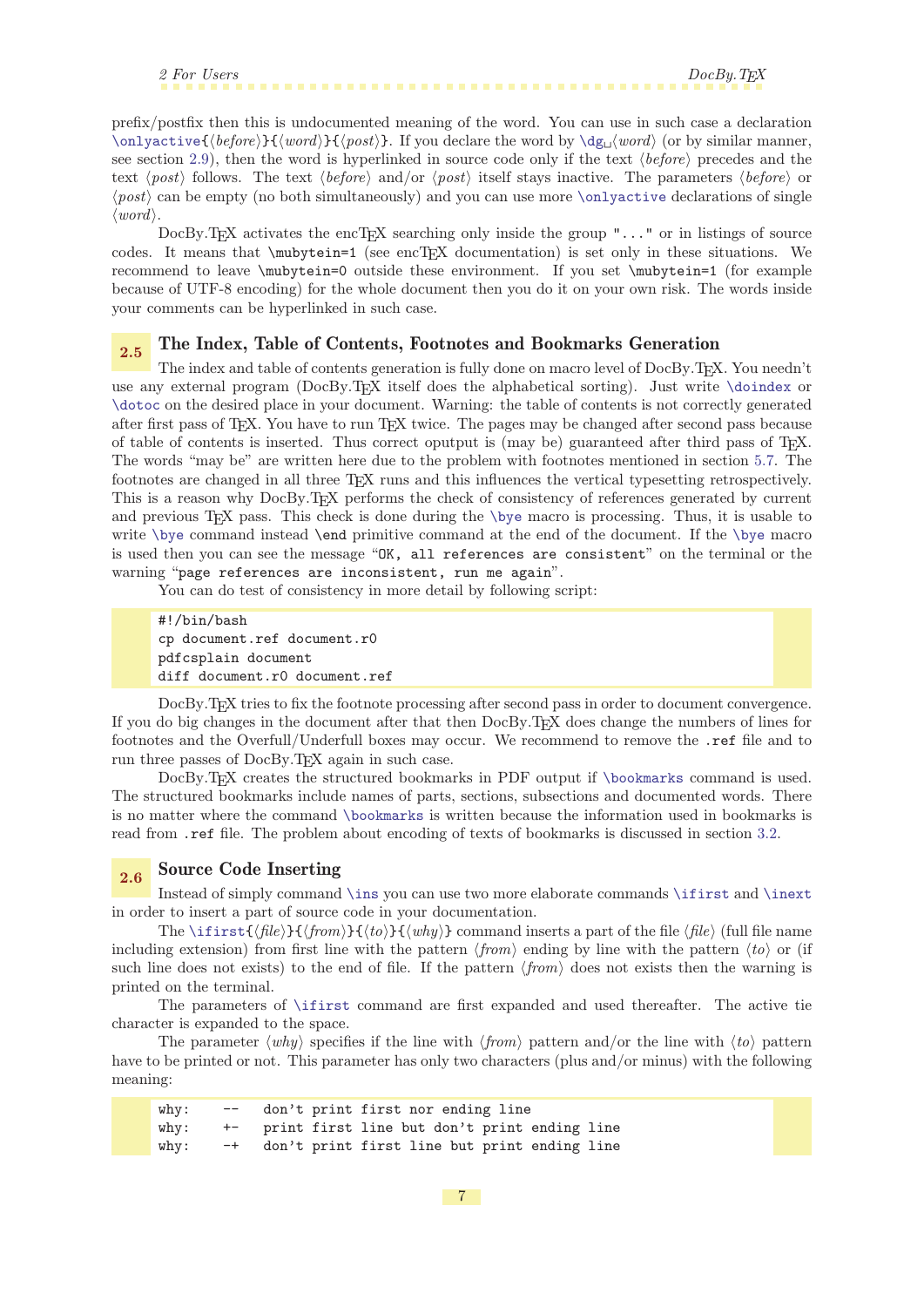prefix/postfix then this is undocumented meaning of the word. You can use in such case a declaration `\onlyactive{⟨before⟩}{⟨word⟩}{⟨post⟩}`. If you declare the word by `\dg␣⟨word⟩` (or by similar manner, see section 2.9), then the word is hyperlinked in source code only if the text ⟨before⟩ precedes and the text ⟨post⟩ follows. The text ⟨before⟩ and/or ⟨post⟩ itself stays inactive. The parameters ⟨before⟩ or ⟨post⟩ can be empty (no both simultaneously) and you can use more `\onlyactive` declarations of single ⟨word⟩.

DocBy.TEX activates the encTEX searching only inside the group `"..."` or in listings of source codes. It means that `\mubytein=1` (see encTEX documentation) is set only in these situations. We recommend to leave `\mubytein=0` outside these environment. If you set `\mubytein=1` (for example because of UTF-8 encoding) for the whole document then you do it on your own risk. The words inside your comments can be hyperlinked in such case.

## 2.5 The Index, Table of Contents, Footnotes and Bookmarks Generation

The index and table of contents generation is fully done on macro level of DocBy.TEX. You needn't use any external program (DocBy.TEX itself does the alphabetical sorting). Just write `\doindex` or `\dotoc` on the desired place in your document. Warning: the table of contents is not correctly generated after first pass of TEX. You have to run TEX twice. The pages may be changed after second pass because of table of contents is inserted. Thus correct oputput is (may be) guaranteed after third pass of TEX. The words "may be" are written here due to the problem with footnotes mentioned in section 5.7. The footnotes are changed in all three TEX runs and this influences the vertical typesetting retrospectively. This is a reason why DocBy.TEX performs the check of consistency of references generated by current and previous TEX pass. This check is done during the `\bye` macro is processing. Thus, it is usable to write `\bye` command instead `\end` primitive command at the end of the document. If the `\bye` macro is used then you can see the message "`OK, all references are consistent`" on the terminal or the warning "`page references are inconsistent, run me again`".

You can do test of consistency in more detail by following script:

```
#!/bin/bash
cp document.ref document.r0
pdfcsplain document
diff document.r0 document.ref
```

DocBy.TEX tries to fix the footnote processing after second pass in order to document convergence. If you do big changes in the document after that then DocBy.TEX does change the numbers of lines for footnotes and the Overfull/Underfull boxes may occur. We recommend to remove the `.ref` file and to run three passes of DocBy.TEX again in such case.

DocBy.TEX creates the structured bookmarks in PDF output if `\bookmarks` command is used. The structured bookmarks include names of parts, sections, subsections and documented words. There is no matter where the command `\bookmarks` is written because the information used in bookmarks is read from `.ref` file. The problem about encoding of texts of bookmarks is discussed in section 3.2.

## 2.6 Source Code Inserting

Instead of simply command `\ins` you can use two more elaborate commands `\ifirst` and `\inext` in order to insert a part of source code in your documentation.

The `\ifirst{⟨file⟩}{⟨from⟩}{⟨to⟩}{⟨why⟩}` command inserts a part of the file ⟨file⟩ (full file name including extension) from first line with the pattern ⟨from⟩ ending by line with the pattern ⟨to⟩ or (if such line does not exists) to the end of file. If the pattern ⟨from⟩ does not exists then the warning is printed on the terminal.

The parameters of `\ifirst` command are first expanded and used thereafter. The active tie character is expanded to the space.

The parameter ⟨why⟩ specifies if the line with ⟨from⟩ pattern and/or the line with ⟨to⟩ pattern have to be printed or not. This parameter has only two characters (plus and/or minus) with the following meaning:

```
why:    --   don't print first nor ending line
why:    +-   print first line but don't print ending line
why:    -+   don't print first line but print ending line
```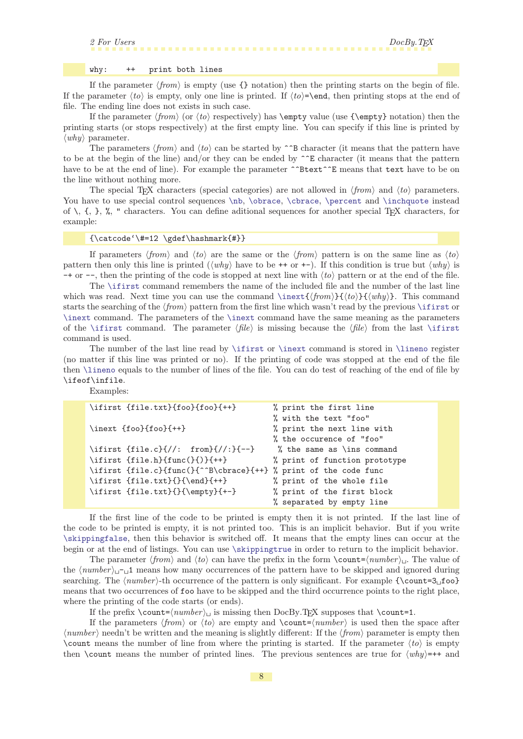```
why:    ++   print both lines
```

If the parameter ⟨*from*⟩ is empty (use `{}` notation) then the printing starts on the begin of file. If the parameter ⟨*to*⟩ is empty, only one line is printed. If ⟨*to*⟩=`\end`, then printing stops at the end of file. The ending line does not exists in such case.

If the parameter ⟨*from*⟩ (or ⟨*to*⟩ respectively) has `\empty` value (use `{\empty}` notation) then the printing starts (or stops respectively) at the first empty line. You can specify if this line is printed by ⟨*why*⟩ parameter.

The parameters ⟨*from*⟩ and ⟨*to*⟩ can be started by `^^B` character (it means that the pattern have to be at the begin of the line) and/or they can be ended by `^^E` character (it means that the pattern have to be at the end of line). For example the parameter `^^Btext^^E` means that `text` have to be on the line without nothing more.

The special TEX characters (special categories) are not allowed in ⟨*from*⟩ and ⟨*to*⟩ parameters. You have to use special control sequences `\nb`, `\obrace`, `\cbrace`, `\percent` and `\inchquote` instead of `\`, `{`, `}`, `%`, `"` characters. You can define aditional sequences for another special TEX characters, for example:

```
{\catcode`\#=12 \gdef\hashmark{#}}
```

If parameters ⟨*from*⟩ and ⟨*to*⟩ are the same or the ⟨*from*⟩ pattern is on the same line as ⟨*to*⟩ pattern then only this line is printed (⟨*why*⟩ have to be `++` or `+-`). If this condition is true but ⟨*why*⟩ is `-+` or `--`, then the printing of the code is stopped at next line with ⟨*to*⟩ pattern or at the end of the file.

The `\ifirst` command remembers the name of the included file and the number of the last line which was read. Next time you can use the command `\inext`{⟨*from*⟩}{⟨*to*⟩}{⟨*why*⟩}. This command starts the searching of the ⟨*from*⟩ pattern from the first line which wasn't read by the previous `\ifirst` or `\inext` command. The parameters of the `\inext` command have the same meaning as the parameters of the `\ifirst` command. The parameter ⟨*file*⟩ is missing because the ⟨*file*⟩ from the last `\ifirst` command is used.

The number of the last line read by `\ifirst` or `\inext` command is stored in `\lineno` register (no matter if this line was printed or no). If the printing of code was stopped at the end of the file then `\lineno` equals to the number of lines of the file. You can do test of reaching of the end of file by `\ifeof\infile`.

Examples:

```
\ifirst {file.txt}{foo}{foo}{++}        % print the first line
                                        % with the text "foo"
\inext {foo}{foo}{++}                   % print the next line with
                                        % the occurence of "foo"
\ifirst {file.c}{//:  from}{//:}{--}     % the same as \ins command
\ifirst {file.h}{func(}{)}{++}          % print of function prototype
\ifirst {file.c}{func(}{^^B\cbrace}{++} % print of the code func
\ifirst {file.txt}{}{\end}{++}          % print of the whole file
\ifirst {file.txt}{}{\empty}{+-}        % print of the first block
                                        % separated by empty line
```

If the first line of the code to be printed is empty then it is not printed. If the last line of the code to be printed is empty, it is not printed too. This is an implicit behavior. But if you write `\skippingfalse`, then this behavior is switched off. It means that the empty lines can occur at the begin or at the end of listings. You can use `\skippingtrue` in order to return to the implicit behavior.

The parameter ⟨*from*⟩ and ⟨*to*⟩ can have the prefix in the form `\count=`⟨*number*⟩␣. The value of the ⟨*number*⟩␣`-`␣`1` means how many occurrences of the pattern have to be skipped and ignored during searching. The ⟨*number*⟩-th occurrence of the pattern is only significant. For example `{\count=3␣foo}` means that two occurrences of `foo` have to be skipped and the third occurrence points to the right place, where the printing of the code starts (or ends).

If the prefix `\count=`⟨*number*⟩␣ is missing then DocBy.TEX supposes that `\count=1`.

If the parameters ⟨*from*⟩ or ⟨*to*⟩ are empty and `\count=`⟨*number*⟩ is used then the space after ⟨*number*⟩ needn't be written and the meaning is slightly different: If the ⟨*from*⟩ parameter is empty then `\count` means the number of line from where the printing is started. If the parameter ⟨*to*⟩ is empty then `\count` means the number of printed lines. The previous sentences are true for ⟨*why*⟩=`++` and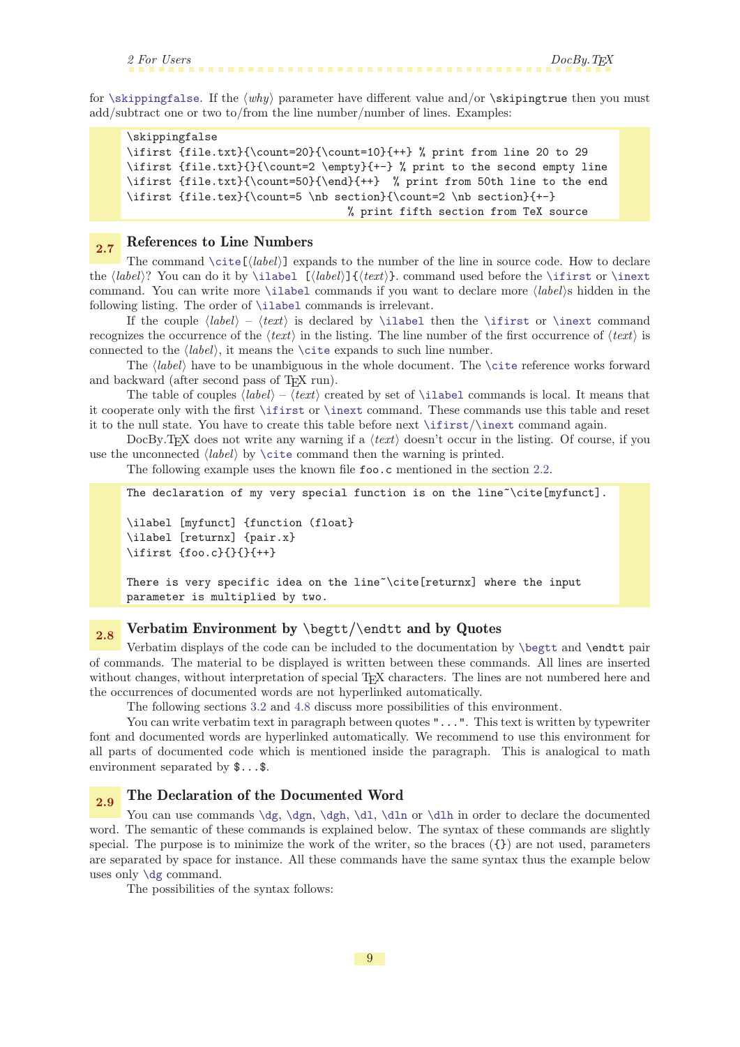for \skippingfalse. If the ⟨*why*⟩ parameter have different value and/or \skippingtrue then you must add/subtract one or two to/from the line number/number of lines. Examples:

```
\skippingfalse
\ifirst {file.txt}{\count=20}{\count=10}{++} % print from line 20 to 29
\ifirst {file.txt}{}{\count=2 \empty}{+-} % print to the second empty line
\ifirst {file.txt}{\count=50}{\end}{++}  % print from 50th line to the end
\ifirst {file.tex}{\count=5 \nb section}{\count=2 \nb section}{+-}
                                    % print fifth section from TeX source
```

## 2.7 References to Line Numbers

The command \cite[⟨*label*⟩] expands to the number of the line in source code. How to declare the ⟨*label*⟩? You can do it by \ilabel [⟨*label*⟩]{⟨*text*⟩}. command used before the \ifirst or \inext command. You can write more \ilabel commands if you want to declare more ⟨*label*⟩s hidden in the following listing. The order of \ilabel commands is irrelevant.

If the couple ⟨*label*⟩ – ⟨*text*⟩ is declared by \ilabel then the \ifirst or \inext command recognizes the occurrence of the ⟨*text*⟩ in the listing. The line number of the first occurrence of ⟨*text*⟩ is connected to the ⟨*label*⟩, it means the \cite expands to such line number.

The ⟨*label*⟩ have to be unambiguous in the whole document. The \cite reference works forward and backward (after second pass of TEX run).

The table of couples ⟨*label*⟩ – ⟨*text*⟩ created by set of \ilabel commands is local. It means that it cooperate only with the first \ifirst or \inext command. These commands use this table and reset it to the null state. You have to create this table before next \ifirst/\inext command again.

DocBy.TEX does not write any warning if a ⟨*text*⟩ doesn't occur in the listing. Of course, if you use the unconnected ⟨*label*⟩ by \cite command then the warning is printed.

The following example uses the known file foo.c mentioned in the section 2.2.

```
The declaration of my very special function is on the line~\cite[myfunct].

\ilabel [myfunct] {function (float}
\ilabel [returnx] {pair.x}
\ifirst {foo.c}{}{}{++}

There is very specific idea on the line~\cite[returnx] where the input
parameter is multiplied by two.
```

## 2.8 Verbatim Environment by \begtt/\endtt and by Quotes

Verbatim displays of the code can be included to the documentation by \begtt and \endtt pair of commands. The material to be displayed is written between these commands. All lines are inserted without changes, without interpretation of special TEX characters. The lines are not numbered here and the occurrences of documented words are not hyperlinked automatically.

The following sections 3.2 and 4.8 discuss more possibilities of this environment.

You can write verbatim text in paragraph between quotes "...". This text is written by typewriter font and documented words are hyperlinked automatically. We recommend to use this environment for all parts of documented code which is mentioned inside the paragraph. This is analogical to math environment separated by $...$.

## 2.9 The Declaration of the Documented Word

You can use commands \dg, \dgn, \dgh, \dl, \dln or \dlh in order to declare the documented word. The semantic of these commands is explained below. The syntax of these commands are slightly special. The purpose is to minimize the work of the writer, so the braces ({}) are not used, parameters are separated by space for instance. All these commands have the same syntax thus the example below uses only \dg command.

The possibilities of the syntax follows: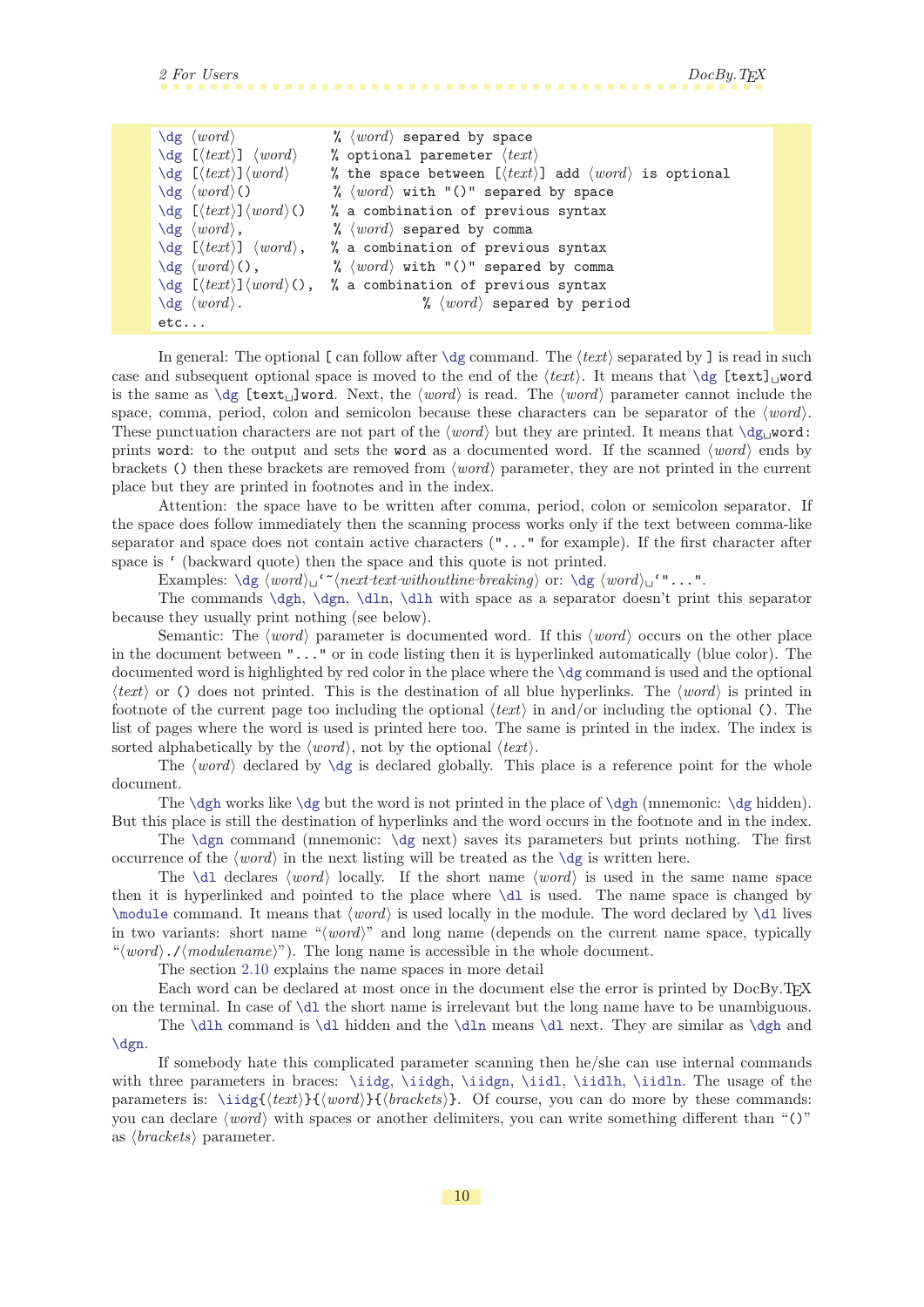```
\dg ⟨word⟩             % ⟨word⟩ separed by space
\dg [⟨text⟩] ⟨word⟩    % optional paremeter ⟨text⟩
\dg [⟨text⟩]⟨word⟩     % the space between [⟨text⟩] add ⟨word⟩ is optional
\dg ⟨word⟩()           % ⟨word⟩ with "()" separed by space
\dg [⟨text⟩]⟨word⟩()   % a combination of previous syntax
\dg ⟨word⟩,            % ⟨word⟩ separed by comma
\dg [⟨text⟩] ⟨word⟩,   % a combination of previous syntax
\dg ⟨word⟩(),          % ⟨word⟩ with "()" separed by comma
\dg [⟨text⟩]⟨word⟩(),  % a combination of previous syntax
\dg ⟨word⟩.                      % ⟨word⟩ separed by period
etc...
```

In general: The optional `[` can follow after `\dg` command. The ⟨*text*⟩ separated by `]` is read in such case and subsequent optional space is moved to the end of the ⟨*text*⟩. It means that `\dg [text]␣word` is the same as `\dg [text␣]word`. Next, the ⟨*word*⟩ is read. The ⟨*word*⟩ parameter cannot include the space, comma, period, colon and semicolon because these characters can be separator of the ⟨*word*⟩. These punctuation characters are not part of the ⟨*word*⟩ but they are printed. It means that `\dg␣word:` prints `word:` to the output and sets the `word` as a documented word. If the scanned ⟨*word*⟩ ends by brackets `()` then these brackets are removed from ⟨*word*⟩ parameter, they are not printed in the current place but they are printed in footnotes and in the index.

Attention: the space have to be written after comma, period, colon or semicolon separator. If the space does follow immediately then the scanning process works only if the text between comma-like separator and space does not contain active characters (`"..."` for example). If the first character after space is ‘ (backward quote) then the space and this quote is not printed.

Examples: `\dg` ⟨*word*⟩`␣‘~`⟨*next-text-withoutline-breaking*⟩ or: `\dg` ⟨*word*⟩`␣‘"..."`.

The commands `\dgh`, `\dgn`, `\dln`, `\dlh` with space as a separator doesn't print this separator because they usually print nothing (see below).

Semantic: The ⟨*word*⟩ parameter is documented word. If this ⟨*word*⟩ occurs on the other place in the document between `"..."` or in code listing then it is hyperlinked automatically (blue color). The documented word is highlighted by red color in the place where the `\dg` command is used and the optional ⟨*text*⟩ or `()` does not printed. This is the destination of all blue hyperlinks. The ⟨*word*⟩ is printed in footnote of the current page too including the optional ⟨*text*⟩ in and/or including the optional `()`. The list of pages where the word is used is printed here too. The same is printed in the index. The index is sorted alphabetically by the ⟨*word*⟩, not by the optional ⟨*text*⟩.

The ⟨*word*⟩ declared by `\dg` is declared globally. This place is a reference point for the whole document.

The `\dgh` works like `\dg` but the word is not printed in the place of `\dgh` (mnemonic: `\dg` hidden). But this place is still the destination of hyperlinks and the word occurs in the footnote and in the index.

The `\dgn` command (mnemonic: `\dg` next) saves its parameters but prints nothing. The first occurrence of the ⟨*word*⟩ in the next listing will be treated as the `\dg` is written here.

The `\dl` declares ⟨*word*⟩ locally. If the short name ⟨*word*⟩ is used in the same name space then it is hyperlinked and pointed to the place where `\dl` is used. The name space is changed by `\module` command. It means that ⟨*word*⟩ is used locally in the module. The word declared by `\dl` lives in two variants: short name "⟨*word*⟩" and long name (depends on the current name space, typically "⟨*word*⟩`./`⟨*modulename*⟩"). The long name is accessible in the whole document.

The section 2.10 explains the name spaces in more detail

Each word can be declared at most once in the document else the error is printed by DocBy.TEX on the terminal. In case of `\dl` the short name is irrelevant but the long name have to be unambiguous.

The `\dlh` command is `\dl` hidden and the `\dln` means `\dl` next. They are similar as `\dgh` and `\dgn`.

If somebody hate this complicated parameter scanning then he/she can use internal commands with three parameters in braces: `\iidg`, `\iidgh`, `\iidgn`, `\iidl`, `\iidlh`, `\iidln`. The usage of the parameters is: `\iidg{`⟨*text*⟩`}{`⟨*word*⟩`}{`⟨*brackets*⟩`}`. Of course, you can do more by these commands: you can declare ⟨*word*⟩ with spaces or another delimiters, you can write something different than "`()`" as ⟨*brackets*⟩ parameter.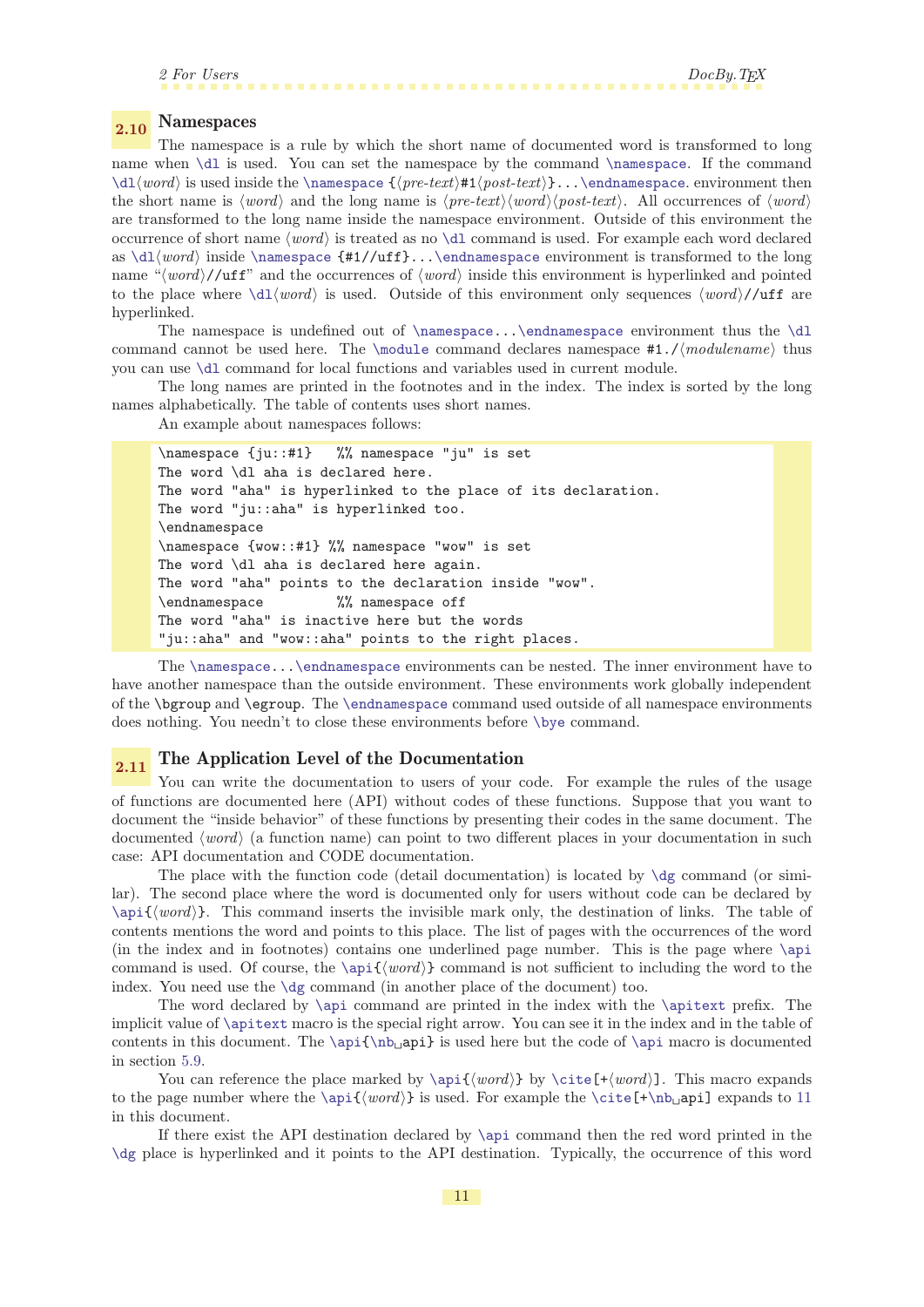## 2.10 Namespaces

The namespace is a rule by which the short name of documented word is transformed to long name when \dl is used. You can set the namespace by the command \namespace. If the command \dl⟨*word*⟩ is used inside the \namespace {⟨*pre-text*⟩#1⟨*post-text*⟩}...\endnamespace. environment then the short name is ⟨*word*⟩ and the long name is ⟨*pre-text*⟩⟨*word*⟩⟨*post-text*⟩. All occurrences of ⟨*word*⟩ are transformed to the long name inside the namespace environment. Outside of this environment the occurrence of short name ⟨*word*⟩ is treated as no \dl command is used. For example each word declared as \dl⟨*word*⟩ inside \namespace {#1//uff}...\endnamespace environment is transformed to the long name "⟨*word*⟩//uff" and the occurrences of ⟨*word*⟩ inside this environment is hyperlinked and pointed to the place where \dl⟨*word*⟩ is used. Outside of this environment only sequences ⟨*word*⟩//uff are hyperlinked.

The namespace is undefined out of \namespace...\endnamespace environment thus the \dl command cannot be used here. The \module command declares namespace #1./⟨*modulename*⟩ thus you can use \dl command for local functions and variables used in current module.

The long names are printed in the footnotes and in the index. The index is sorted by the long names alphabetically. The table of contents uses short names.

An example about namespaces follows:

```
\namespace {ju::#1}   %% namespace "ju" is set
The word \dl aha is declared here.
The word "aha" is hyperlinked to the place of its declaration.
The word "ju::aha" is hyperlinked too.
\endnamespace
\namespace {wow::#1} %% namespace "wow" is set
The word \dl aha is declared here again.
The word "aha" points to the declaration inside "wow".
\endnamespace         %% namespace off
The word "aha" is inactive here but the words
"ju::aha" and "wow::aha" points to the right places.
```

The \namespace...\endnamespace environments can be nested. The inner environment have to have another namespace than the outside environment. These environments work globally independent of the \bgroup and \egroup. The \endnamespace command used outside of all namespace environments does nothing. You needn't to close these environments before \bye command.

## 2.11 The Application Level of the Documentation

You can write the documentation to users of your code. For example the rules of the usage of functions are documented here (API) without codes of these functions. Suppose that you want to document the "inside behavior" of these functions by presenting their codes in the same document. The documented ⟨*word*⟩ (a function name) can point to two different places in your documentation in such case: API documentation and CODE documentation.

The place with the function code (detail documentation) is located by \dg command (or similar). The second place where the word is documented only for users without code can be declared by \api{⟨*word*⟩}. This command inserts the invisible mark only, the destination of links. The table of contents mentions the word and points to this place. The list of pages with the occurrences of the word (in the index and in footnotes) contains one underlined page number. This is the page where \api command is used. Of course, the \api{⟨*word*⟩} command is not sufficient to including the word to the index. You need use the \dg command (in another place of the document) too.

The word declared by \api command are printed in the index with the \apitext prefix. The implicit value of \apitext macro is the special right arrow. You can see it in the index and in the table of contents in this document. The \api{\nb␣api} is used here but the code of \api macro is documented in section 5.9.

You can reference the place marked by \api{⟨*word*⟩} by \cite[+⟨*word*⟩]. This macro expands to the page number where the \api{⟨*word*⟩} is used. For example the \cite[+\nb␣api] expands to 11 in this document.

If there exist the API destination declared by \api command then the red word printed in the \dg place is hyperlinked and it points to the API destination. Typically, the occurrence of this word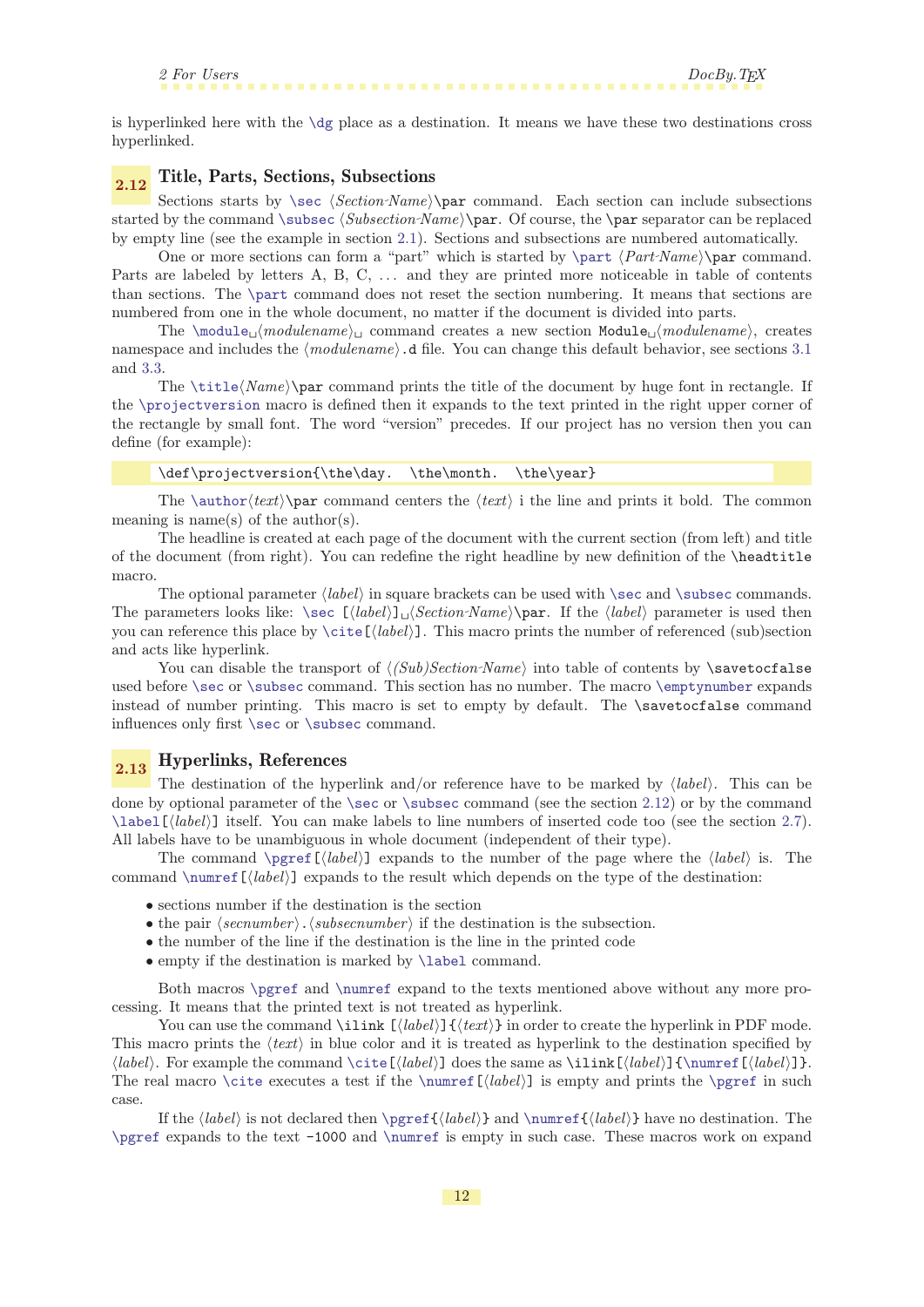is hyperlinked here with the \dg place as a destination. It means we have these two destinations cross hyperlinked.

## 2.12 Title, Parts, Sections, Subsections

Sections starts by \sec ⟨*Section-Name*⟩\par command. Each section can include subsections started by the command \subsec ⟨*Subsection-Name*⟩\par. Of course, the \par separator can be replaced by empty line (see the example in section 2.1). Sections and subsections are numbered automatically.

One or more sections can form a "part" which is started by \part ⟨*Part-Name*⟩\par command. Parts are labeled by letters A, B, C, ... and they are printed more noticeable in table of contents than sections. The \part command does not reset the section numbering. It means that sections are numbered from one in the whole document, no matter if the document is divided into parts.

The \module␣⟨*modulename*⟩␣ command creates a new section Module␣⟨*modulename*⟩, creates namespace and includes the ⟨*modulename*⟩.d file. You can change this default behavior, see sections 3.1 and 3.3.

The \title⟨*Name*⟩\par command prints the title of the document by huge font in rectangle. If the \projectversion macro is defined then it expands to the text printed in the right upper corner of the rectangle by small font. The word "version" precedes. If our project has no version then you can define (for example):

```
\def\projectversion{\the\day.  \the\month.  \the\year}
```

The \author⟨*text*⟩\par command centers the ⟨*text*⟩ i the line and prints it bold. The common meaning is name(s) of the author(s).

The headline is created at each page of the document with the current section (from left) and title of the document (from right). You can redefine the right headline by new definition of the \headtitle macro.

The optional parameter ⟨*label*⟩ in square brackets can be used with \sec and \subsec commands. The parameters looks like: \sec [⟨*label*⟩]␣⟨*Section-Name*⟩\par. If the ⟨*label*⟩ parameter is used then you can reference this place by \cite[⟨*label*⟩]. This macro prints the number of referenced (sub)section and acts like hyperlink.

You can disable the transport of ⟨*(Sub)Section-Name*⟩ into table of contents by \savetocfalse used before \sec or \subsec command. This section has no number. The macro \emptynumber expands instead of number printing. This macro is set to empty by default. The \savetocfalse command influences only first \sec or \subsec command.

## 2.13 Hyperlinks, References

The destination of the hyperlink and/or reference have to be marked by ⟨*label*⟩. This can be done by optional parameter of the \sec or \subsec command (see the section 2.12) or by the command \label[⟨*label*⟩] itself. You can make labels to line numbers of inserted code too (see the section 2.7). All labels have to be unambiguous in whole document (independent of their type).

The command \pgref[⟨*label*⟩] expands to the number of the page where the ⟨*label*⟩ is. The command \numref[⟨*label*⟩] expands to the result which depends on the type of the destination:

- sections number if the destination is the section
- the pair ⟨*secnumber*⟩.⟨*subsecnumber*⟩ if the destination is the subsection.
- the number of the line if the destination is the line in the printed code
- empty if the destination is marked by \label command.

Both macros \pgref and \numref expand to the texts mentioned above without any more processing. It means that the printed text is not treated as hyperlink.

You can use the command \ilink [⟨*label*⟩]{⟨*text*⟩} in order to create the hyperlink in PDF mode. This macro prints the ⟨*text*⟩ in blue color and it is treated as hyperlink to the destination specified by ⟨*label*⟩. For example the command \cite[⟨*label*⟩] does the same as \ilink[⟨*label*⟩]{\numref[⟨*label*⟩]}. The real macro \cite executes a test if the \numref[⟨*label*⟩] is empty and prints the \pgref in such case.

If the ⟨*label*⟩ is not declared then \pgref{⟨*label*⟩} and \numref{⟨*label*⟩} have no destination. The \pgref expands to the text -1000 and \numref is empty in such case. These macros work on expand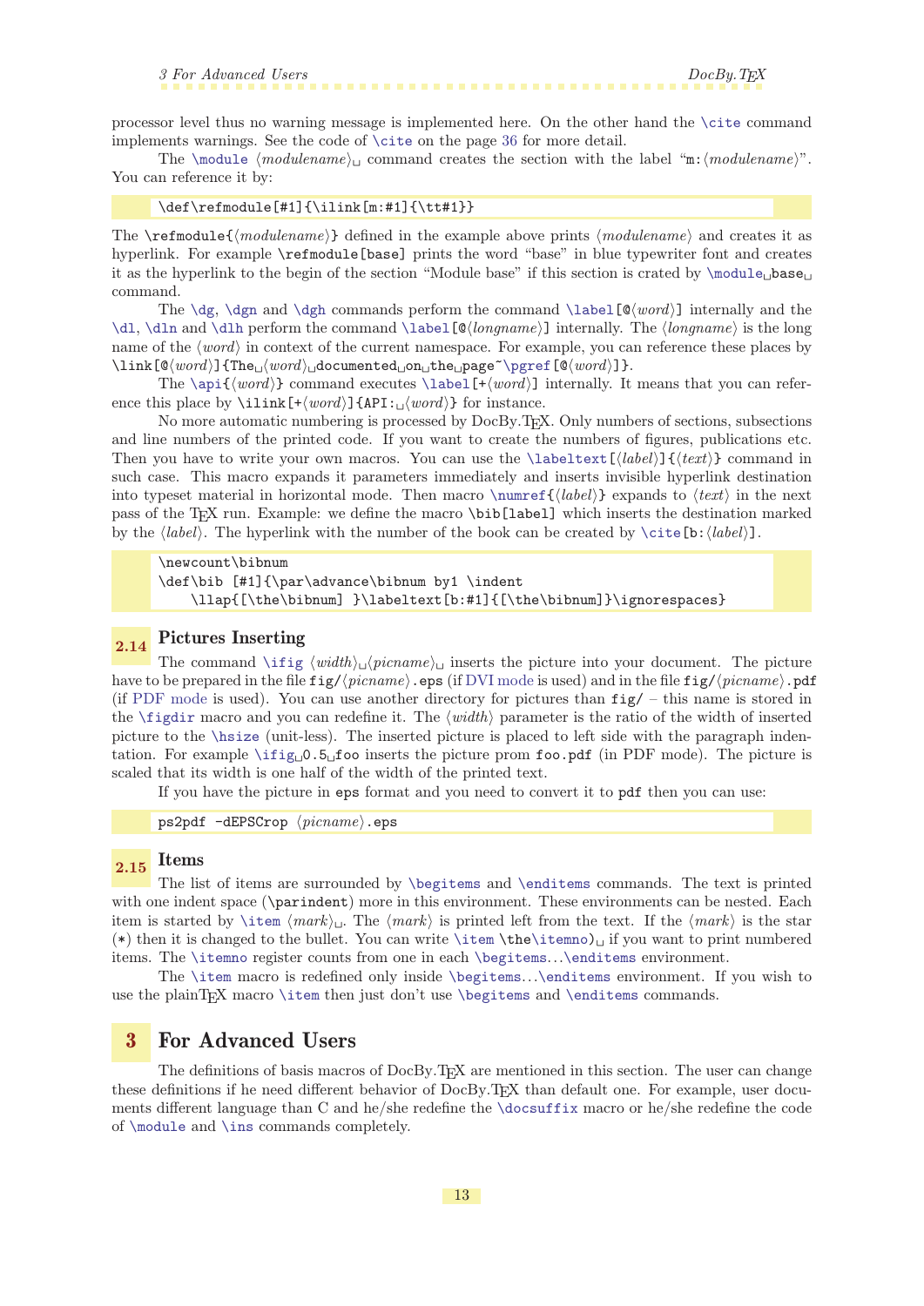processor level thus no warning message is implemented here. On the other hand the `\cite` command implements warnings. See the code of `\cite` on the page 36 for more detail.

The `\module` ⟨*modulename*⟩␣ command creates the section with the label "`m:`⟨*modulename*⟩". You can reference it by:

```
\def\refmodule[#1]{\ilink[m:#1]{\tt#1}}
```

The `\refmodule{`⟨*modulename*⟩`}` defined in the example above prints ⟨*modulename*⟩ and creates it as hyperlink. For example `\refmodule[base]` prints the word "base" in blue typewriter font and creates it as the hyperlink to the begin of the section "Module base" if this section is crated by `\module␣base␣` command.

The `\dg`, `\dgn` and `\dgh` commands perform the command `\label[@`⟨*word*⟩`]` internally and the `\dl`, `\dln` and `\dlh` perform the command `\label[@`⟨*longname*⟩`]` internally. The ⟨*longname*⟩ is the long name of the ⟨*word*⟩ in context of the current namespace. For example, you can reference these places by `\link[@`⟨*word*⟩`]{The␣`⟨*word*⟩`␣documented␣on␣the␣page~\pgref[@`⟨*word*⟩`]}`.

The `\api{`⟨*word*⟩`}` command executes `\label[+`⟨*word*⟩`]` internally. It means that you can reference this place by `\ilink[+`⟨*word*⟩`]{API:␣`⟨*word*⟩`}` for instance.

No more automatic numbering is processed by DocBy.TEX. Only numbers of sections, subsections and line numbers of the printed code. If you want to create the numbers of figures, publications etc. Then you have to write your own macros. You can use the `\labeltext[`⟨*label*⟩`]{`⟨*text*⟩`}` command in such case. This macro expands it parameters immediately and inserts invisible hyperlink destination into typeset material in horizontal mode. Then macro `\numref{`⟨*label*⟩`}` expands to ⟨*text*⟩ in the next pass of the TEX run. Example: we define the macro `\bib[label]` which inserts the destination marked by the ⟨*label*⟩. The hyperlink with the number of the book can be created by `\cite[b:`⟨*label*⟩`]`.

```
\newcount\bibnum
\def\bib [#1]{\par\advance\bibnum by1 \indent
    \llap{[\the\bibnum] }\labeltext[b:#1]{[\the\bibnum]}\ignorespaces}
```

## 2.14 Pictures Inserting

The command `\ifig` ⟨*width*⟩␣⟨*picname*⟩␣ inserts the picture into your document. The picture have to be prepared in the file `fig/`⟨*picname*⟩`.eps` (if DVI mode is used) and in the file `fig/`⟨*picname*⟩`.pdf` (if PDF mode is used). You can use another directory for pictures than `fig/` – this name is stored in the `\figdir` macro and you can redefine it. The ⟨*width*⟩ parameter is the ratio of the width of inserted picture to the `\hsize` (unit-less). The inserted picture is placed to left side with the paragraph indentation. For example `\ifig␣0.5␣foo` inserts the picture prom `foo.pdf` (in PDF mode). The picture is scaled that its width is one half of the width of the printed text.

If you have the picture in `eps` format and you need to convert it to `pdf` then you can use:

```
ps2pdf -dEPSCrop ⟨picname⟩.eps
```

## 2.15 Items

The list of items are surrounded by `\begitems` and `\enditems` commands. The text is printed with one indent space (`\parindent`) more in this environment. These environments can be nested. Each item is started by `\item` ⟨*mark*⟩␣. The ⟨*mark*⟩ is printed left from the text. If the ⟨*mark*⟩ is the star (`*`) then it is changed to the bullet. You can write `\item \the\itemno)`␣ if you want to print numbered items. The `\itemno` register counts from one in each `\begitems`...`\enditems` environment.

The `\item` macro is redefined only inside `\begitems`...`\enditems` environment. If you wish to use the plainTEX macro `\item` then just don't use `\begitems` and `\enditems` commands.

# 3 For Advanced Users

The definitions of basis macros of DocBy.TEX are mentioned in this section. The user can change these definitions if he need different behavior of DocBy.TEX than default one. For example, user documents different language than C and he/she redefine the `\docsuffix` macro or he/she redefine the code of `\module` and `\ins` commands completely.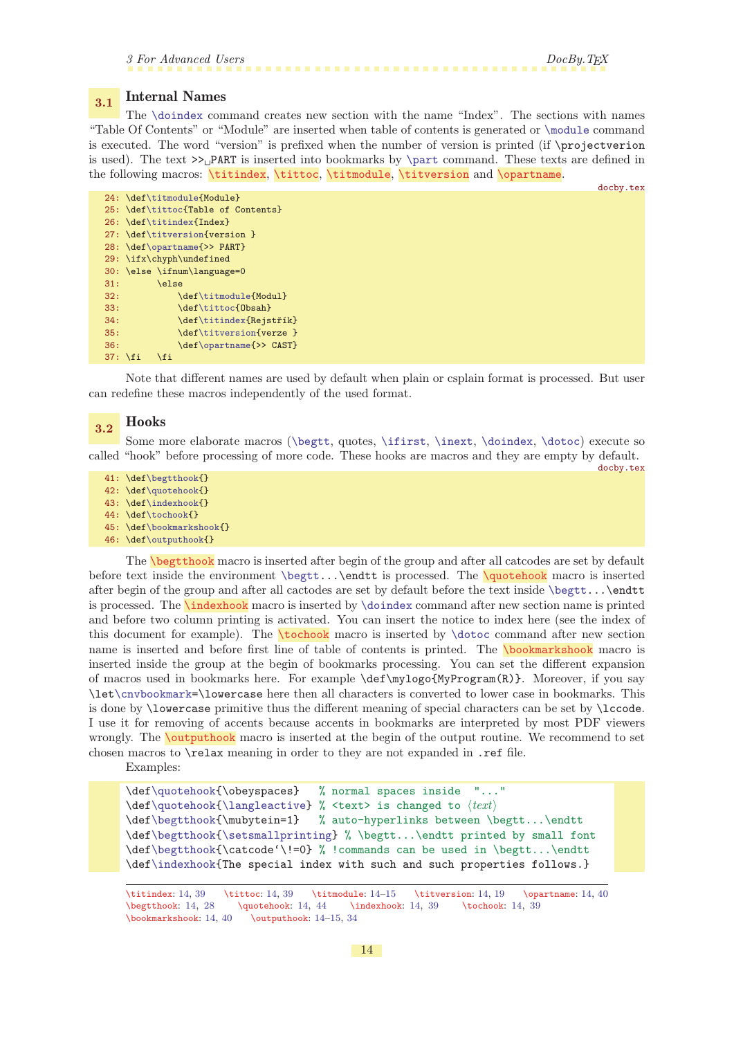## 3.1 Internal Names

The \doindex command creates new section with the name "Index". The sections with names "Table Of Contents" or "Module" are inserted when table of contents is generated or \module command is executed. The word "version" is prefixed when the number of version is printed (if \projectverion is used). The text `>>␣PART` is inserted into bookmarks by \part command. These texts are defined in the following macros: \titindex, \tittoc, \titmodule, \titversion and \opartname.

docby.tex

```
24: \def\titmodule{Module}
25: \def\tittoc{Table of Contents}
26: \def\titindex{Index}
27: \def\titversion{version }
28: \def\opartname{>> PART}
29: \ifx\chyph\undefined
30: \else \ifnum\language=0
31:       \else
32:           \def\titmodule{Modul}
33:           \def\tittoc{Obsah}
34:           \def\titindex{Rejstřík}
35:           \def\titversion{verze }
36:           \def\opartname{>> CAST}
37: \fi   \fi
```

Note that different names are used by default when plain or csplain format is processed. But user can redefine these macros independently of the used format.

## 3.2 Hooks

Some more elaborate macros (\begtt, quotes, \ifirst, \inext, \doindex, \dotoc) execute so called "hook" before processing of more code. These hooks are macros and they are empty by default.

docby.tex

```
41: \def\begtthook{}
42: \def\quotehook{}
43: \def\indexhook{}
44: \def\tochook{}
45: \def\bookmarkshook{}
46: \def\outputhook{}
```

The \begtthook macro is inserted after begin of the group and after all catcodes are set by default before text inside the environment \begtt...\endtt is processed. The \quotehook macro is inserted after begin of the group and after all cactodes are set by default before the text inside \begtt...\endtt is processed. The \indexhook macro is inserted by \doindex command after new section name is printed and before two column printing is activated. You can insert the notice to index here (see the index of this document for example). The \tochook macro is inserted by \dotoc command after new section name is inserted and before first line of table of contents is printed. The \bookmarkshook macro is inserted inside the group at the begin of bookmarks processing. You can set the different expansion of macros used in bookmarks here. For example `\def\mylogo{MyProgram(R)}`. Moreover, if you say `\let\cnvbookmark=\lowercase` here then all characters is converted to lower case in bookmarks. This is done by `\lowercase` primitive thus the different meaning of special characters can be set by `\lccode`. I use it for removing of accents because accents in bookmarks are interpreted by most PDF viewers wrongly. The \outputhook macro is inserted at the begin of the output routine. We recommend to set chosen macros to `\relax` meaning in order to they are not expanded in `.ref` file.

Examples:

```
\def\quotehook{\obeyspaces}   % normal spaces inside  "..."
\def\quotehook{\langleactive} % <text> is changed to ⟨text⟩
\def\begtthook{\mubytein=1}   % auto-hyperlinks between \begtt...\endtt
\def\begtthook{\setsmallprinting} % \begtt...\endtt printed by small font
\def\begtthook{\catcode`\!=0} % !commands can be used in \begtt...\endtt
\def\indexhook{The special index with such and such properties follows.}
```

---

\titindex: 14, 39 \tittoc: 14, 39 \titmodule: 14–15 \titversion: 14, 19 \opartname: 14, 40 \begtthook: 14, 28 \quotehook: 14, 44 \indexhook: 14, 39 \tochook: 14, 39 \bookmarkshook: 14, 40 \outputhook: 14–15, 34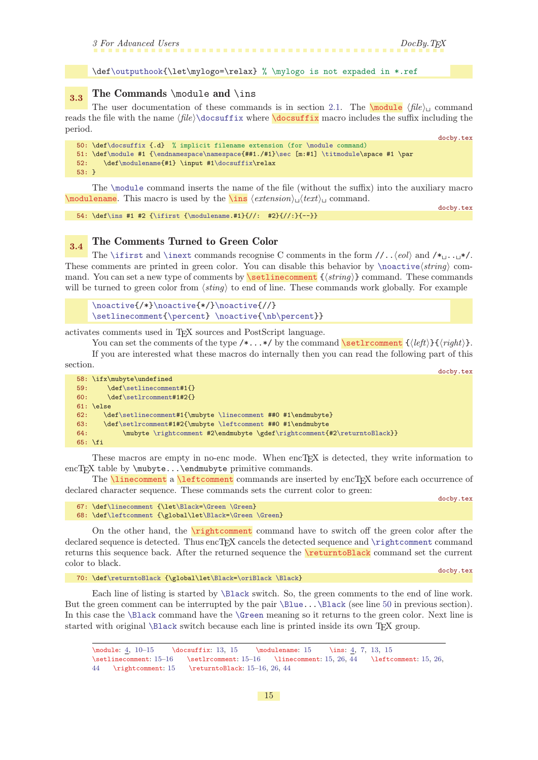```
\def\outputhook{\let\mylogo=\relax} % \mylogo is not expaded in *.ref
```

### 3.3 The Commands \module and \ins

The user documentation of these commands is in section 2.1. The \module ⟨*file*⟩␣ command reads the file with the name ⟨*file*⟩\docsuffix where \docsuffix macro includes the suffix including the period.

docby.tex

```
50: \def\docsuffix {.d}  % implicit filename extension (for \module command)
51: \def\module #1 {\endnamespace\namespace{##1./#1}\sec [m:#1] \titmodule\space #1 \par
52:    \def\modulename{#1} \input #1\docsuffix\relax
53: }
```

The \module command inserts the name of the file (without the suffix) into the auxiliary macro \modulename. This macro is used by the \ins ⟨*extension*⟩␣⟨*text*⟩␣ command.

docby.tex

```
54: \def\ins #1 #2 {\ifirst {\modulename.#1}{//:  #2}{//:}{--}}
```

### 3.4 The Comments Turned to Green Color

The \ifirst and \inext commands recognise C comments in the form //..⟨*eol*⟩ and /*␣..␣*/. These comments are printed in green color. You can disable this behavior by \noactive⟨*string*⟩ command. You can set a new type of comments by \setlinecomment {⟨*string*⟩} command. These commands will be turned to green color from ⟨*sting*⟩ to end of line. These commands work globally. For example

```
\noactive{/*}\noactive{*/}\noactive{//}
\setlinecomment{\percent} \noactive{\nb\percent}}
```

activates comments used in TEX sources and PostScript language.

You can set the comments of the type /*...*/ by the command \setlrcomment {⟨*left*⟩}{⟨*right*⟩}.

If you are interested what these macros do internally then you can read the following part of this section.

docby.tex

```
58: \ifx\mubyte\undefined
59:     \def\setlinecomment#1{}
60:     \def\setlrcomment#1#2{}
61: \else
62:    \def\setlinecomment#1{\mubyte \linecomment ##0 #1\endmubyte}
63:    \def\setlrcomment#1#2{\mubyte \leftcomment ##0 #1\endmubyte
64:         \mubyte \rightcomment #2\endmubyte \gdef\rightcomment{#2\returntoBlack}}
65: \fi
```

These macros are empty in no-enc mode. When encTEX is detected, they write information to encTEX table by \mubyte...\endmubyte primitive commands.

The \linecomment a \leftcomment commands are inserted by encTEX before each occurrence of declared character sequence. These commands sets the current color to green:

docby.tex

```
67: \def\linecomment {\let\Black=\Green \Green}
68: \def\leftcomment {\global\let\Black=\Green \Green}
```

On the other hand, the \rightcomment command have to switch off the green color after the declared sequence is detected. Thus encTEX cancels the detected sequence and \rightcomment command returns this sequence back. After the returned sequence the \returntoBlack command set the current color to black.

docby.tex

```
70: \def\returntoBlack {\global\let\Black=\oriBlack \Black}
```

Each line of listing is started by \Black switch. So, the green comments to the end of line work. But the green comment can be interrupted by the pair \Blue...\Black (see line 50 in previous section). In this case the \Black command have the \Green meaning so it returns to the green color. Next line is started with original \Black switch because each line is printed inside its own TEX group.

---

\module: 4, 10–15 \docsuffix: 13, 15 \modulename: 15 \ins: 4, 7, 13, 15 \setlinecomment: 15–16 \setlrcomment: 15–16 \linecomment: 15, 26, 44 \leftcomment: 15, 26, 44 \rightcomment: 15 \returntoBlack: 15–16, 26, 44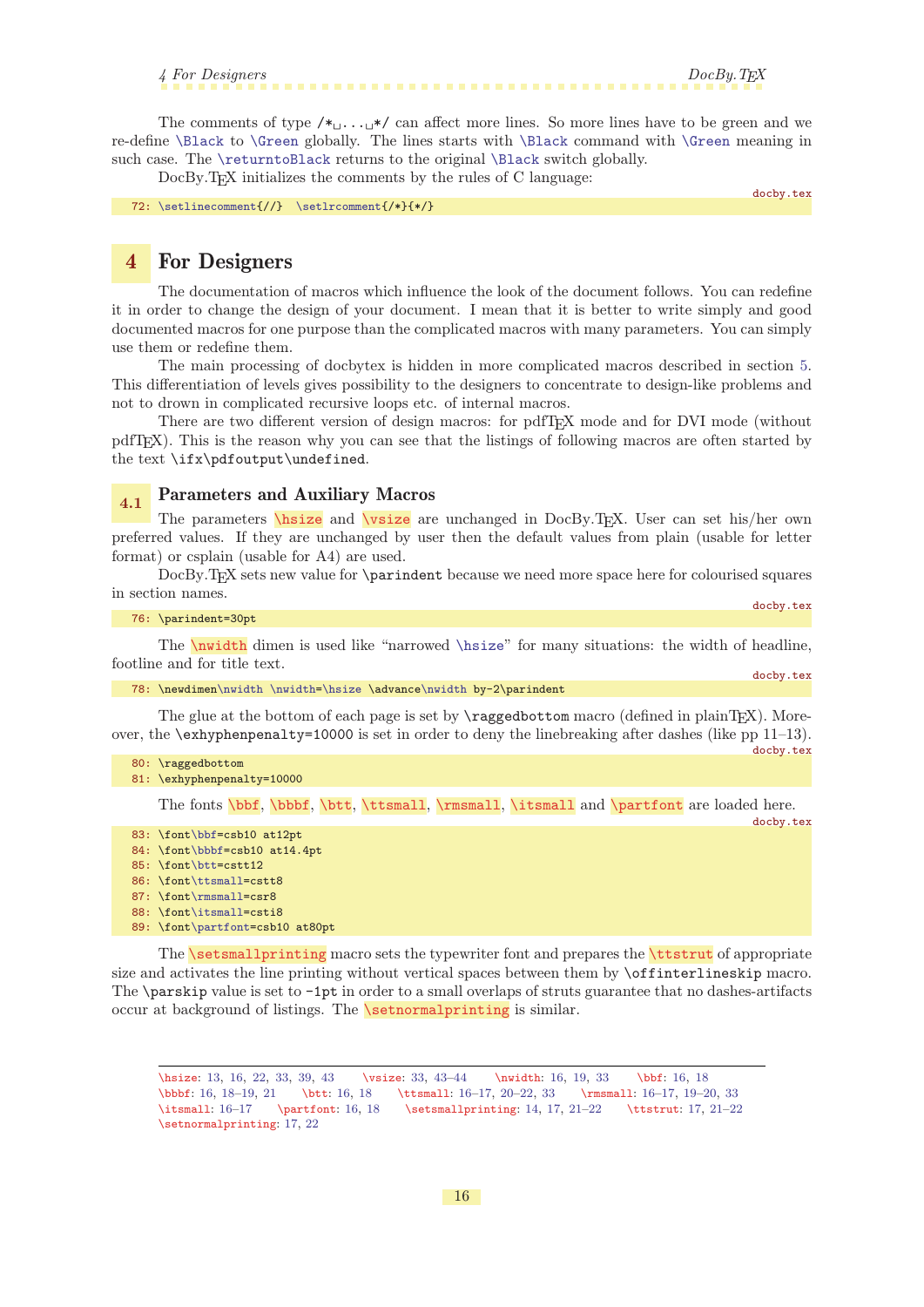The comments of type /*␣...␣*/ can affect more lines. So more lines have to be green and we re-define \Black to \Green globally. The lines starts with \Black command with \Green meaning in such case. The \returntoBlack returns to the original \Black switch globally.

DocBy.TEX initializes the comments by the rules of C language:

docby.tex
```
72: \setlinecomment{//}  \setlrcomment{/*}{*/}
```

# 4 For Designers

The documentation of macros which influence the look of the document follows. You can redefine it in order to change the design of your document. I mean that it is better to write simply and good documented macros for one purpose than the complicated macros with many parameters. You can simply use them or redefine them.

The main processing of docbytex is hidden in more complicated macros described in section 5. This differentiation of levels gives possibility to the designers to concentrate to design-like problems and not to drown in complicated recursive loops etc. of internal macros.

There are two different version of design macros: for pdfTEX mode and for DVI mode (without pdfTEX). This is the reason why you can see that the listings of following macros are often started by the text \ifx\pdfoutput\undefined.

## 4.1 Parameters and Auxiliary Macros

The parameters \hsize and \vsize are unchanged in DocBy.TEX. User can set his/her own preferred values. If they are unchanged by user then the default values from plain (usable for letter format) or csplain (usable for A4) are used.

DocBy.TEX sets new value for \parindent because we need more space here for colourised squares in section names.

docby.tex
```
76: \parindent=30pt
```

The \nwidth dimen is used like "narrowed \hsize" for many situations: the width of headline, footline and for title text.

docby.tex
```
78: \newdimen\nwidth \nwidth=\hsize \advance\nwidth by-2\parindent
```

The glue at the bottom of each page is set by \raggedbottom macro (defined in plainTEX). Moreover, the \exhyphenpenalty=10000 is set in order to deny the linebreaking after dashes (like pp 11–13).

docby.tex
```
80: \raggedbottom
81: \exhyphenpenalty=10000
```

The fonts \bbf, \bbbf, \btt, \ttsmall, \rmsmall, \itsmall and \partfont are loaded here.

docby.tex
```
83: \font\bbf=csb10 at12pt
84: \font\bbbf=csb10 at14.4pt
85: \font\btt=cstt12
86: \font\ttsmall=cstt8
87: \font\rmsmall=csr8
88: \font\itsmall=csti8
89: \font\partfont=csb10 at80pt
```

The \setsmallprinting macro sets the typewriter font and prepares the \ttstrut of appropriate size and activates the line printing without vertical spaces between them by \offinterlineskip macro. The \parskip value is set to -1pt in order to a small overlaps of struts guarantee that no dashes-artifacts occur at background of listings. The \setnormalprinting is similar.

---

\hsize: 13, 16, 22, 33, 39, 43 \vsize: 33, 43–44 \nwidth: 16, 19, 33 \bbf: 16, 18
\bbbf: 16, 18–19, 21 \btt: 16, 18 \ttsmall: 16–17, 20–22, 33 \rmsmall: 16–17, 19–20, 33
\itsmall: 16–17 \partfont: 16, 18 \setsmallprinting: 14, 17, 21–22 \ttstrut: 17, 21–22
\setnormalprinting: 17, 22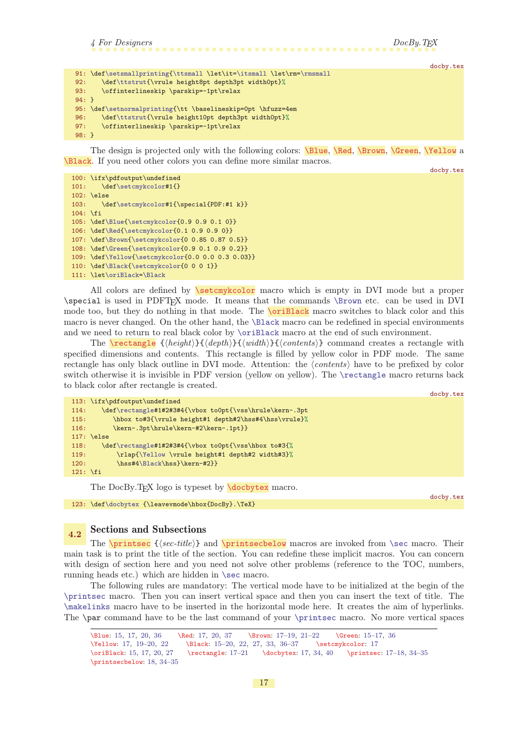docby.tex

```
 91: \def\setsmallprinting{\ttsmall \let\it=\itsmall \let\rm=\rmsmall
 92:    \def\ttstrut{\vrule height8pt depth3pt width0pt}%
 93:    \offinterlineskip \parskip=-1pt\relax
 94: }
 95: \def\setnormalprinting{\tt \baselineskip=0pt \hfuzz=4em
 96:    \def\ttstrut{\vrule height10pt depth3pt width0pt}%
 97:    \offinterlineskip \parskip=-1pt\relax
 98: }
```

The design is projected only with the following colors: \Blue, \Red, \Brown, \Green, \Yellow a \Black. If you need other colors you can define more similar macros.

docby.tex

```
100: \ifx\pdfoutput\undefined
101:    \def\setcmykcolor#1{}
102: \else
103:    \def\setcmykcolor#1{\special{PDF:#1 k}}
104: \fi
105: \def\Blue{\setcmykcolor{0.9 0.9 0.1 0}}
106: \def\Red{\setcmykcolor{0.1 0.9 0.9 0}}
107: \def\Brown{\setcmykcolor{0 0.85 0.87 0.5}}
108: \def\Green{\setcmykcolor{0.9 0.1 0.9 0.2}}
109: \def\Yellow{\setcmykcolor{0.0 0.0 0.3 0.03}}
110: \def\Black{\setcmykcolor{0 0 0 1}}
111: \let\oriBlack=\Black
```

All colors are defined by \setcmykcolor macro which is empty in DVI mode but a proper \special is used in PDFTeX mode. It means that the commands \Brown etc. can be used in DVI mode too, but they do nothing in that mode. The \oriBlack macro switches to black color and this macro is never changed. On the other hand, the \Black macro can be redefined in special environments and we need to return to real black color by \oriBlack macro at the end of such environment.

The \rectangle {⟨*height*⟩}{⟨*depth*⟩}{⟨*width*⟩}{⟨*contents*⟩} command creates a rectangle with specified dimensions and contents. This rectangle is filled by yellow color in PDF mode. The same rectangle has only black outline in DVI mode. Attention: the ⟨*contents*⟩ have to be prefixed by color switch otherwise it is invisible in PDF version (yellow on yellow). The \rectangle macro returns back to black color after rectangle is created.

docby.tex

```
113: \ifx\pdfoutput\undefined
114:    \def\rectangle#1#2#3#4{\vbox to0pt{\vss\hrule\kern-.3pt
115:       \hbox to#3{\vrule height#1 depth#2\hss#4\hss\vrule}%
116:       \kern-.3pt\hrule\kern-#2\kern-.1pt}}
117: \else
118:    \def\rectangle#1#2#3#4{\vbox to0pt{\vss\hbox to#3{%
119:        \rlap{\Yellow \vrule height#1 depth#2 width#3}%
120:        \hss#4\Black\hss}\kern-#2}}
121: \fi
```

The DocBy.TeX logo is typeset by \docbytex macro.

docby.tex

```
123: \def\docbytex {\leavevmode\hbox{DocBy}.\TeX}
```

## 4.2 Sections and Subsections

The \printsec {⟨*sec-title*⟩} and \printsecbelow macros are invoked from \sec macro. Their main task is to print the title of the section. You can redefine these implicit macros. You can concern with design of section here and you need not solve other problems (reference to the TOC, numbers, running heads etc.) which are hidden in \sec macro.

The following rules are mandatory: The vertical mode have to be initialized at the begin of the \printsec macro. Then you can insert vertical space and then you can insert the text of title. The \makelinks macro have to be inserted in the horizontal mode here. It creates the aim of hyperlinks. The \par command have to be the last command of your \printsec macro. No more vertical spaces

---

\Blue: 15, 17, 20, 36 \Red: 17, 20, 37 \Brown: 17–19, 21–22 \Green: 15–17, 36
\Yellow: 17, 19–20, 22 \Black: 15–20, 22, 27, 33, 36–37 \setcmykcolor: 17
\oriBlack: 15, 17, 20, 27 \rectangle: 17–21 \docbytex: 17, 34, 40 \printsec: 17–18, 34–35
\printsecbelow: 18, 34–35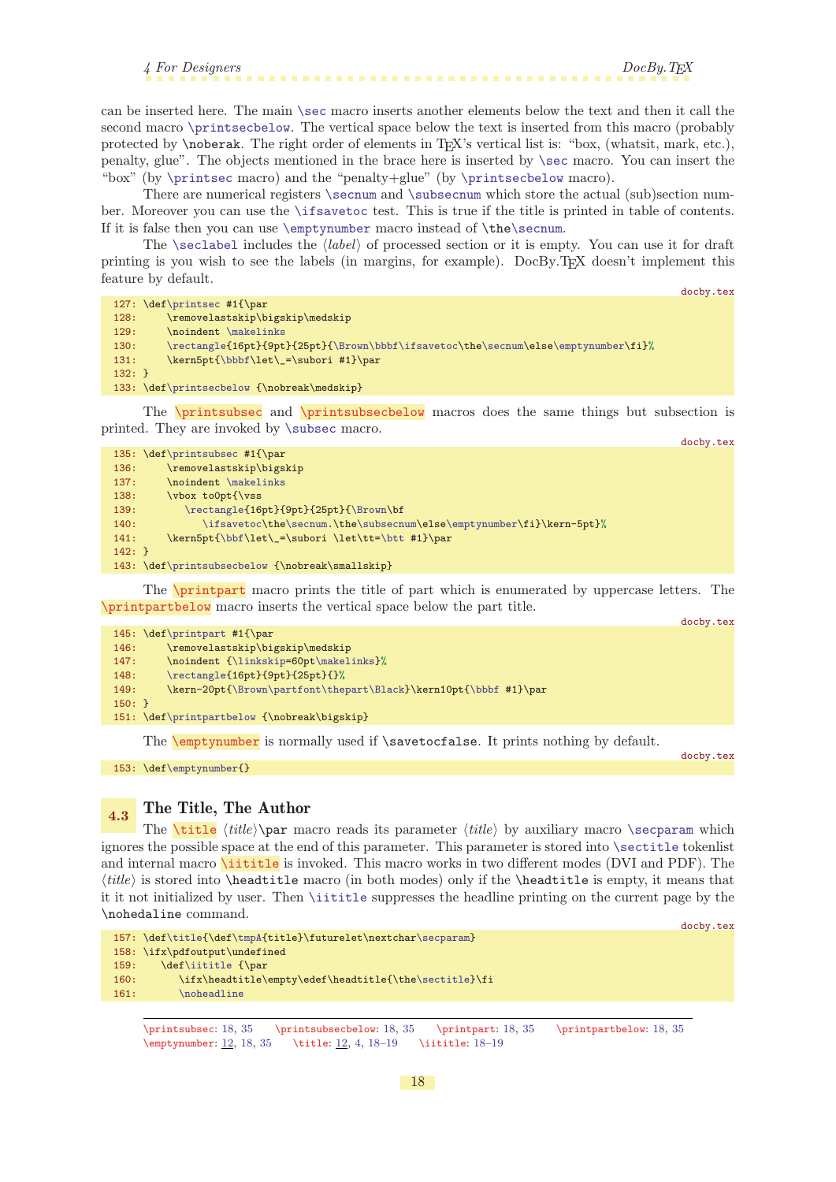can be inserted here. The main \sec macro inserts another elements below the text and then it call the second macro \printsecbelow. The vertical space below the text is inserted from this macro (probably protected by \noberak. The right order of elements in TeX's vertical list is: "box, (whatsit, mark, etc.), penalty, glue". The objects mentioned in the brace here is inserted by \sec macro. You can insert the "box" (by \printsec macro) and the "penalty+glue" (by \printsecbelow macro).

There are numerical registers \secnum and \subsecnum which store the actual (sub)section number. Moreover you can use the \ifsavetoc test. This is true if the title is printed in table of contents. If it is false then you can use \emptynumber macro instead of \the\secnum.

The \seclabel includes the ⟨*label*⟩ of processed section or it is empty. You can use it for draft printing is you wish to see the labels (in margins, for example). DocBy.TeX doesn't implement this feature by default.

docby.tex
```
127: \def\printsec #1{\par
128:     \removelastskip\bigskip\medskip
129:     \noindent \makelinks
130:     \rectangle{16pt}{9pt}{25pt}{\Brown\bbbf\ifsavetoc\the\secnum\else\emptynumber\fi}%
131:     \kern5pt{\bbbf\let\_=\subori #1}\par
132: }
133: \def\printsecbelow {\nobreak\medskip}
```

The \printsubsec and \printsubsecbelow macros does the same things but subsection is printed. They are invoked by \subsec macro.

docby.tex
```
135: \def\printsubsec #1{\par
136:     \removelastskip\bigskip
137:     \noindent \makelinks
138:     \vbox to0pt{\vss
139:        \rectangle{16pt}{9pt}{25pt}{\Brown\bf
140:           \ifsavetoc\the\secnum.\the\subsecnum\else\emptynumber\fi}\kern-5pt}%
141:     \kern5pt{\bbf\let\_=\subori \let\tt=\btt #1}\par
142: }
143: \def\printsubsecbelow {\nobreak\smallskip}
```

The \printpart macro prints the title of part which is enumerated by uppercase letters. The \printpartbelow macro inserts the vertical space below the part title.

docby.tex
```
145: \def\printpart #1{\par
146:     \removelastskip\bigskip\medskip
147:     \noindent {\linkskip=60pt\makelinks}%
148:     \rectangle{16pt}{9pt}{25pt}{}%
149:     \kern-20pt{\Brown\partfont\thepart\Black}\kern10pt{\bbbf #1}\par
150: }
151: \def\printpartbelow {\nobreak\bigskip}
```

The \emptynumber is normally used if \savetocfalse. It prints nothing by default.

docby.tex
```
153: \def\emptynumber{}
```

## 4.3 The Title, The Author

The \title ⟨*title*⟩\par macro reads its parameter ⟨*title*⟩ by auxiliary macro \secparam which ignores the possible space at the end of this parameter. This parameter is stored into \sectitle tokenlist and internal macro \iititle is invoked. This macro works in two different modes (DVI and PDF). The ⟨*title*⟩ is stored into \headtitle macro (in both modes) only if the \headtitle is empty, it means that it it not initialized by user. Then \iititle suppresses the headline printing on the current page by the \nohedaline command.

docby.tex
```
157: \def\title{\def\tmpA{title}\futurelet\nextchar\secparam}
158: \ifx\pdfoutput\undefined
159:    \def\iititle {\par
160:       \ifx\headtitle\empty\edef\headtitle{\the\sectitle}\fi
161:       \noheadline
```

\printsubsec: 18, 35 \printsubsecbelow: 18, 35 \printpart: 18, 35 \printpartbelow: 18, 35
\emptynumber: 12, 18, 35 \title: 12, 4, 18–19 \iititle: 18–19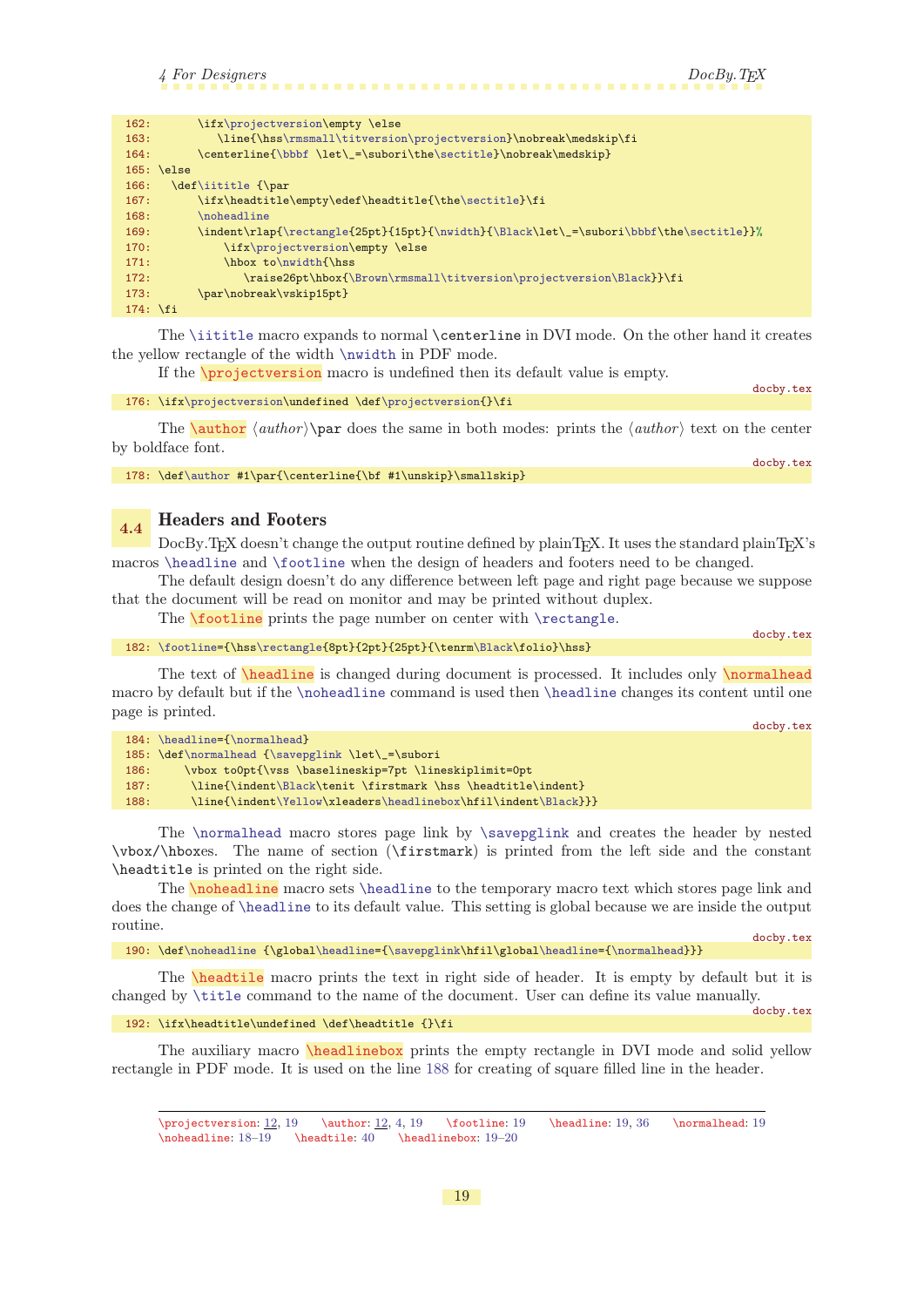```
162:       \ifx\projectversion\empty \else
163:          \line{\hss\rmsmall\titversion\projectversion}\nobreak\medskip\fi
164:       \centerline{\bbbf \let\_=\subori\the\sectitle}\nobreak\medskip}
165: \else
166:   \def\iititle {\par
167:       \ifx\headtitle\empty\edef\headtitle{\the\sectitle}\fi
168:       \noheadline
169:       \indent\rlap{\rectangle{25pt}{15pt}{\nwidth}{\Black\let\_=\subori\bbbf\the\sectitle}}%
170:           \ifx\projectversion\empty \else
171:           \hbox to\nwidth{\hss
172:              \raise26pt\hbox{\Brown\rmsmall\titversion\projectversion\Black}}\fi
173:       \par\nobreak\vskip15pt}
174: \fi
```

The `\iititle` macro expands to normal `\centerline` in DVI mode. On the other hand it creates the yellow rectangle of the width `\nwidth` in PDF mode.

If the `\projectversion` macro is undefined then its default value is empty.

docby.tex
```
176: \ifx\projectversion\undefined \def\projectversion{}\fi
```

The `\author` ⟨*author*⟩`\par` does the same in both modes: prints the ⟨*author*⟩ text on the center by boldface font.

docby.tex
```
178: \def\author #1\par{\centerline{\bf #1\unskip}\smallskip}
```

## 4.4 Headers and Footers

DocBy.TEX doesn't change the output routine defined by plainTEX. It uses the standard plainTEX's macros `\headline` and `\footline` when the design of headers and footers need to be changed.

The default design doesn't do any difference between left page and right page because we suppose that the document will be read on monitor and may be printed without duplex.

The `\footline` prints the page number on center with `\rectangle`.

docby.tex
```
182: \footline={\hss\rectangle{8pt}{2pt}{25pt}{\tenrm\Black\folio}\hss}
```

The text of `\headline` is changed during document is processed. It includes only `\normalhead` macro by default but if the `\noheadline` command is used then `\headline` changes its content until one page is printed.

docby.tex
```
184: \headline={\normalhead}
185: \def\normalhead {\savepglink \let\_=\subori
186:     \vbox to0pt{\vss \baselineskip=7pt \lineskiplimit=0pt
187:      \line{\indent\Black\tenit \firstmark \hss \headtitle\indent}
188:      \line{\indent\Yellow\xleaders\headlinebox\hfil\indent\Black}}}
```

The `\normalhead` macro stores page link by `\savepglink` and creates the header by nested `\vbox`/`\hbox`es. The name of section (`\firstmark`) is printed from the left side and the constant `\headtitle` is printed on the right side.

The `\noheadline` macro sets `\headline` to the temporary macro text which stores page link and does the change of `\headline` to its default value. This setting is global because we are inside the output routine.

docby.tex
```
190: \def\noheadline {\global\headline={\savepglink\hfil\global\headline={\normalhead}}}
```

The `\headtile` macro prints the text in right side of header. It is empty by default but it is changed by `\title` command to the name of the document. User can define its value manually.

docby.tex
```
192: \ifx\headtitle\undefined \def\headtitle {}\fi
```

The auxiliary macro `\headlinebox` prints the empty rectangle in DVI mode and solid yellow rectangle in PDF mode. It is used on the line 188 for creating of square filled line in the header.

---

\projectversion: 12, 19 \author: 12, 4, 19 \footline: 19 \headline: 19, 36 \normalhead: 19 \noheadline: 18–19 \headtile: 40 \headlinebox: 19–20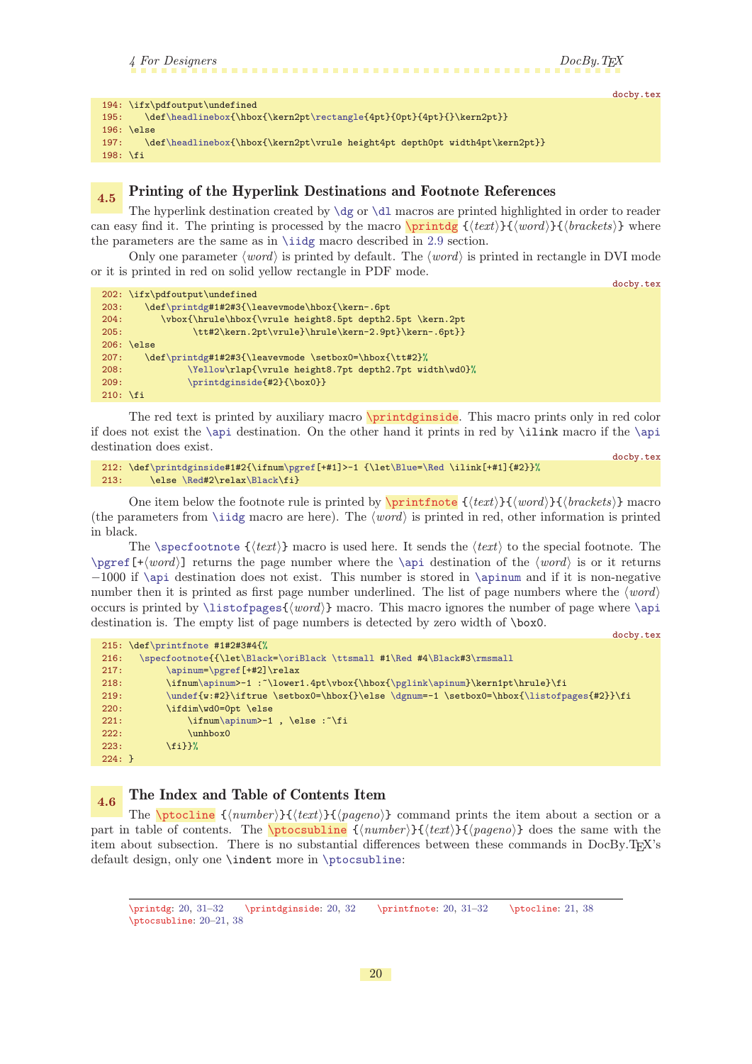docby.tex

```
194: \ifx\pdfoutput\undefined
195:    \def\headlinebox{\hbox{\kern2pt\rectangle{4pt}{0pt}{4pt}{}\kern2pt}}
196: \else
197:    \def\headlinebox{\hbox{\kern2pt\vrule height4pt depth0pt width4pt\kern2pt}}
198: \fi
```

## 4.5 Printing of the Hyperlink Destinations and Footnote References

The hyperlink destination created by `\dg` or `\dl` macros are printed highlighted in order to reader can easy find it. The printing is processed by the macro `\printdg` {⟨*text*⟩}{⟨*word*⟩}{⟨*brackets*⟩} where the parameters are the same as in `\iidg` macro described in 2.9 section.

Only one parameter ⟨*word*⟩ is printed by default. The ⟨*word*⟩ is printed in rectangle in DVI mode or it is printed in red on solid yellow rectangle in PDF mode.

docby.tex

```
202: \ifx\pdfoutput\undefined
203:    \def\printdg#1#2#3{\leavevmode\hbox{\kern-.6pt
204:       \vbox{\hrule\hbox{\vrule height8.5pt depth2.5pt \kern.2pt
205:             \tt#2\kern.2pt\vrule}\hrule\kern-2.9pt}\kern-.6pt}}
206: \else
207:    \def\printdg#1#2#3{\leavevmode \setbox0=\hbox{\tt#2}%
208:            \Yellow\rlap{\vrule height8.7pt depth2.7pt width\wd0}%
209:            \printdginside{#2}{\box0}}
210: \fi
```

The red text is printed by auxiliary macro `\printdginside`. This macro prints only in red color if does not exist the `\api` destination. On the other hand it prints in red by `\ilink` macro if the `\api` destination does exist.

docby.tex

```
212: \def\printdginside#1#2{\ifnum\pgref[+#1]>-1 {\let\Blue=\Red \ilink[+#1]{#2}}%
213:     \else \Red#2\relax\Black\fi}
```

One item below the footnote rule is printed by `\printfnote` {⟨*text*⟩}{⟨*word*⟩}{⟨*brackets*⟩} macro (the parameters from `\iidg` macro are here). The ⟨*word*⟩ is printed in red, other information is printed in black.

The `\specfootnote` {⟨*text*⟩} macro is used here. It sends the ⟨*text*⟩ to the special footnote. The `\pgref`[+⟨*word*⟩] returns the page number where the `\api` destination of the ⟨*word*⟩ is or it returns −1000 if `\api` destination does not exist. This number is stored in `\apinum` and if it is non-negative number then it is printed as first page number underlined. The list of page numbers where the ⟨*word*⟩ occurs is printed by `\listofpages`{⟨*word*⟩} macro. This macro ignores the number of page where `\api` destination is. The empty list of page numbers is detected by zero width of `\box0`.

docby.tex

```
215: \def\printfnote #1#2#3#4{%
216:   \specfootnote{{\let\Black=\oriBlack \ttsmall #1\Red #4\Black#3\rmsmall
217:        \apinum=\pgref[+#2]\relax
218:        \ifnum\apinum>-1 :~\lower1.4pt\vbox{\hbox{\pglink\apinum}\kern1pt\hrule}\fi
219:        \undef{w:#2}\iftrue \setbox0=\hbox{}\else \dgnum=-1 \setbox0=\hbox{\listofpages{#2}}\fi
220:        \ifdim\wd0=0pt \else
221:            \ifnum\apinum>-1 , \else :~\fi
222:            \unhbox0
223:        \fi}}%
224: }
```

## 4.6 The Index and Table of Contents Item

The `\ptocline` {⟨*number*⟩}{⟨*text*⟩}{⟨*pageno*⟩} command prints the item about a section or a part in table of contents. The `\ptocsubline` {⟨*number*⟩}{⟨*text*⟩}{⟨*pageno*⟩} does the same with the item about subsection. There is no substantial differences between these commands in DocBy.TEX's default design, only one `\indent` more in `\ptocsubline`:

---

`\printdg`: 20, 31–32  `\printdginside`: 20, 32  `\printfnote`: 20, 31–32  `\ptocline`: 21, 38  `\ptocsubline`: 20–21, 38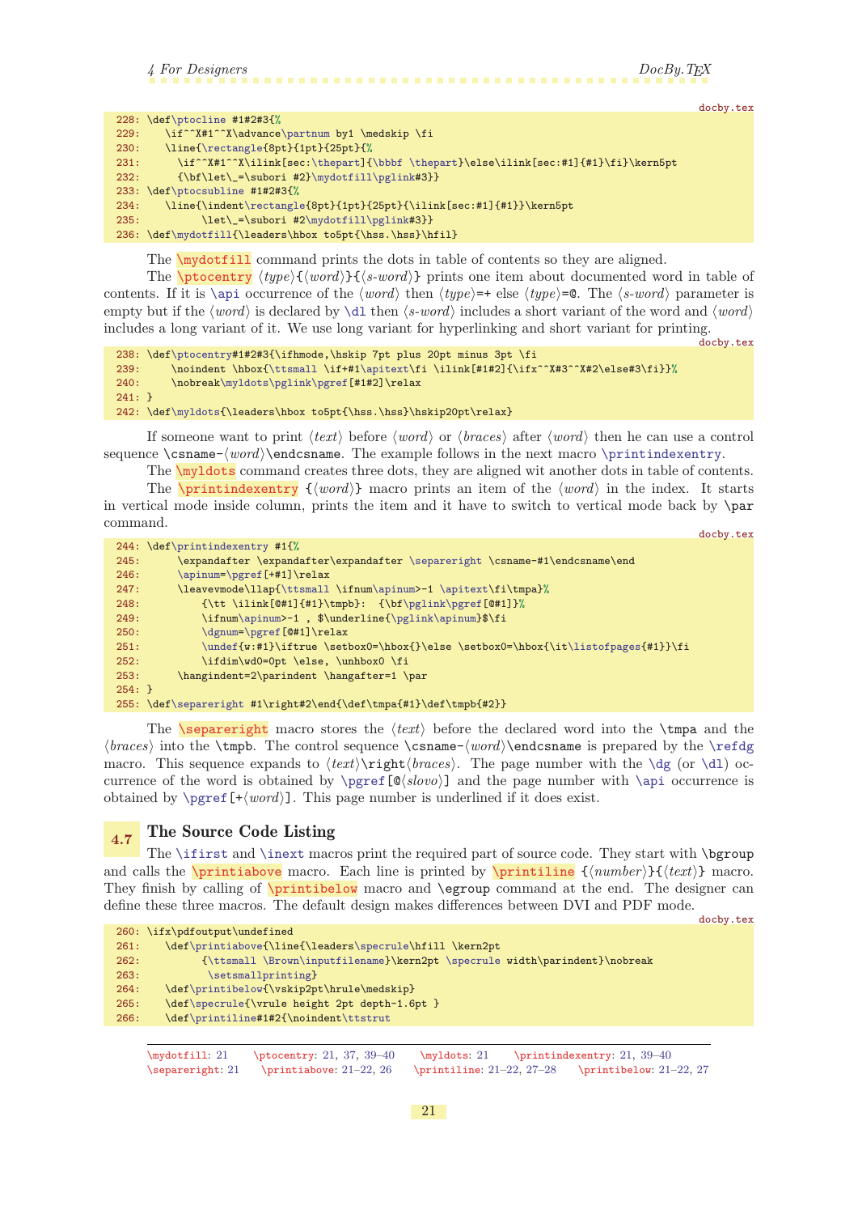docby.tex

```
228: \def\ptocline #1#2#3{%
229:    \if^^X#1^^X\advance\partnum by1 \medskip \fi
230:    \line{\rectangle{8pt}{1pt}{25pt}{%
231:      \if^^X#1^^X\ilink[sec:\thepart]{\bbbf \thepart}\else\ilink[sec:#1]{#1}\fi}\kern5pt
232:      {\bf\let\_=\subori #2}\mydotfill\pglink#3}}
233: \def\ptocsubline #1#2#3{%
234:    \line{\indent\rectangle{8pt}{1pt}{25pt}{\ilink[sec:#1]{#1}}\kern5pt
235:          \let\_=\subori #2\mydotfill\pglink#3}}
236: \def\mydotfill{\leaders\hbox to5pt{\hss.\hss}\hfil}
```

The \mydotfill command prints the dots in table of contents so they are aligned.

The \ptocentry ⟨*type*⟩{⟨*word*⟩}{⟨*s-word*⟩} prints one item about documented word in table of contents. If it is \api occurrence of the ⟨*word*⟩ then ⟨*type*⟩=+ else ⟨*type*⟩=@. The ⟨*s-word*⟩ parameter is empty but if the ⟨*word*⟩ is declared by \dl then ⟨*s-word*⟩ includes a short variant of the word and ⟨*word*⟩ includes a long variant of it. We use long variant for hyperlinking and short variant for printing.

docby.tex

```
238: \def\ptocentry#1#2#3{\ifhmode,\hskip 7pt plus 20pt minus 3pt \fi
239:     \noindent \hbox{\ttsmall \if+#1\apitext\fi \ilink[#1#2]{\ifx^^X#3^^X#2\else#3\fi}}%
240:     \nobreak\myldots\pglink\pgref[#1#2]\relax
241: }
242: \def\myldots{\leaders\hbox to5pt{\hss.\hss}\hskip20pt\relax}
```

If someone want to print ⟨*text*⟩ before ⟨*word*⟩ or ⟨*braces*⟩ after ⟨*word*⟩ then he can use a control sequence \csname-⟨*word*⟩\endcsname. The example follows in the next macro \printindexentry.

The \myldots command creates three dots, they are aligned wit another dots in table of contents.

The \printindexentry {⟨*word*⟩} macro prints an item of the ⟨*word*⟩ in the index. It starts in vertical mode inside column, prints the item and it have to switch to vertical mode back by \par command.

docby.tex

```
244: \def\printindexentry #1{%
245:      \expandafter \expandafter\expandafter \separeright \csname-#1\endcsname\end
246:      \apinum=\pgref[+#1]\relax
247:      \leavevmode\llap{\ttsmall \ifnum\apinum>-1 \apitext\fi\tmpa}%
248:          {\tt \ilink[@#1]{#1}\tmpb}:  {\bf\pglink\pgref[@#1]}%
249:          \ifnum\apinum>-1 , $\underline{\pglink\apinum}$\fi
250:          \dgnum=\pgref[@#1]\relax
251:          \undef{w:#1}\iftrue \setbox0=\hbox{}\else \setbox0=\hbox{\it\listofpages{#1}}\fi
252:          \ifdim\wd0=0pt \else, \unhbox0 \fi
253:      \hangindent=2\parindent \hangafter=1 \par
254: }
255: \def\separeright #1\right#2\end{\def\tmpa{#1}\def\tmpb{#2}}
```

The \separeright macro stores the ⟨*text*⟩ before the declared word into the \tmpa and the ⟨*braces*⟩ into the \tmpb. The control sequence \csname-⟨*word*⟩\endcsname is prepared by the \refdg macro. This sequence expands to ⟨*text*⟩\right⟨*braces*⟩. The page number with the \dg (or \dl) occurrence of the word is obtained by \pgref[@⟨*slovo*⟩] and the page number with \api occurrence is obtained by \pgref[+⟨*word*⟩]. This page number is underlined if it does exist.

## 4.7 The Source Code Listing

The \ifirst and \inext macros print the required part of source code. They start with \bgroup and calls the \printiabove macro. Each line is printed by \printiline {⟨*number*⟩}{⟨*text*⟩} macro. They finish by calling of \printibelow macro and \egroup command at the end. The designer can define these three macros. The default design makes differences between DVI and PDF mode.

docby.tex

```
260: \ifx\pdfoutput\undefined
261:    \def\printiabove{\line{\leaders\specrule\hfill \kern2pt
262:         {\ttsmall \Brown\inputfilename}\kern2pt \specrule width\parindent}\nobreak
263:          \setsmallprinting}
264:    \def\printibelow{\vskip2pt\hrule\medskip}
265:    \def\specrule{\vrule height 2pt depth-1.6pt }
266:    \def\printiline#1#2{\noindent\ttstrut
```

---

\mydotfill: 21   \ptocentry: 21, 37, 39–40   \myldots: 21   \printindexentry: 21, 39–40
\separeright: 21   \printiabove: 21–22, 26   \printiline: 21–22, 27–28   \printibelow: 21–22, 27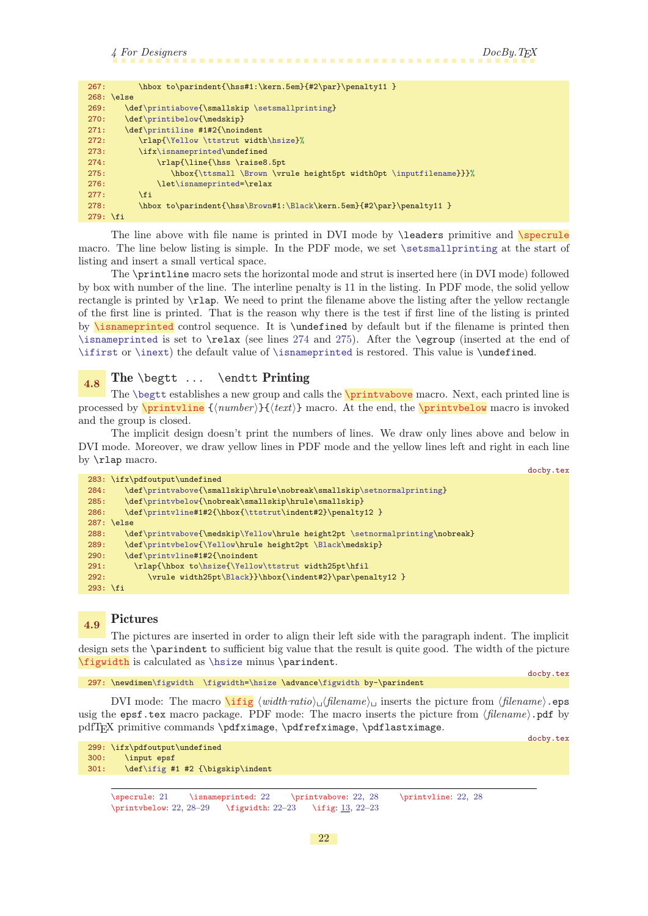```
267:       \hbox to\parindent{\hss#1:\kern.5em}{#2\par}\penalty11 }
268: \else
269:    \def\printiabove{\smallskip \setsmallprinting}
270:    \def\printibelow{\medskip}
271:    \def\printiline #1#2{\noindent
272:       \rlap{\Yellow \ttstrut width\hsize}%
273:       \ifx\isnameprinted\undefined
274:           \rlap{\line{\hss \raise8.5pt
275:              \hbox{\ttsmall \Brown \vrule height5pt width0pt \inputfilename}}}%
276:           \let\isnameprinted=\relax
277:       \fi
278:       \hbox to\parindent{\hss\Brown#1:\Black\kern.5em}{#2\par}\penalty11 }
279: \fi
```

The line above with file name is printed in DVI mode by `\leaders` primitive and `\specrule` macro. The line below listing is simple. In the PDF mode, we set `\setsmallprinting` at the start of listing and insert a small vertical space.

The `\printline` macro sets the horizontal mode and strut is inserted here (in DVI mode) followed by box with number of the line. The interline penalty is 11 in the listing. In PDF mode, the solid yellow rectangle is printed by `\rlap`. We need to print the filename above the listing after the yellow rectangle of the first line is printed. That is the reason why there is the test if first line of the listing is printed by `\isnameprinted` control sequence. It is `\undefined` by default but if the filename is printed then `\isnameprinted` is set to `\relax` (see lines 274 and 275). After the `\egroup` (inserted at the end of `\ifirst` or `\inext`) the default value of `\isnameprinted` is restored. This value is `\undefined`.

## 4.8 The `\begtt` ... `\endtt` Printing

The `\begtt` establishes a new group and calls the `\printvabove` macro. Next, each printed line is processed by `\printvline` {⟨*number*⟩}{⟨*text*⟩} macro. At the end, the `\printvbelow` macro is invoked and the group is closed.

The implicit design doesn't print the numbers of lines. We draw only lines above and below in DVI mode. Moreover, we draw yellow lines in PDF mode and the yellow lines left and right in each line by `\rlap` macro.

docby.tex

```
283: \ifx\pdfoutput\undefined
284:    \def\printvabove{\smallskip\hrule\nobreak\smallskip\setnormalprinting}
285:    \def\printvbelow{\nobreak\smallskip\hrule\smallskip}
286:    \def\printvline#1#2{\hbox{\ttstrut\indent#2}\penalty12 }
287: \else
288:    \def\printvabove{\medskip\Yellow\hrule height2pt \setnormalprinting\nobreak}
289:    \def\printvbelow{\Yellow\hrule height2pt \Black\medskip}
290:    \def\printvline#1#2{\noindent
291:      \rlap{\hbox to\hsize{\Yellow\ttstrut width25pt\hfil
292:         \vrule width25pt\Black}}\hbox{\indent#2}\par\penalty12 }
293: \fi
```

## 4.9 Pictures

The pictures are inserted in order to align their left side with the paragraph indent. The implicit design sets the `\parindent` to sufficient big value that the result is quite good. The width of the picture `\figwidth` is calculated as `\hsize` minus `\parindent`.

docby.tex

```
297: \newdimen\figwidth  \figwidth=\hsize \advance\figwidth by-\parindent
```

DVI mode: The macro `\ifig` ⟨*width-ratio*⟩␣⟨*filename*⟩␣ inserts the picture from ⟨*filename*⟩`.eps` usig the `epsf.tex` macro package. PDF mode: The macro inserts the picture from ⟨*filename*⟩`.pdf` by pdfTEX primitive commands `\pdfximage`, `\pdfrefximage`, `\pdflastximage`.

docby.tex

```
299: \ifx\pdfoutput\undefined
300:    \input epsf
301:    \def\ifig #1 #2 {\bigskip\indent
```

---

`\specrule`: 21  `\isnameprinted`: 22  `\printvabove`: 22, 28  `\printvline`: 22, 28
`\printvbelow`: 22, 28–29  `\figwidth`: 22–23  `\ifig`: 13, 22–23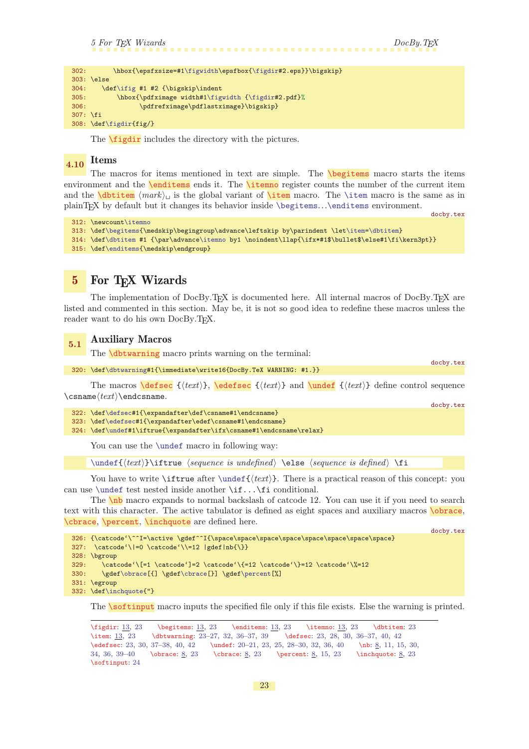```
302:       \hbox{\epsfxsize=#1\figwidth\epsfbox{\figdir#2.eps}}\bigskip}
303: \else
304:    \def\ifig #1 #2 {\bigskip\indent
305:        \hbox{\pdfximage width#1\figwidth {\figdir#2.pdf}%
306:              \pdfrefximage\pdflastximage}\bigskip}
307: \fi
308: \def\figdir{fig/}
```

The \figdir includes the directory with the pictures.

### 4.10 Items

The macros for items mentioned in text are simple. The \begitems macro starts the items environment and the \enditems ends it. The \itemno register counts the number of the current item and the \dbtitem ⟨*mark*⟩␣ is the global variant of \item macro. The \item macro is the same as in plainTEX by default but it changes its behavior inside \begitems...\enditems environment.

docby.tex

```
312: \newcount\itemno
313: \def\begitems{\medskip\begingroup\advance\leftskip by\parindent \let\item=\dbtitem}
314: \def\dbtitem #1 {\par\advance\itemno by1 \noindent\llap{\ifx*#1$\bullet$\else#1\fi\kern3pt}}
315: \def\enditems{\medskip\endgroup}
```

## 5 For TEX Wizards

The implementation of DocBy.TEX is documented here. All internal macros of DocBy.TEX are listed and commented in this section. May be, it is not so good idea to redefine these macros unless the reader want to do his own DocBy.TEX.

### 5.1 Auxiliary Macros

The \dbtwarning macro prints warning on the terminal:

docby.tex

```
320: \def\dbtwarning#1{\immediate\write16{DocBy.TeX WARNING: #1.}}
```

The macros \defsec {⟨*text*⟩}, \edefsec {⟨*text*⟩} and \undef {⟨*text*⟩} define control sequence \csname⟨*text*⟩\endcsname.

docby.tex

```
322: \def\defsec#1{\expandafter\def\csname#1\endcsname}
323: \def\edefsec#1{\expandafter\edef\csname#1\endcsname}
324: \def\undef#1\iftrue{\expandafter\ifx\csname#1\endcsname\relax}
```

You can use the \undef macro in following way:

```
\undef{⟨text⟩}\iftrue ⟨sequence is undefined⟩ \else ⟨sequence is defined⟩ \fi
```

You have to write \iftrue after \undef{⟨*text*⟩}. There is a practical reason of this concept: you can use \undef test nested inside another \if...\fi conditional.

The \nb macro expands to normal backslash of catcode 12. You can use it if you need to search text with this character. The active tabulator is defined as eight spaces and auxiliary macros \obrace, \cbrace, \percent, \inchquote are defined here.

docby.tex

```
326: {\catcode`\^^I=\active \gdef^^I{\space\space\space\space\space\space\space\space}
327:  \catcode`\|=0 \catcode`\\=12 |gdef|nb{\}}
328: \bgroup
329:    \catcode`\[=1 \catcode`]=2 \catcode`\{=12 \catcode`\}=12 \catcode`\%=12
330:    \gdef\obrace[{] \gdef\cbrace[}] \gdef\percent[%]
331: \egroup
332: \def\inchquote{"}
```

The \softinput macro inputs the specified file only if this file exists. Else the warning is printed.

---

\figdir: 13, 23  \begitems: 13, 23  \enditems: 13, 23  \itemno: 13, 23  \dbtitem: 23
\item: 13, 23  \dbtwarning: 23–27, 32, 36–37, 39  \defsec: 23, 28, 30, 36–37, 40, 42
\edefsec: 23, 30, 37–38, 40, 42  \undef: 20–21, 23, 25, 28–30, 32, 36, 40  \nb: 8, 11, 15, 30, 34, 36, 39–40  \obrace: 8, 23  \cbrace: 8, 23  \percent: 8, 15, 23  \inchquote: 8, 23
\softinput: 24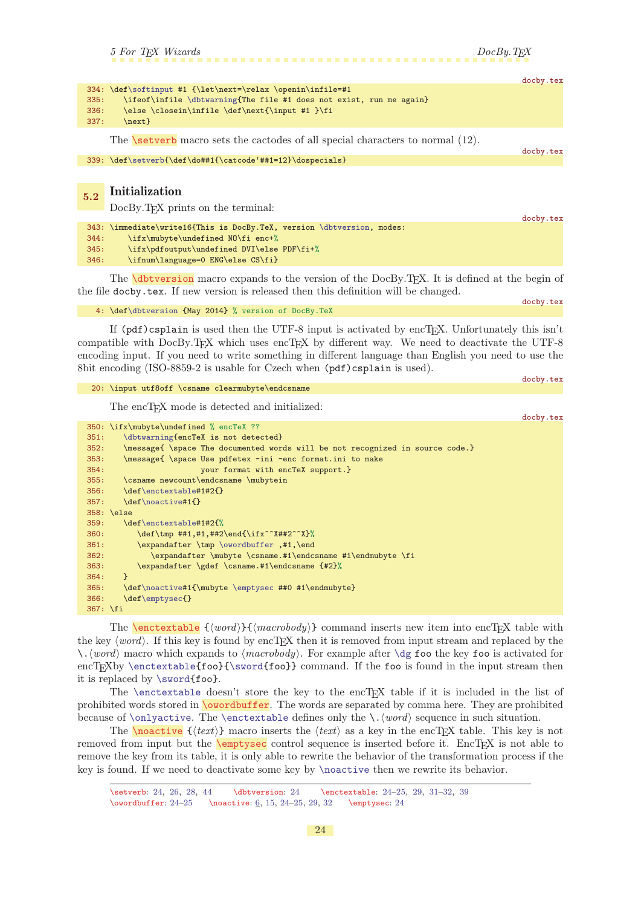docby.tex

```
334: \def\softinput #1 {\let\next=\relax \openin\infile=#1
335:    \ifeof\infile \dbtwarning{The file #1 does not exist, run me again}
336:    \else \closein\infile \def\next{\input #1 }\fi
337:    \next}
```

The \setverb macro sets the cactodes of all special characters to normal (12).

docby.tex

```
339: \def\setverb{\def\do##1{\catcode`##1=12}\dospecials}
```

## 5.2 Initialization

DocBy.TeX prints on the terminal:

docby.tex

```
343: \immediate\write16{This is DocBy.TeX, version \dbtversion, modes:
344:     \ifx\mubyte\undefined NO\fi enc+%
345:     \ifx\pdfoutput\undefined DVI\else PDF\fi+%
346:     \ifnum\language=0 ENG\else CS\fi}
```

The \dbtversion macro expands to the version of the DocBy.TeX. It is defined at the begin of the file `docby.tex`. If new version is released then this definition will be changed.

docby.tex

```
4: \def\dbtversion {May 2014} % version of DocBy.TeX
```

If (pdf)csplain is used then the UTF-8 input is activated by encTeX. Unfortunately this isn't compatible with DocBy.TeX which uses encTeX by different way. We need to deactivate the UTF-8 encoding input. If you need to write something in different language than English you need to use the 8bit encoding (ISO-8859-2 is usable for Czech when (pdf)csplain is used).

docby.tex

```
20: \input utf8off \csname clearmubyte\endcsname
```

The encTeX mode is detected and initialized:

docby.tex

```
350: \ifx\mubyte\undefined % encTeX ??
351:    \dbtwarning{encTeX is not detected}
352:    \message{ \space The documented words will be not recognized in source code.}
353:    \message{ \space Use pdfetex -ini -enc format.ini to make
354:                    your format with encTeX support.}
355:    \csname newcount\endcsname \mubytein
356:    \def\enctextable#1#2{}
357:    \def\noactive#1{}
358: \else
359:    \def\enctextable#1#2{%
360:       \def\tmp ##1,#1,##2\end{\ifx^^X##2^^X}%
361:       \expandafter \tmp \owordbuffer ,#1,\end
362:          \expandafter \mubyte \csname.#1\endcsname #1\endmubyte \fi
363:       \expandafter \gdef \csname.#1\endcsname {#2}%
364:    }
365:    \def\noactive#1{\mubyte \emptysec ##0 #1\endmubyte}
366:    \def\emptysec{}
367: \fi
```

The \enctextable {⟨*word*⟩}{⟨*macrobody*⟩} command inserts new item into encTeX table with the key ⟨*word*⟩. If this key is found by encTeX then it is removed from input stream and replaced by the \.⟨*word*⟩ macro which expands to ⟨*macrobody*⟩. For example after \dg foo the key foo is activated for encTeXby \enctextable{foo}{\sword{foo}} command. If the foo is found in the input stream then it is replaced by \sword{foo}.

The \enctextable doesn't store the key to the encTeX table if it is included in the list of prohibited words stored in \owordbuffer. The words are separated by comma here. They are prohibited because of \onlyactive. The \enctextable defines only the \.⟨*word*⟩ sequence in such situation.

The \noactive {⟨*text*⟩} macro inserts the ⟨*text*⟩ as a key in the encTeX table. This key is not removed from input but the \emptysec control sequence is inserted before it. EncTeX is not able to remove the key from its table, it is only able to rewrite the behavior of the transformation process if the key is found. If we need to deactivate some key by \noactive then we rewrite its behavior.

---

\setverb: 24, 26, 28, 44 \dbtversion: 24 \enctextable: 24–25, 29, 31–32, 39
\owordbuffer: 24–25 \noactive: 6, 15, 24–25, 29, 32 \emptysec: 24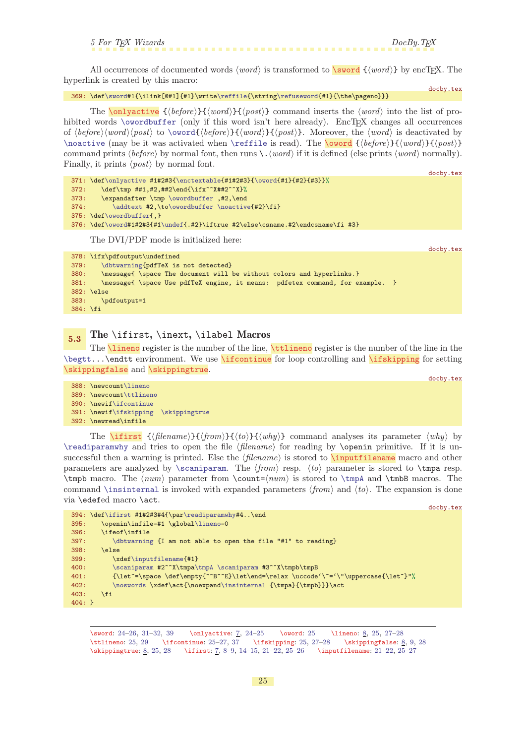All occurrences of documented words ⟨*word*⟩ is transformed to \sword {⟨*word*⟩} by encTEX. The hyperlink is created by this macro:

docby.tex

```
369: \def\sword#1{\ilink[@#1]{#1}\write\reffile{\string\refuseword{#1}{\the\pageno}}}
```

The \onlyactive {⟨*before*⟩}{⟨*word*⟩}{⟨*post*⟩} command inserts the ⟨*word*⟩ into the list of prohibited words \owordbuffer (only if this word isn't here already). EncTEX changes all occurrences of ⟨*before*⟩⟨*word*⟩⟨*post*⟩ to \oword{⟨*before*⟩}{⟨*word*⟩}{⟨*post*⟩}. Moreover, the ⟨*word*⟩ is deactivated by \noactive (may be it was activated when \reffile is read). The \oword {⟨*before*⟩}{⟨*word*⟩}{⟨*post*⟩} command prints ⟨*before*⟩ by normal font, then runs \.⟨*word*⟩ if it is defined (else prints ⟨*word*⟩ normally). Finally, it prints ⟨*post*⟩ by normal font.

docby.tex

```
371: \def\onlyactive #1#2#3{\enctextable{#1#2#3}{\oword{#1}{#2}{#3}}%
372:    \def\tmp ##1,#2,##2\end{\ifx^^X##2^^X}%
373:    \expandafter \tmp \owordbuffer ,#2,\end
374:       \addtext #2,\to\owordbuffer \noactive{#2}\fi}
375: \def\owordbuffer{,}
376: \def\oword#1#2#3{#1\undef{.#2}\iftrue #2\else\csname.#2\endcsname\fi #3}
```

The DVI/PDF mode is initialized here:

docby.tex

```
378: \ifx\pdfoutput\undefined
379:    \dbtwarning{pdfTeX is not detected}
380:    \message{ \space The document will be without colors and hyperlinks.}
381:    \message{ \space Use pdfTeX engine, it means:  pdfetex command, for example.  }
382: \else
383:    \pdfoutput=1
384: \fi
```

## 5.3 The \ifirst, \inext, \ilabel Macros

The \lineno register is the number of the line, \ttlineno register is the number of the line in the \begtt...\endtt environment. We use \ifcontinue for loop controlling and \ifskipping for setting \skippingfalse and \skippingtrue.

docby.tex

```
388: \newcount\lineno
389: \newcount\ttlineno
390: \newif\ifcontinue
391: \newif\ifskipping  \skippingtrue
392: \newread\infile
```

The \ifirst {⟨*filename*⟩}{⟨*from*⟩}{⟨*to*⟩}{⟨*why*⟩} command analyses its parameter ⟨*why*⟩ by \readiparamwhy and tries to open the file ⟨*filename*⟩ for reading by \openin primitive. If it is unsuccessful then a warning is printed. Else the ⟨*filename*⟩ is stored to \inputfilename macro and other parameters are analyzed by \scaniparam. The ⟨*from*⟩ resp. ⟨*to*⟩ parameter is stored to \tmpa resp. \tmpb macro. The ⟨*num*⟩ parameter from \count=⟨*num*⟩ is stored to \tmpA and \tmbB macros. The command \insinternal is invoked with expanded parameters ⟨*from*⟩ and ⟨*to*⟩. The expansion is done via \edefed macro \act.

docby.tex

```
394: \def\ifirst #1#2#3#4{\par\readiparamwhy#4..\end
395:    \openin\infile=#1 \global\lineno=0
396:    \ifeof\infile
397:       \dbtwarning {I am not able to open the file "#1" to reading}
398:    \else
399:       \xdef\inputfilename{#1}
400:       \scaniparam #2^^X\tmpa\tmpA \scaniparam #3^^X\tmpb\tmpB
401:       {\let~=\space \def\empty{^^B^^E}\let\end=\relax \uccode`\~=`\"\uppercase{\let~}"%
402:       \noswords \xdef\act{\noexpand\insinternal {\tmpa}{\tmpb}}}\act
403:    \fi
404: }
```

---

\sword: 24–26, 31–32, 39  \onlyactive: 7, 24–25  \oword: 25  \lineno: 8, 25, 27–28
\ttlineno: 25, 29  \ifcontinue: 25–27, 37  \ifskipping: 25, 27–28  \skippingfalse: 8, 9, 28
\skippingtrue: 8, 25, 28  \ifirst: 7, 8–9, 14–15, 21–22, 25–26  \inputfilename: 21–22, 25–27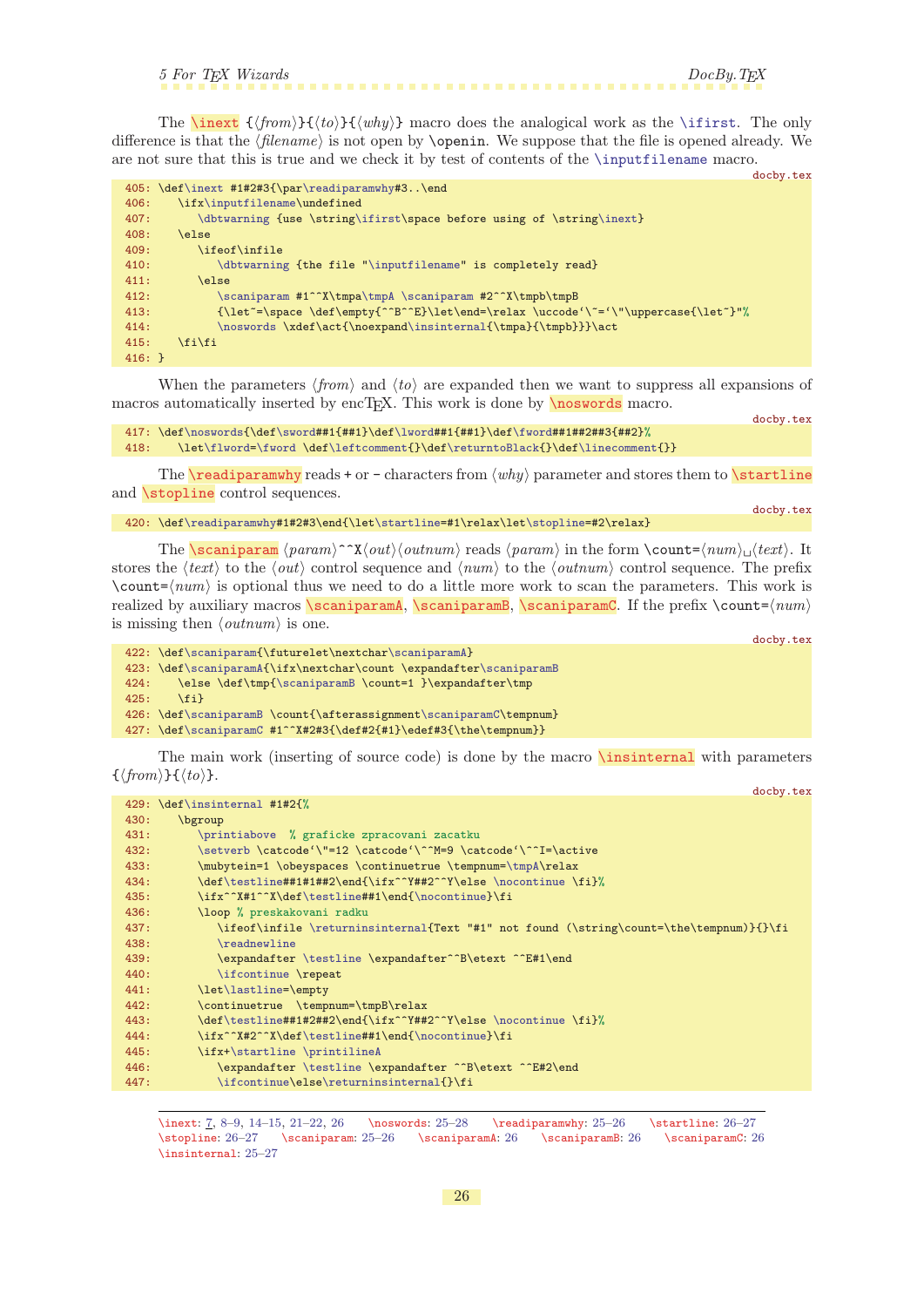The `\inext` {⟨*from*⟩}{⟨*to*⟩}{⟨*why*⟩} macro does the analogical work as the `\ifirst`. The only difference is that the ⟨*filename*⟩ is not open by `\openin`. We suppose that the file is opened already. We are not sure that this is true and we check it by test of contents of the `\inputfilename` macro.

docby.tex
```
405: \def\inext #1#2#3{\par\readiparamwhy#3..\end
406:    \ifx\inputfilename\undefined
407:       \dbtwarning {use \string\ifirst\space before using of \string\inext}
408:    \else
409:       \ifeof\infile
410:          \dbtwarning {the file "\inputfilename" is completely read}
411:       \else
412:          \scaniparam #1^^X\tmpa\tmpA \scaniparam #2^^X\tmpb\tmpB
413:          {\let~=\space \def\empty{^^B^^E}\let\end=\relax \uccode`\~=`\"\uppercase{\let~}"%
414:          \noswords \xdef\act{\noexpand\insinternal{\tmpa}{\tmpb}}}\act
415:    \fi\fi
416: }
```

When the parameters ⟨*from*⟩ and ⟨*to*⟩ are expanded then we want to suppress all expansions of macros automatically inserted by encTEX. This work is done by `\noswords` macro.

docby.tex
```
417: \def\noswords{\def\sword##1{##1}\def\lword##1{##1}\def\fword##1##2##3{##2}%
418:    \let\flword=\fword \def\leftcomment{}\def\returntoBlack{}\def\linecomment{}}
```

The `\readiparamwhy` reads `+` or `-` characters from ⟨*why*⟩ parameter and stores them to `\startline` and `\stopline` control sequences.

docby.tex
```
420: \def\readiparamwhy#1#2#3\end{\let\startline=#1\relax\let\stopline=#2\relax}
```

The `\scaniparam` ⟨*param*⟩`^^X`⟨*out*⟩⟨*outnum*⟩ reads ⟨*param*⟩ in the form `\count=`⟨*num*⟩␣⟨*text*⟩. It stores the ⟨*text*⟩ to the ⟨*out*⟩ control sequence and ⟨*num*⟩ to the ⟨*outnum*⟩ control sequence. The prefix `\count=`⟨*num*⟩ is optional thus we need to do a little more work to scan the parameters. This work is realized by auxiliary macros `\scaniparamA`, `\scaniparamB`, `\scaniparamC`. If the prefix `\count=`⟨*num*⟩ is missing then ⟨*outnum*⟩ is one.

docby.tex
```
422: \def\scaniparam{\futurelet\nextchar\scaniparamA}
423: \def\scaniparamA{\ifx\nextchar\count \expandafter\scaniparamB
424:    \else \def\tmp{\scaniparamB \count=1 }\expandafter\tmp
425:    \fi}
426: \def\scaniparamB \count{\afterassignment\scaniparamC\tempnum}
427: \def\scaniparamC #1^^X#2#3{\def#2{#1}\edef#3{\the\tempnum}}
```

The main work (inserting of source code) is done by the macro `\insinternal` with parameters {⟨*from*⟩}{⟨*to*⟩}.

docby.tex
```
429: \def\insinternal #1#2{%
430:    \bgroup
431:       \printiabove  % graficke zpracovani zacatku
432:       \setverb \catcode`\"=12 \catcode`\^^M=9 \catcode`\^^I=\active
433:       \mubytein=1 \obeyspaces \continuetrue \tempnum=\tmpA\relax
434:       \def\testline##1#1##2\end{\ifx^^Y##2^^Y\else \nocontinue \fi}%
435:       \ifx^^X#1^^X\def\testline##1\end{\nocontinue}\fi
436:       \loop % preskakovani radku
437:          \ifeof\infile \returninsinternal{Text "#1" not found (\string\count=\the\tempnum)}{}\fi
438:          \readnewline
439:          \expandafter \testline \expandafter^^B\etext ^^E#1\end
440:          \ifcontinue \repeat
441:       \let\lastline=\empty
442:       \continuetrue  \tempnum=\tmpB\relax
443:       \def\testline##1#2##2\end{\ifx^^Y##2^^Y\else \nocontinue \fi}%
444:       \ifx^^X#2^^X\def\testline##1\end{\nocontinue}\fi
445:       \ifx+\startline \printlineA
446:          \expandafter \testline \expandafter ^^B\etext ^^E#2\end
447:          \ifcontinue\else\returninsinternal{}\fi
```

---

`\inext`: 7, 8–9, 14–15, 21–22, 26 `\noswords`: 25–28 `\readiparamwhy`: 25–26 `\startline`: 26–27 `\stopline`: 26–27 `\scaniparam`: 25–26 `\scaniparamA`: 26 `\scaniparamB`: 26 `\scaniparamC`: 26 `\insinternal`: 25–27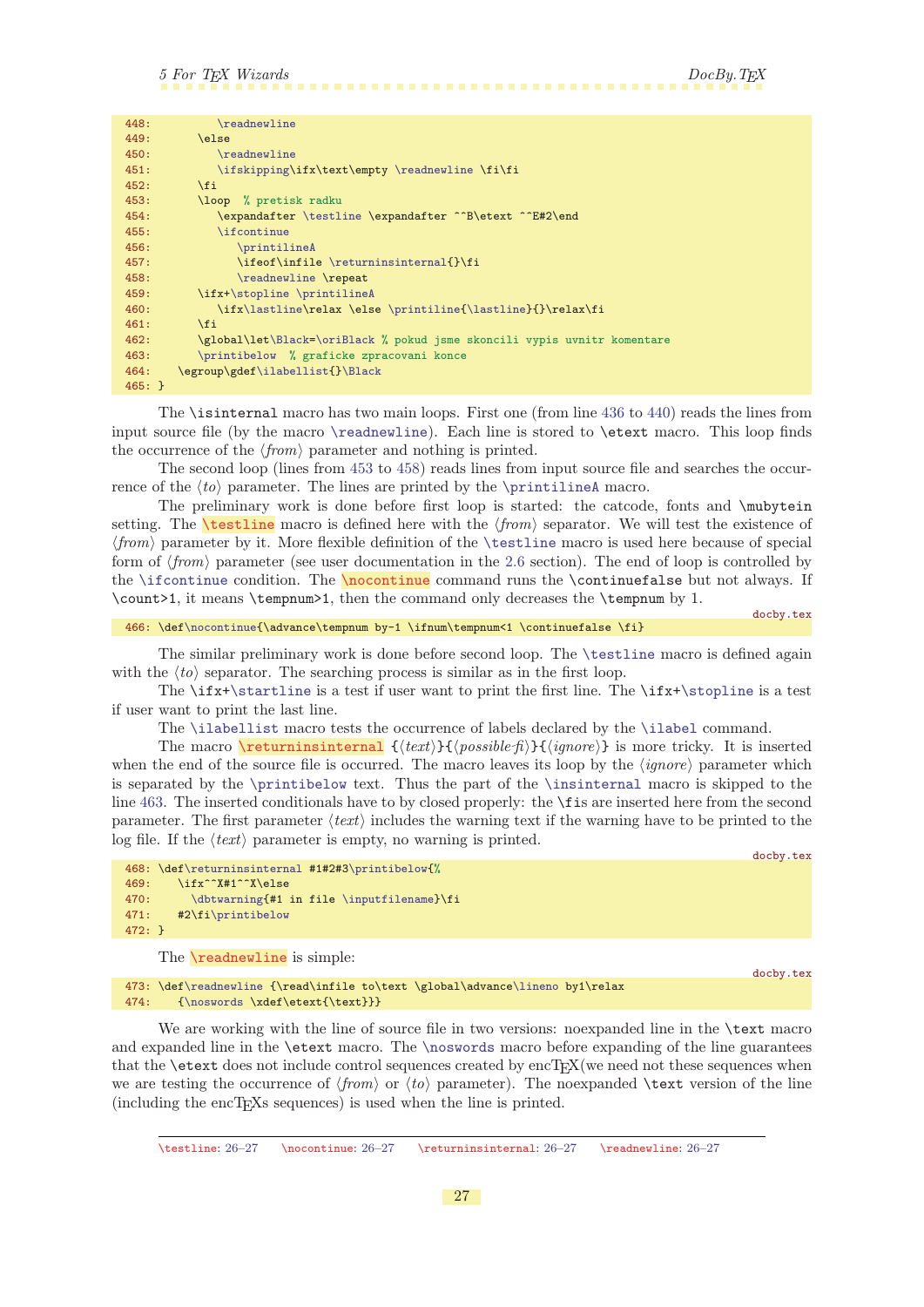```
448:         \readnewline
449:       \else
450:          \readnewline
451:          \ifskipping\ifx\text\empty \readnewline \fi\fi
452:       \fi
453:       \loop  % pretisk radku
454:          \expandafter \testline \expandafter ^^B\etext ^^E#2\end
455:          \ifcontinue
456:             \printilineA
457:             \ifeof\infile \returninsinternal{}\fi
458:             \readnewline \repeat
459:       \ifx+\stopline \printilineA
460:          \ifx\lastline\relax \else \printiline{\lastline}{}\relax\fi
461:       \fi
462:       \global\let\Black=\oriBlack % pokud jsme skoncili vypis uvnitr komentare
463:       \printibelow  % graficke zpracovani konce
464:    \egroup\gdef\ilabellist{}\Black
465: }
```

The `\isinternal` macro has two main loops. First one (from line 436 to 440) reads the lines from input source file (by the macro `\readnewline`). Each line is stored to `\etext` macro. This loop finds the occurrence of the ⟨*from*⟩ parameter and nothing is printed.

The second loop (lines from 453 to 458) reads lines from input source file and searches the occurrence of the ⟨*to*⟩ parameter. The lines are printed by the `\printilineA` macro.

The preliminary work is done before first loop is started: the catcode, fonts and `\mubytein` setting. The `\testline` macro is defined here with the ⟨*from*⟩ separator. We will test the existence of ⟨*from*⟩ parameter by it. More flexible definition of the `\testline` is used here because of special form of ⟨*from*⟩ parameter (see user documentation in the 2.6 section). The end of loop is controlled by the `\ifcontinue` condition. The `\nocontinue` command runs the `\continuefalse` but not always. If `\count>1`, it means `\tempnum>1`, then the command only decreases the `\tempnum` by 1.

docby.tex
```
466: \def\nocontinue{\advance\tempnum by-1 \ifnum\tempnum<1 \continuefalse \fi}
```

The similar preliminary work is done before second loop. The `\testline` macro is defined again with the ⟨*to*⟩ separator. The searching process is similar as in the first loop.

The `\ifx+\startline` is a test if user want to print the first line. The `\ifx+\stopline` is a test if user want to print the last line.

The `\ilabellist` macro tests the occurrence of labels declared by the `\ilabel` command.

The macro `\returninsinternal` `{`⟨*text*⟩`}{`⟨*possible-fi*⟩`}{`⟨*ignore*⟩`}` is more tricky. It is inserted when the end of the source file is occurred. The macro leaves its loop by the ⟨*ignore*⟩ parameter which is separated by the `\printibelow` text. Thus the part of the `\insinternal` macro is skipped to the line 463. The inserted conditionals have to by closed properly: the `\fi`s are inserted here from the second parameter. The first parameter ⟨*text*⟩ includes the warning text if the warning have to be printed to the log file. If the ⟨*text*⟩ parameter is empty, no warning is printed.

docby.tex
```
468: \def\returninsinternal #1#2#3\printibelow{%
469:    \ifx^^X#1^^X\else
470:      \dbtwarning{#1 in file \inputfilename}\fi
471:    #2\fi\printibelow
472: }
```

The `\readnewline` is simple:

docby.tex
```
473: \def\readnewline {\read\infile to\text \global\advance\lineno by1\relax
474:    {\noswords \xdef\etext{\text}}}
```

We are working with the line of source file in two versions: noexpanded line in the `\text` macro and expanded line in the `\etext` macro. The `\noswords` macro before expanding of the line guarantees that the `\etext` does not include control sequences created by encTEX(we need not these sequences when we are testing the occurrence of ⟨*from*⟩ or ⟨*to*⟩ parameter). The noexpanded `\text` version of the line (including the encTEXs sequences) is used when the line is printed.

---

`\testline`: 26–27  `\nocontinue`: 26–27  `\returninsinternal`: 26–27  `\readnewline`: 26–27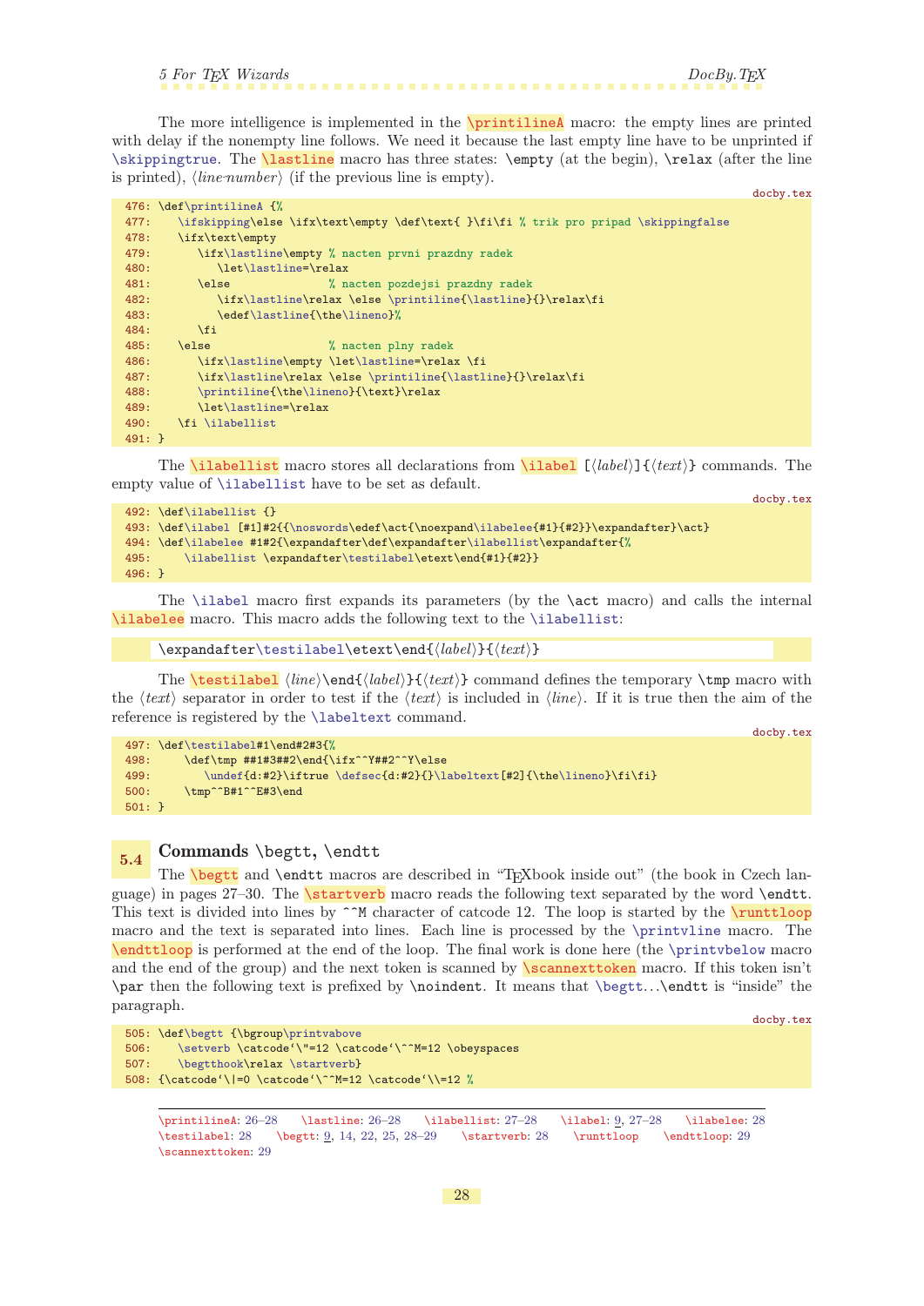The more intelligence is implemented in the `\printilineA` macro: the empty lines are printed with delay if the nonempty line follows. We need it because the last empty line have to be unprinted if `\skippingtrue`. The `\lastline` macro has three states: `\empty` (at the begin), `\relax` (after the line is printed), ⟨*line-number*⟩ (if the previous line is empty).

docby.tex

```
476: \def\printilineA {%
477:    \ifskipping\else \ifx\text\empty \def\text{ }\fi\fi % trik pro pripad \skippingfalse
478:    \ifx\text\empty
479:       \ifx\lastline\empty % nacten prvni prazdny radek
480:          \let\lastline=\relax
481:       \else               % nacten pozdejsi prazdny radek
482:          \ifx\lastline\relax \else \printiline{\lastline}{}\relax\fi
483:          \edef\lastline{\the\lineno}%
484:       \fi
485:    \else                  % nacten plny radek
486:       \ifx\lastline\empty \let\lastline=\relax \fi
487:       \ifx\lastline\relax \else \printiline{\lastline}{}\relax\fi
488:       \printiline{\the\lineno}{\text}\relax
489:       \let\lastline=\relax
490:    \fi \ilabellist
491: }
```

The `\ilabellist` macro stores all declarations from `\ilabel` [⟨*label*⟩]{⟨*text*⟩} commands. The empty value of `\ilabellist` have to be set as default.

docby.tex

```
492: \def\ilabellist {}
493: \def\ilabel [#1]#2{{\noswords\edef\act{\noexpand\ilabelee{#1}{#2}}\expandafter}\act}
494: \def\ilabelee #1#2{\expandafter\def\expandafter\ilabellist\expandafter{%
495:     \ilabellist \expandafter\testilabel\etext\end{#1}{#2}}
496: }
```

The `\ilabel` macro first expands its parameters (by the `\act` macro) and calls the internal `\ilabelee` macro. This macro adds the following text to the `\ilabellist`:

```
\expandafter\testilabel\etext\end{⟨label⟩}{⟨text⟩}
```

The `\testilabel` ⟨*line*⟩`\end{`⟨*label*⟩`}{`⟨*text*⟩`}` command defines the temporary `\tmp` macro with the ⟨*text*⟩ separator in order to test if the ⟨*text*⟩ is included in ⟨*line*⟩. If it is true then the aim of the reference is registered by the `\labeltext` command.

docby.tex

```
497: \def\testilabel#1\end#2#3{%
498:     \def\tmp ##1#3##2\end{\ifx^^Y##2^^Y\else
499:        \undef{d:#2}\iftrue \defsec{d:#2}{}\labeltext[#2]{\the\lineno}\fi\fi}
500:     \tmp^^B#1^^E#3\end
501: }
```

## 5.4 Commands `\begtt`, `\endtt`

The `\begtt` and `\endtt` macros are described in "TEXbook inside out" (the book in Czech language) in pages 27–30. The `\startverb` macro reads the following text separated by the word `\endtt`. This text is divided into lines by `^^M` character of catcode 12. The loop is started by the `\runttloop` macro and the text is separated into lines. Each line is processed by the `\printvline` macro. The `\endttloop` is performed at the end of the loop. The final work is done here (the `\printvbelow` macro and the end of the group) and the next token is scanned by `\scannexttoken` macro. If this token isn't `\par` then the following text is prefixed by `\noindent`. It means that `\begtt`…`\endtt` is "inside" the paragraph.

docby.tex

```
505: \def\begtt {\bgroup\printvabove
506:    \setverb \catcode`\"=12 \catcode`\^^M=12 \obeyspaces
507:    \begtthook\relax \startverb}
508: {\catcode`\|=0 \catcode`\^^M=12 \catcode`\\=12 %
```

---

`\printilineA`: 26–28   `\lastline`: 26–28   `\ilabellist`: 27–28   `\ilabel`: 9, 27–28   `\ilabelee`: 28
`\testilabel`: 28   `\begtt`: 9, 14, 22, 25, 28–29   `\startverb`: 28   `\runttloop`   `\endttloop`: 29
`\scannexttoken`: 29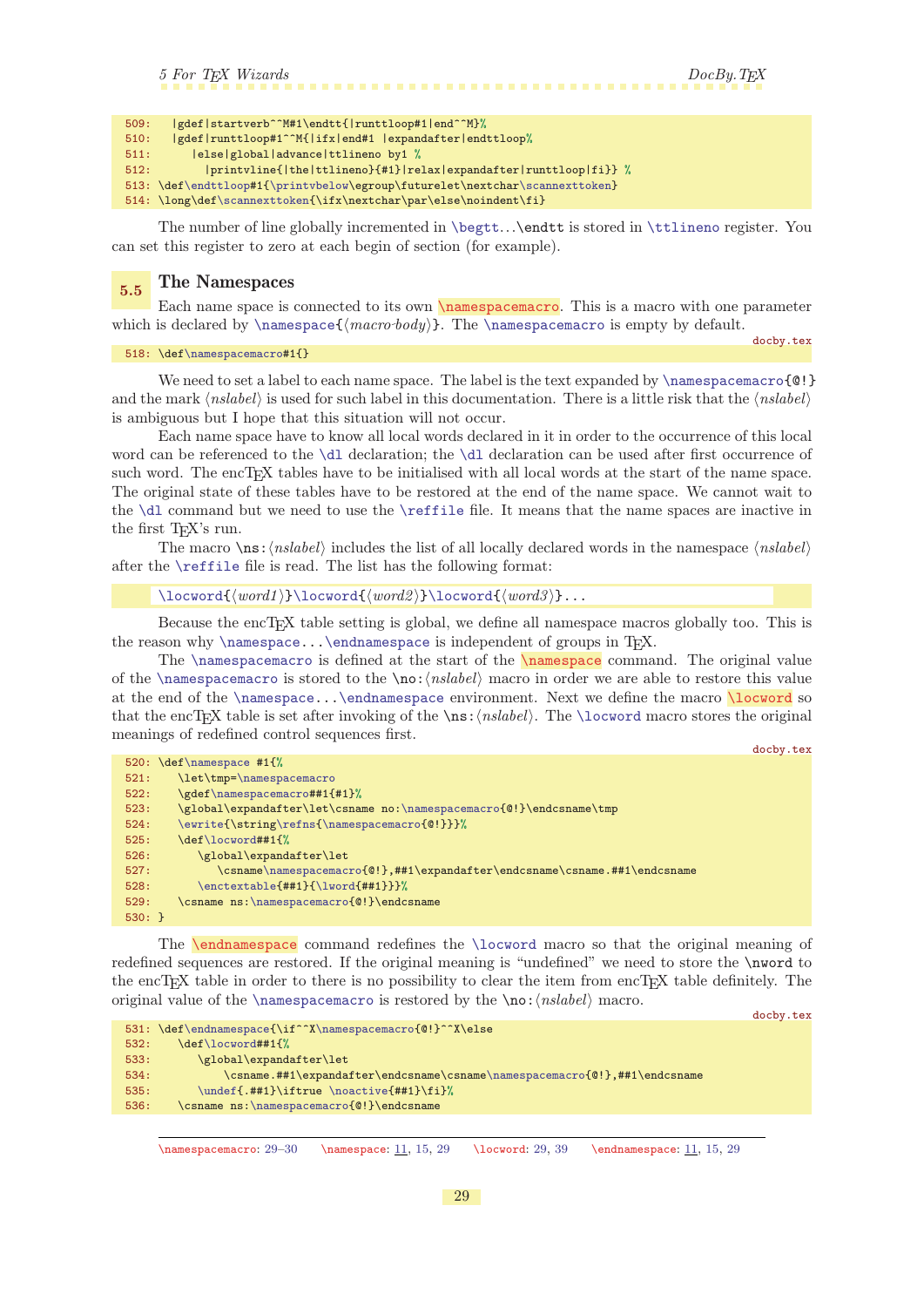```
509:   |gdef|startverb^^M#1\endtt{|runttloop#1|end^^M}%
510:   |gdef|runttloop#1^^M{|ifx|end#1 |expandafter|endttloop%
511:      |else|global|advance|ttlineno by1 %
512:        |printvline{|the|ttlineno}{#1}|relax|expandafter|runttloop|fi}} %
513: \def\endttloop#1{\printvbelow\egroup\futurelet\nextchar\scannexttoken}
514: \long\def\scannexttoken{\ifx\nextchar\par\else\noindent\fi}
```

The number of line globally incremented in `\begtt`...`\endtt` is stored in `\ttlineno` register. You can set this register to zero at each begin of section (for example).

## 5.5 The Namespaces

Each name space is connected to its own `\namespacemacro`. This is a macro with one parameter which is declared by `\namespace{`⟨*macro-body*⟩`}`. The `\namespacemacro` is empty by default.

docby.tex

```
518: \def\namespacemacro#1{}
```

We need to set a label to each name space. The label is the text expanded by `\namespacemacro{@!}` and the mark ⟨*nslabel*⟩ is used for such label in this documentation. There is a little risk that the ⟨*nslabel*⟩ is ambiguous but I hope that this situation will not occur.

Each name space have to know all local words declared in it in order to the occurrence of this local word can be referenced to the `\dl` declaration; the `\dl` declaration can be used after first occurrence of such word. The encTEX tables have to be initialised with all local words at the start of the name space. The original state of these tables have to be restored at the end of the name space. We cannot wait to the `\dl` command but we need to use the `\reffile` file. It means that the name spaces are inactive in the first TEX's run.

The macro `\ns:`⟨*nslabel*⟩ includes the list of all locally declared words in the namespace ⟨*nslabel*⟩ after the `\reffile` file is read. The list has the following format:

```
\locword{⟨word1⟩}\locword{⟨word2⟩}\locword{⟨word3⟩}...
```

Because the encTEX table setting is global, we define all namespace macros globally too. This is the reason why `\namespace...\endnamespace` is independent of groups in TEX.

The `\namespacemacro` is defined at the start of the `\namespace` command. The original value of the `\namespacemacro` is stored to the `\no:`⟨*nslabel*⟩ macro in order we are able to restore this value at the end of the `\namespace...\endnamespace` environment. Next we define the macro `\locword` so that the encTEX table is set after invoking of the `\ns:`⟨*nslabel*⟩. The `\locword` macro stores the original meanings of redefined control sequences first.

docby.tex

```
520: \def\namespace #1{%
521:    \let\tmp=\namespacemacro
522:    \gdef\namespacemacro##1{#1}%
523:    \global\expandafter\let\csname no:\namespacemacro{@!}\endcsname\tmp
524:    \ewrite{\string\refns{\namespacemacro{@!}}}%
525:    \def\locword##1{%
526:       \global\expandafter\let
527:          \csname\namespacemacro{@!},##1\expandafter\endcsname\csname.##1\endcsname
528:       \enctextable{##1}{\lword{##1}}}%
529:    \csname ns:\namespacemacro{@!}\endcsname
530: }
```

The `\endnamespace` command redefines the `\locword` macro so that the original meaning of redefined sequences are restored. If the original meaning is "undefined" we need to store the `\nword` to the encTEX table in order to there is no possibility to clear the item from encTEX table definitely. The original value of the `\namespacemacro` is restored by the `\no:`⟨*nslabel*⟩ macro.

docby.tex

```
531: \def\endnamespace{\if^^X\namespacemacro{@!}^^X\else
532:    \def\locword##1{%
533:       \global\expandafter\let
534:          \csname.##1\expandafter\endcsname\csname\namespacemacro{@!},##1\endcsname
535:       \undef{.##1}\iftrue \noactive{##1}\fi}%
536:    \csname ns:\namespacemacro{@!}\endcsname
```

---

\namespacemacro: 29–30 \namespace: 11, 15, 29 \locword: 29, 39 \endnamespace: 11, 15, 29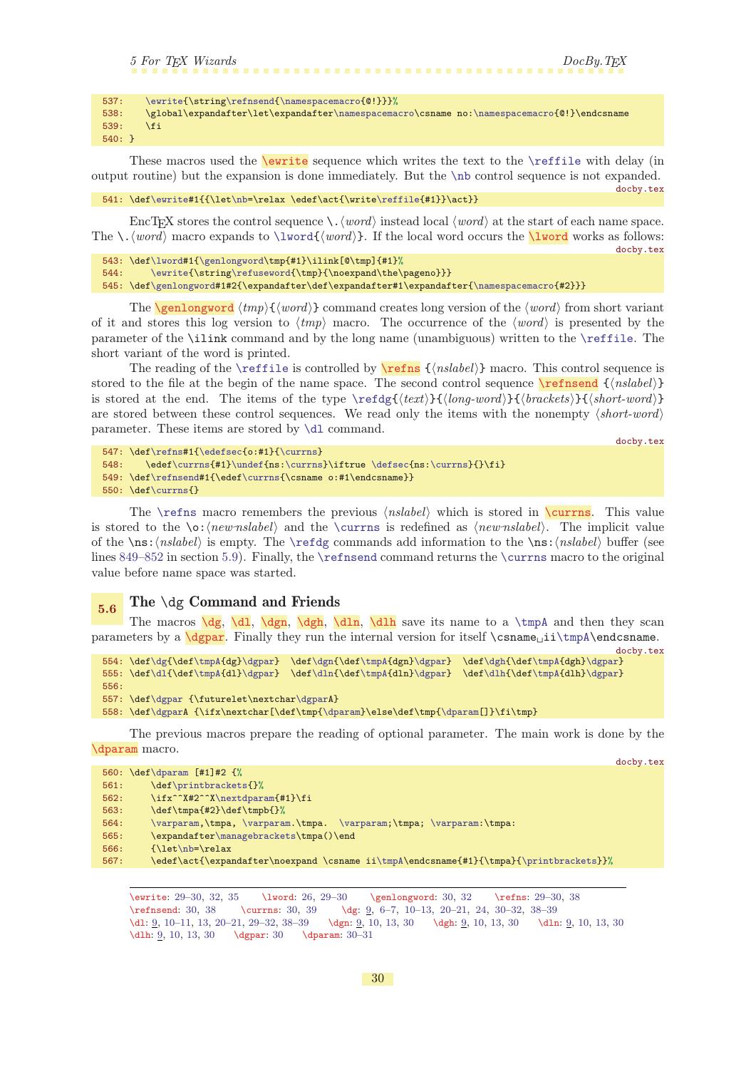```
537:    \ewrite{\string\refnsend{\namespacemacro{@!}}}%
538:    \global\expandafter\let\expandafter\namespacemacro\csname no:\namespacemacro{@!}\endcsname
539:    \fi
540: }
```

These macros used the \ewrite sequence which writes the text to the \reffile with delay (in output routine) but the expansion is done immediately. But the \nb control sequence is not expanded.

docby.tex

```
541: \def\ewrite#1{{\let\nb=\relax \edef\act{\write\reffile{#1}}\act}}
```

EncTEX stores the control sequence \.⟨*word*⟩ instead local ⟨*word*⟩ at the start of each name space. The \.⟨*word*⟩ macro expands to \lword{⟨*word*⟩}. If the local word occurs the \lword works as follows:

docby.tex

```
543: \def\lword#1{\genlongword\tmp{#1}\ilink[@\tmp]{#1}%
544:     \ewrite{\string\refuseword{\tmp}{\noexpand\the\pageno}}}
545: \def\genlongword#1#2{\expandafter\def\expandafter#1\expandafter{\namespacemacro{#2}}}
```

The \genlongword ⟨*tmp*⟩{⟨*word*⟩} command creates long version of the ⟨*word*⟩ from short variant of it and stores this log version to ⟨*tmp*⟩ macro. The occurrence of the ⟨*word*⟩ is presented by the parameter of the \ilink command and by the long name (unambiguous) written to the \reffile. The short variant of the word is printed.

The reading of the \reffile is controlled by \refns {⟨*nslabel*⟩} macro. This control sequence is stored to the file at the begin of the name space. The second control sequence \refnsend {⟨*nslabel*⟩} is stored at the end. The items of the type \refdg{⟨*text*⟩}{⟨*long-word*⟩}{⟨*brackets*⟩}{⟨*short-word*⟩} are stored between these control sequences. We read only the items with the nonempty ⟨*short-word*⟩ parameter. These items are stored by \dl command.

docby.tex

```
547: \def\refns#1{\edefsec{o:#1}{\currns}
548:    \edef\currns{#1}\undef{ns:\currns}\iftrue \defsec{ns:\currns}{}\fi}
549: \def\refnsend#1{\edef\currns{\csname o:#1\endcsname}}
550: \def\currns{}
```

The \refns macro remembers the previous ⟨*nslabel*⟩ which is stored in \currns. This value is stored to the \o:⟨*new-nslabel*⟩ and the \currns is redefined as ⟨*new-nslabel*⟩. The implicit value of the \ns:⟨*nslabel*⟩ is empty. The \refdg commands add information to the \ns:⟨*nslabel*⟩ buffer (see lines 849–852 in section 5.9). Finally, the \refnsend command returns the \currns macro to the original value before name space was started.

## 5.6 The \dg Command and Friends

The macros \dg, \dl, \dgn, \dgh, \dln, \dlh save its name to a \tmpA and then they scan parameters by a \dgpar. Finally they run the internal version for itself \csname␣ii\tmpA\endcsname.

docby.tex

```
554: \def\dg{\def\tmpA{dg}\dgpar}  \def\dgn{\def\tmpA{dgn}\dgpar}  \def\dgh{\def\tmpA{dgh}\dgpar}
555: \def\dl{\def\tmpA{dl}\dgpar}  \def\dln{\def\tmpA{dln}\dgpar}  \def\dlh{\def\tmpA{dlh}\dgpar}
556:
557: \def\dgpar {\futurelet\nextchar\dgparA}
558: \def\dgparA {\ifx\nextchar[\def\tmp{\dparam}\else\def\tmp{\dparam[]}\fi\tmp}
```

The previous macros prepare the reading of optional parameter. The main work is done by the \dparam macro.

docby.tex

```
560: \def\dparam [#1]#2 {%
561:     \def\printbrackets{}%
562:     \ifx^^X#2^^X\nextdparam{#1}\fi
563:     \def\tmpa{#2}\def\tmpb{}%
564:     \varparam,\tmpa, \varparam.\tmpa.  \varparam;\tmpa; \varparam:\tmpa:
565:     \expandafter\managebrackets\tmpa()\end
566:     {\let\nb=\relax
567:     \edef\act{\expandafter\noexpand \csname ii\tmpA\endcsname{#1}{\tmpa}{\printbrackets}}%
```

---

\ewrite: 29–30, 32, 35 \lword: 26, 29–30 \genlongword: 30, 32 \refns: 29–30, 38
\refnsend: 30, 38 \currns: 30, 39 \dg: 9, 6–7, 10–13, 20–21, 24, 30–32, 38–39
\dl: 9, 10–11, 13, 20–21, 29–32, 38–39 \dgn: 9, 10, 13, 30 \dgh: 9, 10, 13, 30 \dln: 9, 10, 13, 30
\dlh: 9, 10, 13, 30 \dgpar: 30 \dparam: 30–31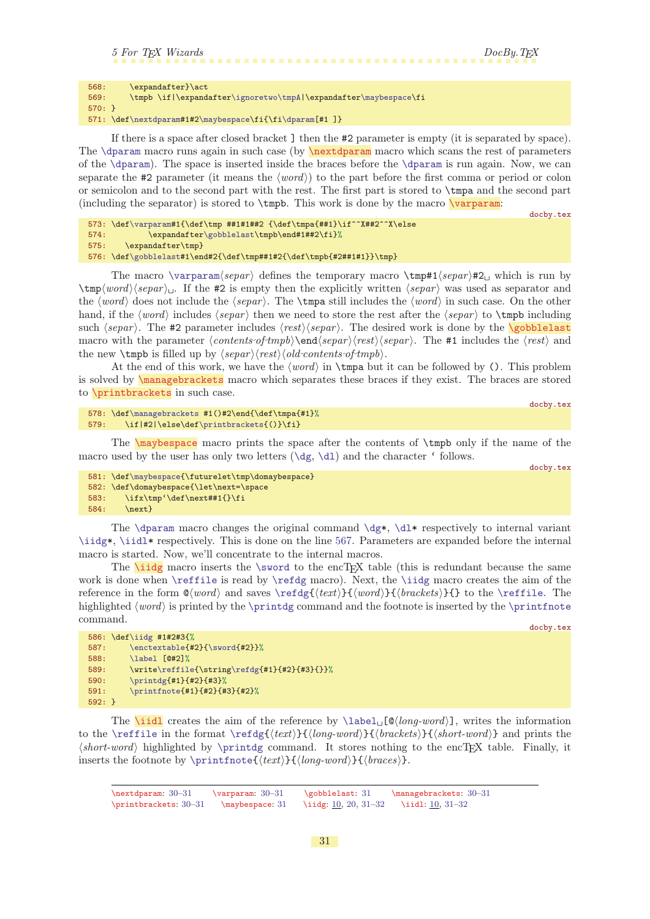```
568:     \expandafter}\act
569:     \tmpb \if|\expandafter\ignoretwo\tmpA|\expandafter\maybespace\fi
570: }
571: \def\nextdparam#1#2\maybespace\fi{\fi\dparam[#1 ]}
```

If there is a space after closed bracket ] then the #2 parameter is empty (it is separated by space). The \dparam macro runs again in such case (by \nextdparam macro which scans the rest of parameters of the \dparam). The space is inserted inside the braces before the \dparam is run again. Now, we can separate the #2 parameter (it means the ⟨*word*⟩) to the part before the first comma or period or colon or semicolon and to the second part with the rest. The first part is stored to \tmpa and the second part (including the separator) is stored to \tmpb. This work is done by the macro \varparam:

docby.tex

```
573: \def\varparam#1{\def\tmp ##1#1##2 {\def\tmpa{##1}\if^^X##2^^X\else
574:         \expandafter\gobblelast\tmpb\end#1##2\fi}%
575:    \expandafter\tmp}
576: \def\gobblelast#1\end#2{\def\tmp##1#2{\def\tmpb{#2##1#1}}\tmp}
```

The macro \varparam⟨*separ*⟩ defines the temporary macro \tmp#1⟨*separ*⟩#2␣ which is run by \tmp⟨*word*⟩⟨*separ*⟩␣. If the #2 is empty then the explicitly written ⟨*separ*⟩ was used as separator and the ⟨*word*⟩ does not include the ⟨*separ*⟩. The \tmpa still includes the ⟨*word*⟩ in such case. On the other hand, if the ⟨*word*⟩ includes ⟨*separ*⟩ then we need to store the rest after the ⟨*separ*⟩ to \tmpb including such ⟨*separ*⟩. The #2 parameter includes ⟨*rest*⟩⟨*separ*⟩. The desired work is done by the \gobblelast macro with the parameter ⟨*contents-of-tmpb*⟩\end⟨*separ*⟩⟨*rest*⟩⟨*separ*⟩. The #1 includes the ⟨*rest*⟩ and the new \tmpb is filled up by ⟨*separ*⟩⟨*rest*⟩⟨*old-contents-of-tmpb*⟩.

At the end of this work, we have the ⟨*word*⟩ in \tmpa but it can be followed by (). This problem is solved by \managebrackets macro which separates these braces if they exist. The braces are stored to \printbrackets in such case.

docby.tex

```
578: \def\managebrackets #1()#2\end{\def\tmpa{#1}%
579:    \if|#2|\else\def\printbrackets{()}\fi}
```

The \maybespace macro prints the space after the contents of \tmpb only if the name of the macro used by the user has only two letters (\dg, \dl) and the character ‘ follows.

docby.tex

```
581: \def\maybespace{\futurelet\tmp\domaybespace}
582: \def\domaybespace{\let\next=\space
583:    \ifx\tmp`\def\next##1{}\fi
584:    \next}
```

The \dparam macro changes the original command \dg*, \dl* respectively to internal variant \iidg*, \iidl* respectively. This is done on the line 567. Parameters are expanded before the internal macro is started. Now, we'll concentrate to the internal macros.

The \iidg macro inserts the \sword to the encTEX table (this is redundant because the same work is done when \reffile is read by \refdg macro). Next, the \iidg macro creates the aim of the reference in the form @⟨*word*⟩ and saves \refdg{⟨*text*⟩}{⟨*word*⟩}{⟨*brackets*⟩}{} to the \reffile. The highlighted ⟨*word*⟩ is printed by the \printdg command and the footnote is inserted by the \printfnote command.

docby.tex

```
586: \def\iidg #1#2#3{%
587:     \enctextable{#2}{\sword{#2}}%
588:     \label [@#2]%
589:     \write\reffile{\string\refdg{#1}{#2}{#3}{}}%
590:     \printdg{#1}{#2}{#3}%
591:     \printfnote{#1}{#2}{#3}{#2}%
592: }
```

The \iidl creates the aim of the reference by \label␣[@⟨*long-word*⟩], writes the information to the \reffile in the format \refdg{⟨*text*⟩}{⟨*long-word*⟩}{⟨*brackets*⟩}{⟨*short-word*⟩} and prints the ⟨*short-word*⟩ highlighted by \printdg command. It stores nothing to the encTEX table. Finally, it inserts the footnote by \printfnote{⟨*text*⟩}{⟨*long-word*⟩}{⟨*braces*⟩}.

---

\nextdparam: 30–31  \varparam: 30–31  \gobblelast: 31  \managebrackets: 30–31  \printbrackets: 30–31  \maybespace: 31  \iidg: 10, 20, 31–32  \iidl: 10, 31–32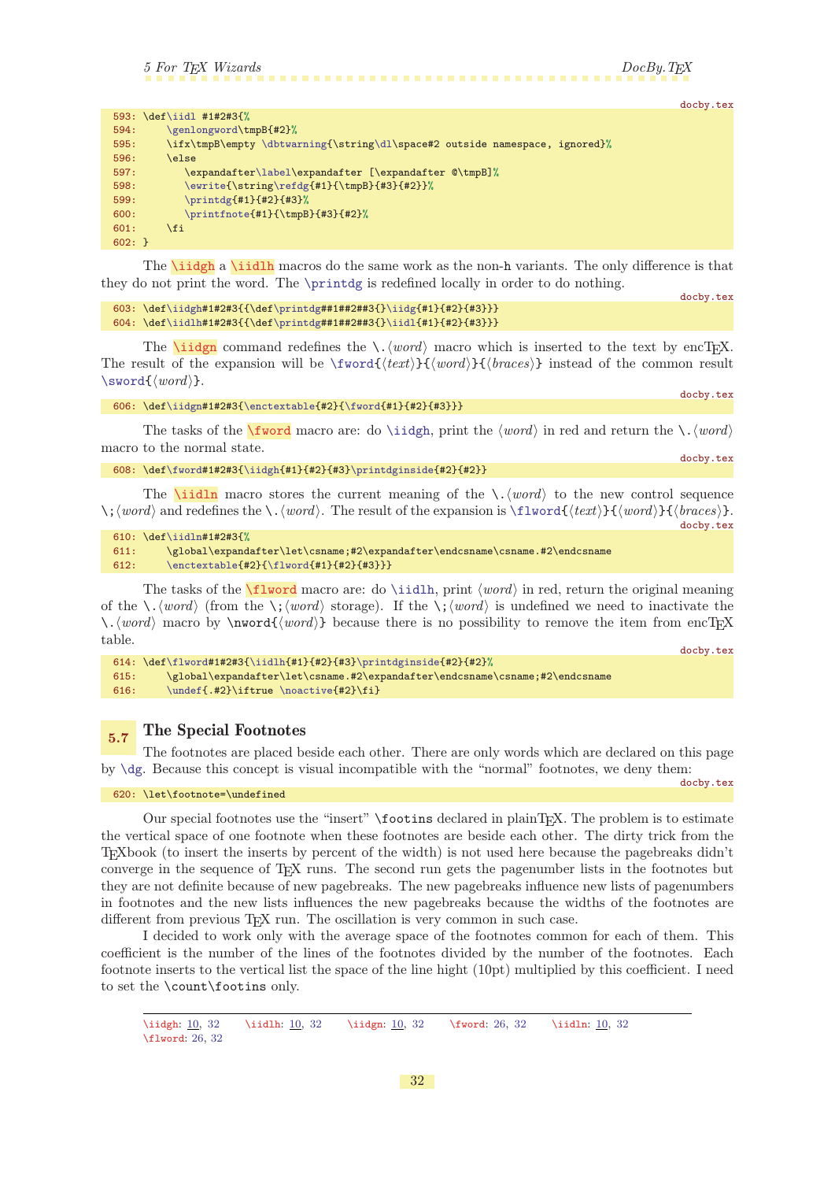docby.tex

```
593: \def\iidl #1#2#3{%
594:     \genlongword\tmpB{#2}%
595:     \ifx\tmpB\empty \dbtwarning{\string\dl\space#2 outside namespace, ignored}%
596:     \else
597:        \expandafter\label\expandafter [\expandafter @\tmpB]%
598:        \ewrite{\string\refdg{#1}{\tmpB}{#3}{#2}}%
599:        \printdg{#1}{#2}{#3}%
600:        \printfnote{#1}{\tmpB}{#3}{#2}%
601:     \fi
602: }
```

The \iidgh a \iidlh macros do the same work as the non-h variants. The only difference is that they do not print the word. The \printdg is redefined locally in order to do nothing.

docby.tex

```
603: \def\iidgh#1#2#3{{\def\printdg##1##2##3{}\iidg{#1}{#2}{#3}}}
604: \def\iidlh#1#2#3{{\def\printdg##1##2##3{}\iidl{#1}{#2}{#3}}}
```

The \iidgn command redefines the \.⟨*word*⟩ macro which is inserted to the text by encTEX. The result of the expansion will be \fword{⟨*text*⟩}{⟨*word*⟩}{⟨*braces*⟩} instead of the common result \sword{⟨*word*⟩}.

docby.tex

```
606: \def\iidgn#1#2#3{\enctextable{#2}{\fword{#1}{#2}{#3}}}
```

The tasks of the \fword macro are: do \iidgh, print the ⟨*word*⟩ in red and return the \.⟨*word*⟩ macro to the normal state.

docby.tex

```
608: \def\fword#1#2#3{\iidgh{#1}{#2}{#3}\printdginside{#2}{#2}}
```

The \iidln macro stores the current meaning of the \.⟨*word*⟩ to the new control sequence \;⟨*word*⟩ and redefines the \.⟨*word*⟩. The result of the expansion is \flword{⟨*text*⟩}{⟨*word*⟩}{⟨*braces*⟩}.

docby.tex

```
610: \def\iidln#1#2#3{%
611:     \global\expandafter\let\csname;#2\expandafter\endcsname\csname.#2\endcsname
612:     \enctextable{#2}{\flword{#1}{#2}{#3}}}
```

The tasks of the \flword macro are: do \iidlh, print ⟨*word*⟩ in red, return the original meaning of the \.⟨*word*⟩ (from the \;⟨*word*⟩ storage). If the \;⟨*word*⟩ is undefined we need to inactivate the \.⟨*word*⟩ macro by \nword{⟨*word*⟩} because there is no possibility to remove the item from encTEX table.

docby.tex

```
614: \def\flword#1#2#3{\iidlh{#1}{#2}{#3}\printdginside{#2}{#2}%
615:     \global\expandafter\let\csname.#2\expandafter\endcsname\csname;#2\endcsname
616:     \undef{.#2}\iftrue \noactive{#2}\fi}
```

## 5.7 The Special Footnotes

The footnotes are placed beside each other. There are only words which are declared on this page by \dg. Because this concept is visual incompatible with the "normal" footnotes, we deny them:

docby.tex

```
620: \let\footnote=\undefined
```

Our special footnotes use the "insert" \footins declared in plainTEX. The problem is to estimate the vertical space of one footnote when these footnotes are beside each other. The dirty trick from the TEXbook (to insert the inserts by percent of the width) is not used here because the pagebreaks didn't converge in the sequence of TEX runs. The second run gets the pagenumber lists in the footnotes but they are not definite because of new pagebreaks. The new pagebreaks influence new lists of pagenumbers in footnotes and the new lists influences the new pagebreaks because the widths of the footnotes are different from previous TEX run. The oscillation is very common in such case.

I decided to work only with the average space of the footnotes common for each of them. This coefficient is the number of the lines of the footnotes divided by the number of the footnotes. Each footnote inserts to the vertical list the space of the line hight (10pt) multiplied by this coefficient. I need to set the \count\footins only.

---

\iidgh: 10, 32    \iidlh: 10, 32    \iidgn: 10, 32    \fword: 26, 32    \iidln: 10, 32    \flword: 26, 32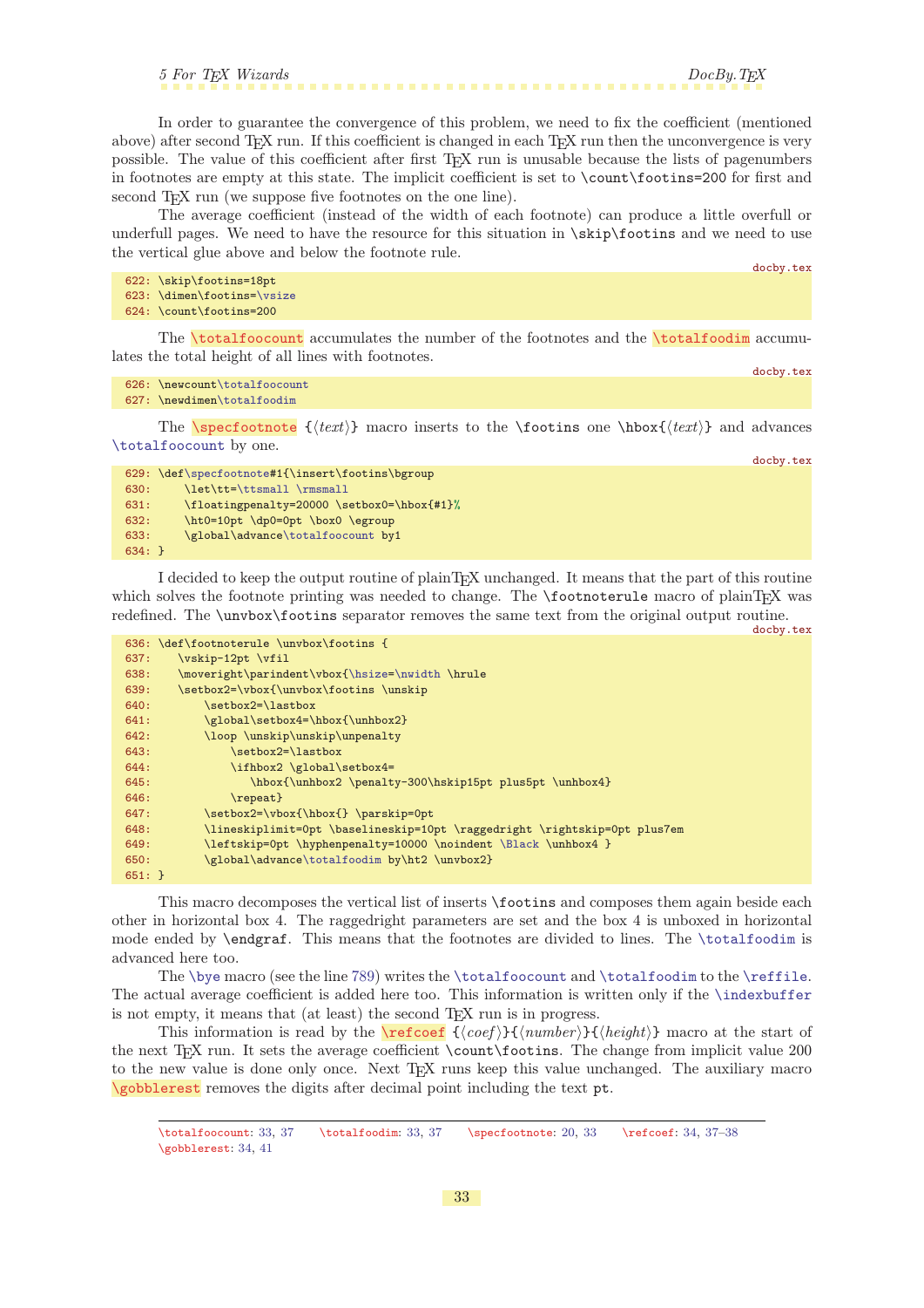In order to guarantee the convergence of this problem, we need to fix the coefficient (mentioned above) after second TeX run. If this coefficient is changed in each TeX run then the unconvergence is very possible. The value of this coefficient after first TeX run is unusable because the lists of pagenumbers in footnotes are empty at this state. The implicit coefficient is set to `\count\footins=200` for first and second TeX run (we suppose five footnotes on the one line).

The average coefficient (instead of the width of each footnote) can produce a little overfull or underfull pages. We need to have the resource for this situation in `\skip\footins` and we need to use the vertical glue above and below the footnote rule.

docby.tex
```
622: \skip\footins=18pt
623: \dimen\footins=\vsize
624: \count\footins=200
```

The `\totalfoocount` accumulates the number of the footnotes and the `\totalfoodim` accumulates the total height of all lines with footnotes.

docby.tex
```
626: \newcount\totalfoocount
627: \newdimen\totalfoodim
```

The `\specfootnote` {⟨*text*⟩} macro inserts to the `\footins` one `\hbox{`⟨*text*⟩`}` and advances `\totalfoocount` by one.

docby.tex
```
629: \def\specfootnote#1{\insert\footins\bgroup
630:     \let\tt=\ttsmall \rmsmall
631:     \floatingpenalty=20000 \setbox0=\hbox{#1}%
632:     \ht0=10pt \dp0=0pt \box0 \egroup
633:     \global\advance\totalfoocount by1
634: }
```

I decided to keep the output routine of plainTeX unchanged. It means that the part of this routine which solves the footnote printing was needed to change. The `\footnoterule` macro of plainTeX was redefined. The `\unvbox\footins` separator removes the same text from the original output routine.

docby.tex
```
636: \def\footnoterule \unvbox\footins {
637:    \vskip-12pt \vfil
638:    \moveright\parindent\vbox{\hsize=\nwidth \hrule
639:    \setbox2=\vbox{\unvbox\footins \unskip
640:        \setbox2=\lastbox
641:        \global\setbox4=\hbox{\unhbox2}
642:        \loop \unskip\unskip\unpenalty
643:            \setbox2=\lastbox
644:            \ifhbox2 \global\setbox4=
645:               \hbox{\unhbox2 \penalty-300\hskip15pt plus5pt \unhbox4}
646:            \repeat}
647:        \setbox2=\vbox{\hbox{} \parskip=0pt
648:        \lineskiplimit=0pt \baselineskip=10pt \raggedright \rightskip=0pt plus7em
649:        \leftskip=0pt \hyphenpenalty=10000 \noindent \Black \unhbox4 }
650:        \global\advance\totalfoodim by\ht2 \unvbox2}
651: }
```

This macro decomposes the vertical list of inserts `\footins` and composes them again beside each other in horizontal box 4. The raggedright parameters are set and the box 4 is unboxed in horizontal mode ended by `\endgraf`. This means that the footnotes are divided to lines. The `\totalfoodim` is advanced here too.

The `\bye` macro (see the line 789) writes the `\totalfoocount` and `\totalfoodim` to the `\reffile`. The actual average coefficient is added here too. This information is written only if the `\indexbuffer` is not empty, it means that (at least) the second TeX run is in progress.

This information is read by the `\refcoef` {⟨*coef*⟩}{⟨*number*⟩}{⟨*height*⟩} macro at the start of the next TeX run. It sets the average coefficient `\count\footins`. The change from implicit value 200 to the new value is done only once. Next TeX runs keep this value unchanged. The auxiliary macro `\gobblerest` removes the digits after decimal point including the text `pt`.

---

`\totalfoocount`: 33, 37 `\totalfoodim`: 33, 37 `\specfootnote`: 20, 33 `\refcoef`: 34, 37–38 `\gobblerest`: 34, 41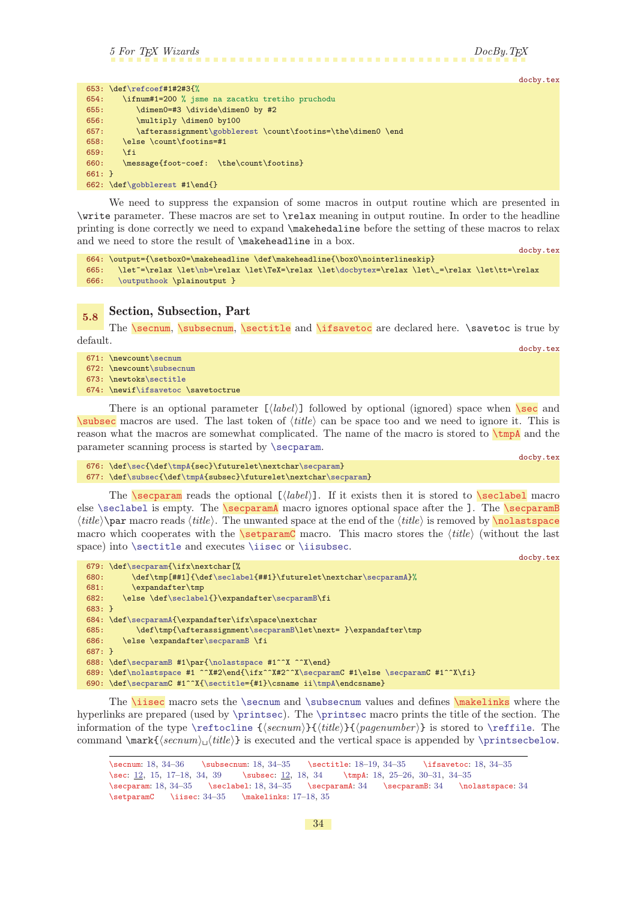docby.tex

```
653: \def\refcoef#1#2#3{%
654:    \ifnum#1=200 % jsme na zacatku tretiho pruchodu
655:       \dimen0=#3 \divide\dimen0 by #2
656:       \multiply \dimen0 by100
657:       \afterassignment\gobblerest \count\footins=\the\dimen0 \end
658:    \else \count\footins=#1
659:    \fi
660:    \message{foot-coef:  \the\count\footins}
661: }
662: \def\gobblerest #1\end{}
```

We need to suppress the expansion of some macros in output routine which are presented in `\write` parameter. These macros are set to `\relax` meaning in output routine. In order to the headline printing is done correctly we need to expand `\makehedaline` before the setting of these macros to relax and we need to store the result of `\makeheadline` in a box.

docby.tex

```
664: \output={\setbox0=\makeheadline \def\makeheadline{\box0\nointerlineskip}
665:   \let~=\relax \let\nb=\relax \let\TeX=\relax \let\docbytex=\relax \let\_=\relax \let\tt=\relax
666:   \outputhook \plainoutput }
```

## 5.8 Section, Subsection, Part

The `\secnum`, `\subsecnum`, `\sectitle` and `\ifsavetoc` are declared here. `\savetoc` is true by default.

docby.tex

```
671: \newcount\secnum
672: \newcount\subsecnum
673: \newtoks\sectitle
674: \newif\ifsavetoc \savetoctrue
```

There is an optional parameter `[`⟨*label*⟩`]` followed by optional (ignored) space when `\sec` and `\subsec` macros are used. The last token of ⟨*title*⟩ can be space too and we need to ignore it. This is reason what the macros are somewhat complicated. The name of the macro is stored to `\tmpA` and the parameter scanning process is started by `\secparam`.

docby.tex

```
676: \def\sec{\def\tmpA{sec}\futurelet\nextchar\secparam}
677: \def\subsec{\def\tmpA{subsec}\futurelet\nextchar\secparam}
```

The `\secparam` reads the optional `[`⟨*label*⟩`]`. If it exists then it is stored to `\seclabel` macro else `\seclabel` is empty. The `\secparamA` macro ignores optional space after the `]`. The `\secparamB` ⟨*title*⟩`\par` macro reads ⟨*title*⟩. The unwanted space at the end of the ⟨*title*⟩ is removed by `\nolastspace` macro which cooperates with the `\setparamC` macro. This macro stores the ⟨*title*⟩ (without the last space) into `\sectitle` and executes `\iisec` or `\iisubsec`.

docby.tex

```
679: \def\secparam{\ifx\nextchar[%
680:       \def\tmp[##1]{\def\seclabel{##1}\futurelet\nextchar\secparamA}%
681:       \expandafter\tmp
682:    \else \def\seclabel{}\expandafter\secparamB\fi
683: }
684: \def\secparamA{\expandafter\ifx\space\nextchar
685:       \def\tmp{\afterassignment\secparamB\let\next= }\expandafter\tmp
686:    \else \expandafter\secparamB \fi
687: }
688: \def\secparamB #1\par{\nolastspace #1^^X ^^X\end}
689: \def\nolastspace #1 ^^X#2\end{\ifx^^X#2^^X\secparamC #1\else \secparamC #1^^X\fi}
690: \def\secparamC #1^^X{\sectitle={#1}\csname ii\tmpA\endcsname}
```

The `\iisec` macro sets the `\secnum` and `\subsecnum` values and defines `\makelinks` where the hyperlinks are prepared (used by `\printsec`). The `\printsec` macro prints the title of the section. The information of the type `\reftocline {`⟨*secnum*⟩`}{`⟨*title*⟩`}{`⟨*pagenumber*⟩`}` is stored to `\reffile`. The command `\mark{`⟨*secnum*⟩␣⟨*title*⟩`}` is executed and the vertical space is appended by `\printsecbelow`.

---

`\secnum`: 18, 34–36  `\subsecnum`: 18, 34–35  `\sectitle`: 18–19, 34–35  `\ifsavetoc`: 18, 34–35
`\sec`: 12, 15, 17–18, 34, 39  `\subsec`: 12, 18, 34  `\tmpA`: 18, 25–26, 30–31, 34–35
`\secparam`: 18, 34–35  `\seclabel`: 18, 34–35  `\secparamA`: 34  `\secparamB`: 34  `\nolastspace`: 34
`\setparamC`  `\iisec`: 34–35  `\makelinks`: 17–18, 35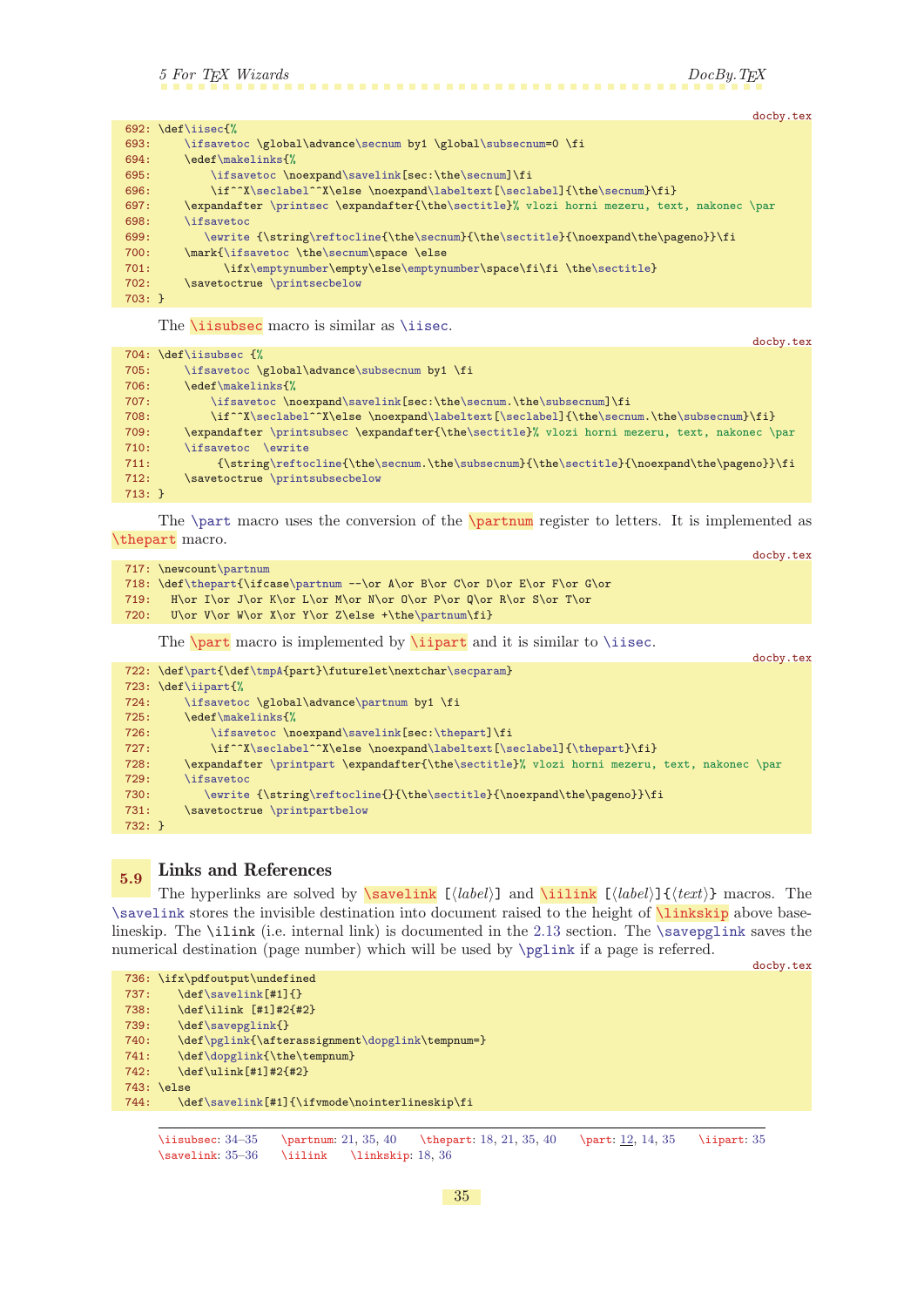docby.tex

```
692: \def\iisec{%
693:     \ifsavetoc \global\advance\secnum by1 \global\subsecnum=0 \fi
694:     \edef\makelinks{%
695:         \ifsavetoc \noexpand\savelink[sec:\the\secnum]\fi
696:         \if^^X\seclabel^^X\else \noexpand\labeltext[\seclabel]{\the\secnum}\fi}
697:     \expandafter \printsec \expandafter{\the\sectitle}% vlozi horni mezeru, text, nakonec \par
698:     \ifsavetoc
699:        \ewrite {\string\reftocline{\the\secnum}{\the\sectitle}{\noexpand\the\pageno}}\fi
700:     \mark{\ifsavetoc \the\secnum\space \else
701:           \ifx\emptynumber\empty\else\emptynumber\space\fi\fi \the\sectitle}
702:     \savetoctrue \printsecbelow
703: }
```

The \iisubsec macro is similar as \iisec.

docby.tex

```
704: \def\iisubsec {%
705:     \ifsavetoc \global\advance\subsecnum by1 \fi
706:     \edef\makelinks{%
707:         \ifsavetoc \noexpand\savelink[sec:\the\secnum.\the\subsecnum]\fi
708:         \if^^X\seclabel^^X\else \noexpand\labeltext[\seclabel]{\the\secnum.\the\subsecnum}\fi}
709:     \expandafter \printsubsec \expandafter{\the\sectitle}% vlozi horni mezeru, text, nakonec \par
710:     \ifsavetoc  \ewrite
711:          {\string\reftocline{\the\secnum.\the\subsecnum}{\the\sectitle}{\noexpand\the\pageno}}\fi
712:     \savetoctrue \printsubsecbelow
713: }
```

The \part macro uses the conversion of the \partnum register to letters. It is implemented as \thepart macro.

docby.tex

```
717: \newcount\partnum
718: \def\thepart{\ifcase\partnum --\or A\or B\or C\or D\or E\or F\or G\or
719:   H\or I\or J\or K\or L\or M\or N\or O\or P\or Q\or R\or S\or T\or
720:   U\or V\or W\or X\or Y\or Z\else +\the\partnum\fi}
```

The \part macro is implemented by \iipart and it is similar to \iisec.

docby.tex

```
722: \def\part{\def\tmpA{part}\futurelet\nextchar\secparam}
723: \def\iipart{%
724:     \ifsavetoc \global\advance\partnum by1 \fi
725:     \edef\makelinks{%
726:         \ifsavetoc \noexpand\savelink[sec:\thepart]\fi
727:         \if^^X\seclabel^^X\else \noexpand\labeltext[\seclabel]{\thepart}\fi}
728:     \expandafter \printpart \expandafter{\the\sectitle}% vlozi horni mezeru, text, nakonec \par
729:     \ifsavetoc
730:        \ewrite {\string\reftocline{}{\the\sectitle}{\noexpand\the\pageno}}\fi
731:     \savetoctrue \printpartbelow
732: }
```

## 5.9 Links and References

The hyperlinks are solved by \savelink [⟨*label*⟩] and \iilink [⟨*label*⟩]{⟨*text*⟩} macros. The \savelink stores the invisible destination into document raised to the height of \linkskip above baselineskip. The \ilink (i.e. internal link) is documented in the 2.13 section. The \savepglink saves the numerical destination (page number) which will be used by \pglink if a page is referred.

docby.tex

```
736: \ifx\pdfoutput\undefined
737:    \def\savelink[#1]{}
738:    \def\ilink [#1]#2{#2}
739:    \def\savepglink{}
740:    \def\pglink{\afterassignment\dopglink\tempnum=}
741:    \def\dopglink{\the\tempnum}
742:    \def\ulink[#1]#2{#2}
743: \else
744:    \def\savelink[#1]{\ifvmode\nointerlineskip\fi
```

\iisubsec: 34–35 \partnum: 21, 35, 40 \thepart: 18, 21, 35, 40 \part: 12, 14, 35 \iipart: 35
\savelink: 35–36 \iilink \linkskip: 18, 36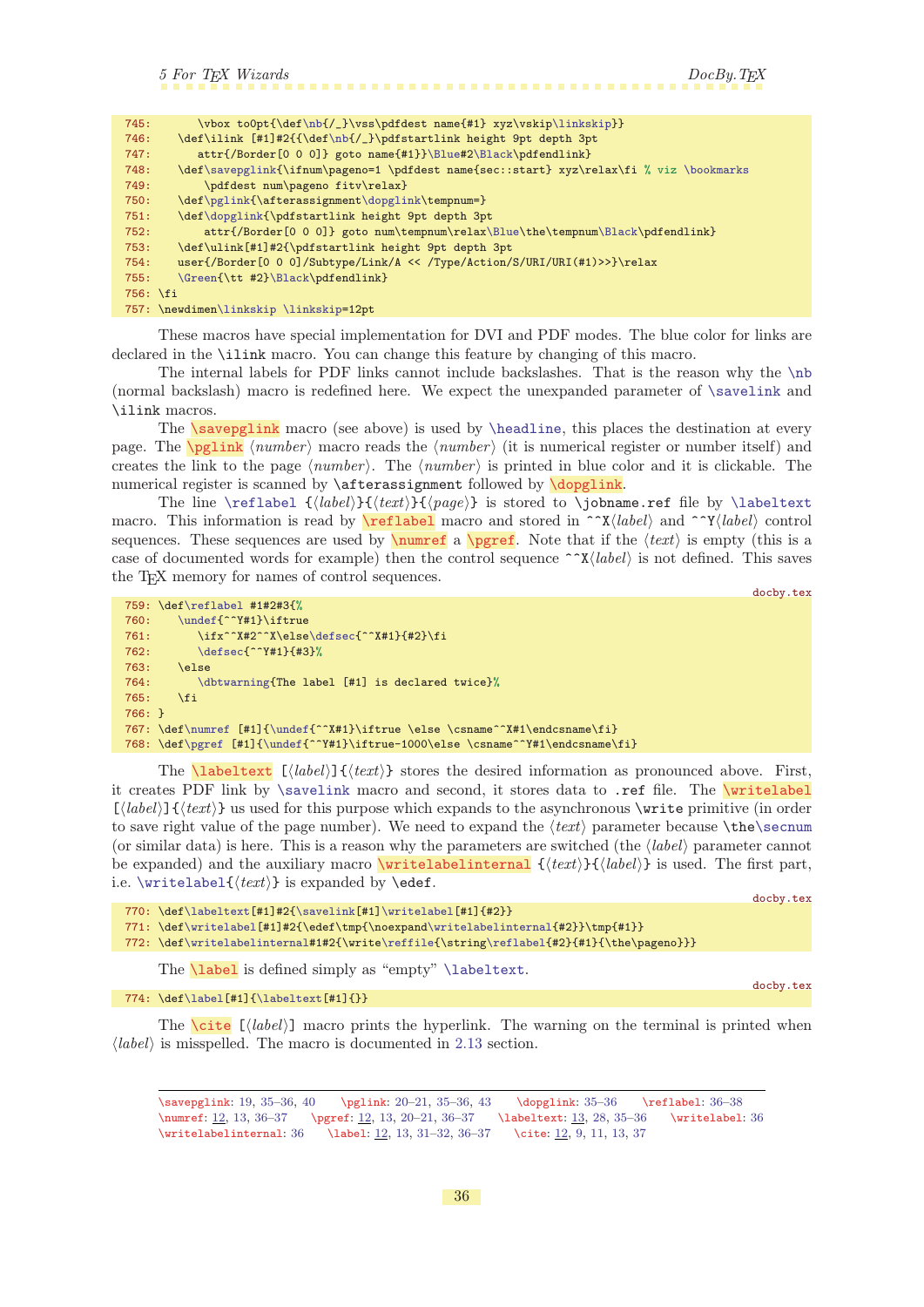```
745:      \vbox to0pt{\def\nb{/_}\vss\pdfdest name{#1} xyz\vskip\linkskip}}
746:   \def\ilink [#1]#2{{\def\nb{/_}\pdfstartlink height 9pt depth 3pt
747:      attr{/Border[0 0 0]} goto name{#1}}\Blue#2\Black\pdfendlink}
748:   \def\savepglink{\ifnum\pageno=1 \pdfdest name{sec::start} xyz\relax\fi % viz \bookmarks
749:       \pdfdest num\pageno fitv\relax}
750:   \def\pglink{\afterassignment\dopglink\tempnum=}
751:   \def\dopglink{\pdfstartlink height 9pt depth 3pt
752:       attr{/Border[0 0 0]} goto num\tempnum\relax\Blue\the\tempnum\Black\pdfendlink}
753:   \def\ulink[#1]#2{\pdfstartlink height 9pt depth 3pt
754:   user{/Border[0 0 0]/Subtype/Link/A << /Type/Action/S/URI/URI(#1)>>}\relax
755:   \Green{\tt #2}\Black\pdfendlink}
756: \fi
757: \newdimen\linkskip \linkskip=12pt
```

These macros have special implementation for DVI and PDF modes. The blue color for links are declared in the `\ilink` macro. You can change this feature by changing of this macro.

The internal labels for PDF links cannot include backslashes. That is the reason why the `\nb` (normal backslash) macro is redefined here. We expect the unexpanded parameter of `\savelink` and `\ilink` macros.

The `\savepglink` macro (see above) is used by `\headline`, this places the destination at every page. The `\pglink` ⟨*number*⟩ macro reads the ⟨*number*⟩ (it is numerical register or number itself) and creates the link to the page ⟨*number*⟩. The ⟨*number*⟩ is printed in blue color and it is clickable. The numerical register is scanned by `\afterassignment` followed by `\dopglink`.

The line `\reflabel` {⟨*label*⟩}{⟨*text*⟩}{⟨*page*⟩} is stored to `\jobname.ref` file by `\labeltext` macro. This information is read by `\reflabel` macro and stored in `^^X`⟨*label*⟩ and `^^Y`⟨*label*⟩ control sequences. These sequences are used by `\numref` a `\pgref`. Note that if the ⟨*text*⟩ is empty (this is a case of documented words for example) then the control sequence `^^X`⟨*label*⟩ is not defined. This saves the TeX memory for names of control sequences.

docby.tex
```
759: \def\reflabel #1#2#3{%
760:    \undef{^^Y#1}\iftrue
761:       \ifx^^X#2^^X\else\defsec{^^X#1}{#2}\fi
762:       \defsec{^^Y#1}{#3}%
763:    \else
764:       \dbtwarning{The label [#1] is declared twice}%
765:    \fi
766: }
767: \def\numref [#1]{\undef{^^X#1}\iftrue \else \csname^^X#1\endcsname\fi}
768: \def\pgref [#1]{\undef{^^Y#1}\iftrue-1000\else \csname^^Y#1\endcsname\fi}
```

The `\labeltext` [⟨*label*⟩]{⟨*text*⟩} stores the desired information as pronounced above. First, it creates PDF link by `\savelink` macro and second, it stores data to `.ref` file. The `\writelabel` [⟨*label*⟩]{⟨*text*⟩} us used for this purpose which expands to the asynchronous `\write` primitive (in order to save right value of the page number). We need to expand the ⟨*text*⟩ parameter because `\the\secnum` (or similar data) is here. This is a reason why the parameters are switched (the ⟨*label*⟩ parameter cannot be expanded) and the auxiliary macro `\writelabelinternal` {⟨*text*⟩}{⟨*label*⟩} is used. The first part, i.e. `\writelabel{`⟨*text*⟩`}` is expanded by `\edef`.

docby.tex
```
770: \def\labeltext[#1]#2{\savelink[#1]\writelabel[#1]{#2}}
771: \def\writelabel[#1]#2{\edef\tmp{\noexpand\writelabelinternal{#2}}\tmp{#1}}
772: \def\writelabelinternal#1#2{\write\reffile{\string\reflabel{#2}{#1}{\the\pageno}}}
```

The `\label` is defined simply as "empty" `\labeltext`.

docby.tex
```
774: \def\label[#1]{\labeltext[#1]{}}
```

The `\cite` [⟨*label*⟩] macro prints the hyperlink. The warning on the terminal is printed when ⟨*label*⟩ is misspelled. The macro is documented in 2.13 section.

---

`\savepglink`: 19, 35–36, 40 `\pglink`: 20–21, 35–36, 43 `\dopglink`: 35–36 `\reflabel`: 36–38 `\numref`: 12, 13, 36–37 `\pgref`: 12, 13, 20–21, 36–37 `\labeltext`: 13, 28, 35–36 `\writelabel`: 36 `\writelabelinternal`: 36 `\label`: 12, 13, 31–32, 36–37 `\cite`: 12, 9, 11, 13, 37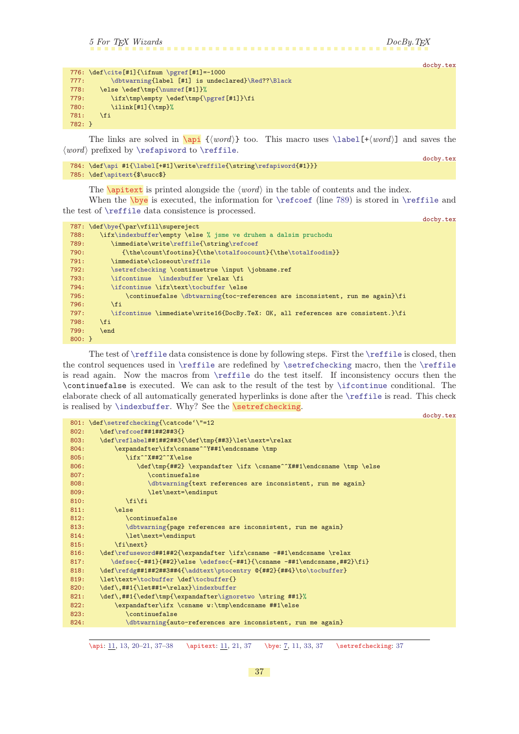docby.tex

```
776: \def\cite[#1]{\ifnum \pgref[#1]=-1000
777:       \dbtwarning{label [#1] is undeclared}\Red??\Black
778:    \else \edef\tmp{\numref[#1]}%
779:       \ifx\tmp\empty \edef\tmp{\pgref[#1]}\fi
780:       \ilink[#1]{\tmp}%
781:    \fi
782: }
```

The links are solved in \api {⟨*word*⟩} too. This macro uses \label[+⟨*word*⟩] and saves the ⟨*word*⟩ prefixed by \refapiword to \reffile.

docby.tex

```
784: \def\api #1{\label[+#1]\write\reffile{\string\refapiword{#1}}}
785: \def\apitext{$\succ$}
```

The \apitext is printed alongside the ⟨*word*⟩ in the table of contents and the index.

When the \bye is executed, the information for \refcoef (line 789) is stored in \reffile and the test of \reffile data consistence is processed.

docby.tex

```
787: \def\bye{\par\vfill\supereject
788:    \ifx\indexbuffer\empty \else % jsme ve druhem a dalsim pruchodu
789:       \immediate\write\reffile{\string\refcoef
790:          {\the\count\footins}{\the\totalfoocount}{\the\totalfoodim}}
791:       \immediate\closeout\reffile
792:       \setrefchecking \continuetrue \input \jobname.ref
793:       \ifcontinue  \indexbuffer \relax \fi
794:       \ifcontinue \ifx\text\tocbuffer \else
795:           \continuefalse \dbtwarning{toc-references are inconsistent, run me again}\fi
796:       \fi
797:       \ifcontinue \immediate\write16{DocBy.TeX: OK, all references are consistent.}\fi
798:    \fi
799:    \end
800: }
```

The test of \reffile data consistence is done by following steps. First the \reffile is closed, then the control sequences used in \reffile are redefined by \setrefchecking macro, then the \reffile is read again. Now the macros from \reffile do the test itself. If inconsistency occurs then the \continuefalse is executed. We can ask to the result of the test by \ifcontinue conditional. The elaborate check of all automatically generated hyperlinks is done after the \reffile is read. This check is realised by \indexbuffer. Why? See the \setrefchecking.

docby.tex

```
801: \def\setrefchecking{\catcode`\"=12
802:    \def\refcoef##1##2##3{}
803:    \def\reflabel##1##2##3{\def\tmp{##3}\let\next=\relax
804:       \expandafter\ifx\csname^^Y##1\endcsname \tmp
805:          \ifx^^X##2^^X\else
806:             \def\tmp{##2} \expandafter \ifx \csname^^X##1\endcsname \tmp \else
807:                \continuefalse
808:                \dbtwarning{text references are inconsistent, run me again}
809:                \let\next=\endinput
810:          \fi\fi
811:       \else
812:          \continuefalse
813:          \dbtwarning{page references are inconsistent, run me again}
814:          \let\next=\endinput
815:       \fi\next}
816:    \def\refuseword##1##2{\expandafter \ifx\csname -##1\endcsname \relax
817:       \defsec{-##1}{##2}\else \edefsec{-##1}{\csname -##1\endcsname,##2}\fi}
818:    \def\refdg##1##2##3##4{\addtext\ptocentry @{##2}{##4}\to\tocbuffer}
819:    \let\text=\tocbuffer \def\tocbuffer{}
820:    \def\,##1{\let##1=\relax}\indexbuffer
821:    \def\,##1{\edef\tmp{\expandafter\ignoretwo \string ##1}%
822:       \expandafter\ifx \csname w:\tmp\endcsname ##1\else
823:          \continuefalse
824:          \dbtwarning{auto-references are inconsistent, run me again}
```

\api: 11, 13, 20–21, 37–38    \apitext: 11, 21, 37    \bye: 7, 11, 33, 37    \setrefchecking: 37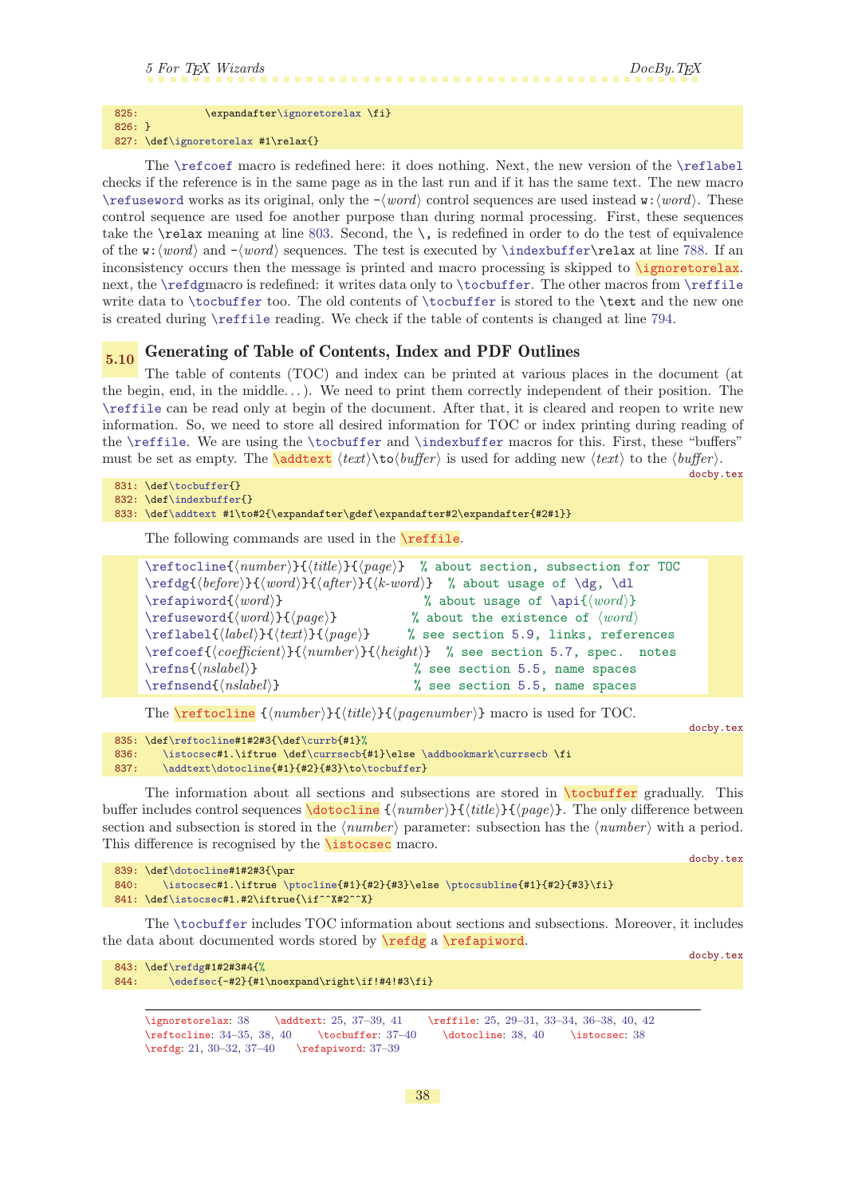```
825:          \expandafter\ignoretorelax \fi}
826: }
827: \def\ignoretorelax #1\relax{}
```

The \refcoef macro is redefined here: it does nothing. Next, the new version of the \reflabel checks if the reference is in the same page as in the last run and if it has the same text. The new macro \refuseword works as its original, only the -⟨word⟩ control sequences are used instead w:⟨word⟩. These control sequence are used foe another purpose than during normal processing. First, these sequences take the \relax meaning at line 803. Second, the \, is redefined in order to do the test of equivalence of the w:⟨word⟩ and -⟨word⟩ sequences. The test is executed by \indexbuffer\relax at line 788. If an inconsistency occurs then the message is printed and macro processing is skipped to \ignoretorelax. next, the \refdgmacro is redefined: it writes data only to \tocbuffer. The other macros from \reffile write data to \tocbuffer too. The old contents of \tocbuffer is stored to the \text and the new one is created during \reffile reading. We check if the table of contents is changed at line 794.

## 5.10 Generating of Table of Contents, Index and PDF Outlines

The table of contents (TOC) and index can be printed at various places in the document (at the begin, end, in the middle...). We need to print them correctly independent of their position. The \reffile can be read only at begin of the document. After that, it is cleared and reopen to write new information. So, we need to store all desired information for TOC or index printing during reading of the \reffile. We are using the \tocbuffer and \indexbuffer macros for this. First, these "buffers" must be set as empty. The \addtext ⟨text⟩\to⟨buffer⟩ is used for adding new ⟨text⟩ to the ⟨buffer⟩.

docby.tex
```
831: \def\tocbuffer{}
832: \def\indexbuffer{}
833: \def\addtext #1\to#2{\expandafter\gdef\expandafter#2\expandafter{#2#1}}
```

The following commands are used in the \reffile.

```
\reftocline{⟨number⟩}{⟨title⟩}{⟨page⟩}  % about section, subsection for TOC
\refdg{⟨before⟩}{⟨word⟩}{⟨after⟩}{⟨k-word⟩}  % about usage of \dg, \dl
\refapiword{⟨word⟩}                       % about usage of \api{⟨word⟩}
\refuseword{⟨word⟩}{⟨page⟩}              % about the existence of ⟨word⟩
\reflabel{⟨label⟩}{⟨text⟩}{⟨page⟩}       % see section 5.9, links, references
\refcoef{⟨coefficient⟩}{⟨number⟩}{⟨height⟩}  % see section 5.7, spec. notes
\refns{⟨nslabel⟩}                         % see section 5.5, name spaces
\refnsend{⟨nslabel⟩}                      % see section 5.5, name spaces
```

The \reftocline {⟨number⟩}{⟨title⟩}{⟨pagenumber⟩} macro is used for TOC.

docby.tex
```
835: \def\reftocline#1#2#3{\def\currb{#1}%
836:    \istocsec#1.\iftrue \def\currsecb{#1}\else \addbookmark\currsecb \fi
837:    \addtext\dotocline{#1}{#2}{#3}\to\tocbuffer}
```

The information about all sections and subsections are stored in \tocbuffer gradually. This buffer includes control sequences \dotocline {⟨number⟩}{⟨title⟩}{⟨page⟩}. The only difference between section and subsection is stored in the ⟨number⟩ parameter: subsection has the ⟨number⟩ with a period. This difference is recognised by the \istocsec macro.

docby.tex
```
839: \def\dotocline#1#2#3{\par
840:    \istocsec#1.\iftrue \ptocline{#1}{#2}{#3}\else \ptocsubline{#1}{#2}{#3}\fi}
841: \def\istocsec#1.#2\iftrue{\if^^X#2^^X}
```

The \tocbuffer includes TOC information about sections and subsections. Moreover, it includes the data about documented words stored by \refdg a \refapiword.

docby.tex
```
843: \def\refdg#1#2#3#4{%
844:     \edefsec{-#2}{#1\noexpand\right\if!#4!#3\fi}
```

---

\ignoretorelax: 38 \addtext: 25, 37–39, 41 \reffile: 25, 29–31, 33–34, 36–38, 40, 42
\reftocline: 34–35, 38, 40 \tocbuffer: 37–40 \dotocline: 38, 40 \istocsec: 38
\refdg: 21, 30–32, 37–40 \refapiword: 37–39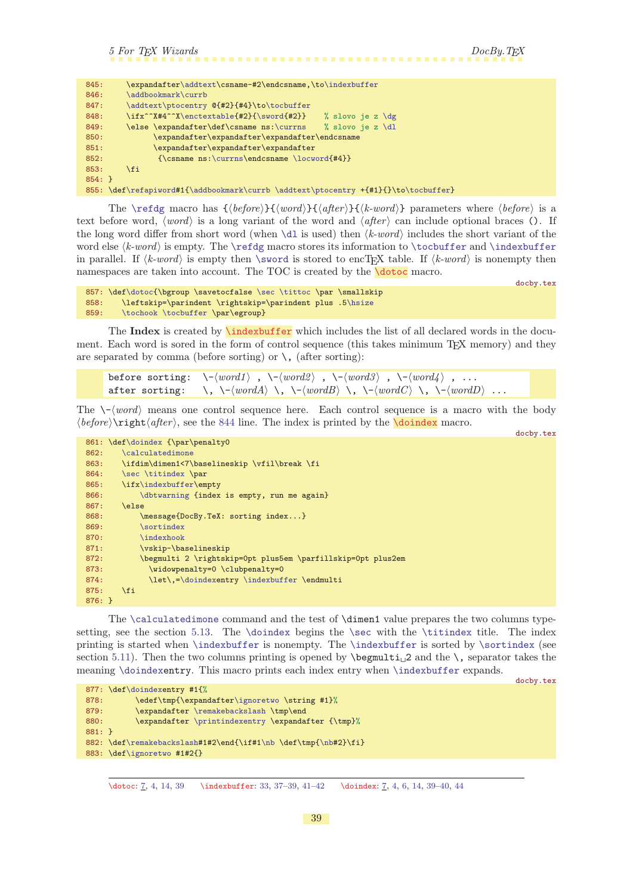```
845:     \expandafter\addtext\csname-#2\endcsname,\to\indexbuffer
846:     \addbookmark\currb
847:     \addtext\ptocentry @{#2}{#4}\to\tocbuffer
848:     \ifx^^X#4^^X\enctextable{#2}{\sword{#2}}    % slovo je z \dg
849:     \else \expandafter\def\cname ns:\currns    % slovo je z \dl
850:           \expandafter\expandafter\expandafter\endcsname
851:           \expandafter\expandafter\expandafter
852:            {\csname ns:\currns\endcsname \locword{#4}}
853:     \fi
854: }
855: \def\refapiword#1{\addbookmark\currb \addtext\ptocentry +{#1}{}\to\tocbuffer}
```

The `\refdg` macro has {⟨*before*⟩}{⟨*word*⟩}{⟨*after*⟩}{⟨*k-word*⟩} parameters where ⟨*before*⟩ is a text before word, ⟨*word*⟩ is a long variant of the word and ⟨*after*⟩ can include optional braces `()`. If the long word differ from short word (when `\dl` is used) then ⟨*k-word*⟩ includes the short variant of the word else ⟨*k-word*⟩ is empty. The `\refdg` macro stores its information to `\tocbuffer` and `\indexbuffer` in parallel. If ⟨*k-word*⟩ is empty then `\sword` is stored to encTEX table. If ⟨*k-word*⟩ is nonempty then namespaces are taken into account. The TOC is created by the `\dotoc` macro.

docby.tex

```
857: \def\dotoc{\bgroup \savetocfalse \sec \tittoc \par \smallskip
858:    \leftskip=\parindent \rightskip=\parindent plus .5\hsize
859:    \tochook \tocbuffer \par\egroup}
```

The **Index** is created by `\indexbuffer` which includes the list of all declared words in the document. Each word is sored in the form of control sequence (this takes minimum TEX memory) and they are separated by comma (before sorting) or `\,` (after sorting):

```
before sorting:  \-⟨word1⟩ , \-⟨word2⟩ , \-⟨word3⟩ , \-⟨word4⟩ , ...
after sorting:   \, \-⟨wordA⟩ \, \-⟨wordB⟩ \, \-⟨wordC⟩ \, \-⟨wordD⟩ ...
```

The `\-`⟨*word*⟩ means one control sequence here. Each control sequence is a macro with the body ⟨*before*⟩`\right`⟨*after*⟩, see the 844 line. The index is printed by the `\doindex` macro.

docby.tex

```
861: \def\doindex {\par\penalty0
862:    \calculatedimone
863:    \ifdim\dimen1<7\baselineskip \vfil\break \fi
864:    \sec \titindex \par
865:    \ifx\indexbuffer\empty
866:        \dbtwarning {index is empty, run me again}
867:    \else
868:        \message{DocBy.TeX: sorting index...}
869:        \sortindex
870:        \indexhook
871:        \vskip-\baselineskip
872:        \begmulti 2 \rightskip=0pt plus5em \parfillskip=0pt plus2em
873:          \widowpenalty=0 \clubpenalty=0
874:          \let\,=\doindexentry \indexbuffer \endmulti
875:    \fi
876: }
```

The `\calculatedimone` command and the test of `\dimen1` value prepares the two columns typesetting, see the section 5.13. The `\doindex` begins the `\sec` with the `\titindex` title. The index printing is started when `\indexbuffer` is nonempty. The `\indexbuffer` is sorted by `\sortindex` (see section 5.11). Then the two columns printing is opened by `\begmulti␣2` and the `\,` separator takes the meaning `\doindexentry`. This macro prints each index entry when `\indexbuffer` expands.

docby.tex

```
877: \def\doindexentry #1{%
878:       \edef\tmp{\expandafter\ignoretwo \string #1}%
879:       \expandafter \remakebackslash \tmp\end
880:       \expandafter \printindexentry \expandafter {\tmp}%
881: }
882: \def\remakebackslash#1#2\end{\if#1\nb \def\tmp{\nb#2}\fi}
883: \def\ignoretwo #1#2{}
```

---

`\dotoc`: 7, 4, 14, 39  `\indexbuffer`: 33, 37–39, 41–42  `\doindex`: 7, 4, 6, 14, 39–40, 44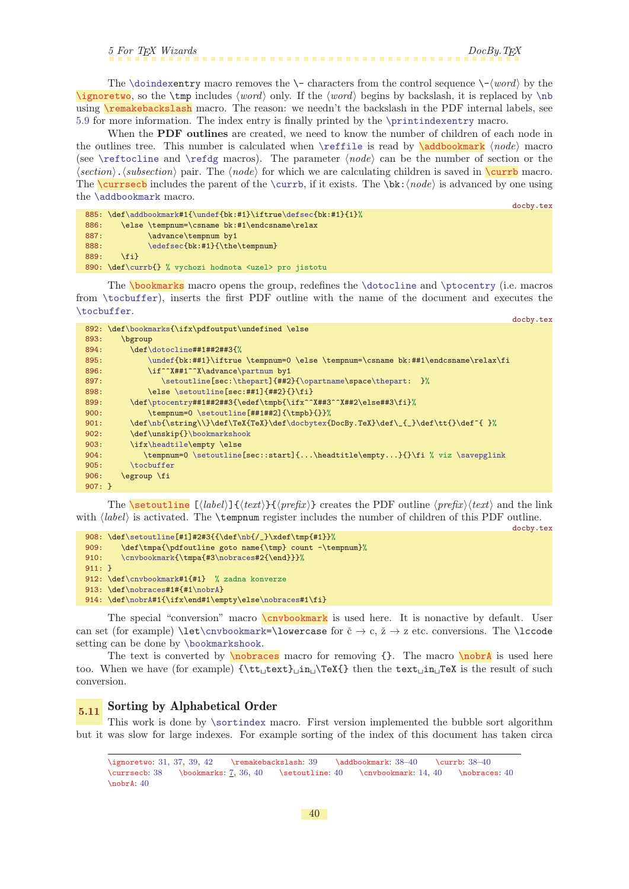The `\doindexentry` macro removes the `\-` characters from the control sequence `\-`⟨*word*⟩ by the `\ignoretwo`, so the `\tmp` includes ⟨*word*⟩ only. If the ⟨*word*⟩ begins by backslash, it is replaced by `\nb` using `\remakebackslash` macro. The reason: we needn't the backslash in the PDF internal labels, see 5.9 for more information. The index entry is finally printed by the `\printindexentry` macro.

When the **PDF outlines** are created, we need to know the number of children of each node in the outlines tree. This number is calculated when `\reffile` is read by `\addbookmark` ⟨*node*⟩ macro (see `\reftocline` and `\refdg` macros). The parameter ⟨*node*⟩ can be the number of section or the ⟨*section*⟩.⟨*subsection*⟩ pair. The ⟨*node*⟩ for which we are calculating children is saved in `\currb` macro. The `\currsecb` includes the parent of the `\currb`, if it exists. The `\bk:`⟨*node*⟩ is advanced by one using the `\addbookmark` macro.

docby.tex

```
885: \def\addbookmark#1{\undef{bk:#1}\iftrue\defsec{bk:#1}{1}%
886:    \else \tempnum=\csname bk:#1\endcsname\relax
887:          \advance\tempnum by1
888:          \edefsec{bk:#1}{\the\tempnum}
889:    \fi}
890: \def\currb{} % vychozi hodnota <uzel> pro jistotu
```

The `\bookmarks` macro opens the group, redefines the `\dotocline` and `\ptocentry` (i.e. macros from `\tocbuffer`), inserts the first PDF outline with the name of the document and executes the `\tocbuffer`.

docby.tex

```
892: \def\bookmarks{\ifx\pdfoutput\undefined \else
893:    \bgroup
894:      \def\dotocline##1##2##3{%
895:          \undef{bk:##1}\iftrue \tempnum=0 \else \tempnum=\csname bk:##1\endcsname\relax\fi
896:          \if^^X##1^^X\advance\partnum by1
897:             \setoutline[sec:\thepart]{##2}{\opartname\space\thepart:  }%
898:          \else \setoutline[sec:##1]{##2}{}\fi}
899:      \def\ptocentry##1##2##3{\edef\tmpb{\ifx^^X##3^^X##2\else##3\fi}%
900:          \tempnum=0 \setoutline[##1##2]{\tmpb}{}}%
901:      \def\nb{\string\\}\def\TeX{TeX}\def\docbytex{DocBy.TeX}\def\_{_}\def\tt{}\def~{ }%
902:      \def\unskip{}\bookmarkshook
903:      \ifx\headtile\empty \else
904:         \tempnum=0 \setoutline[sec::start]{...\headtitle\empty...}{}\fi % viz \savepglink
905:      \tocbuffer
906:    \egroup \fi
907: }
```

The `\setoutline` [⟨*label*⟩]{⟨*text*⟩}{⟨*prefix*⟩} creates the PDF outline ⟨*prefix*⟩⟨*text*⟩ and the link with ⟨*label*⟩ is activated. The `\tempnum` register includes the number of children of this PDF outline.

docby.tex

```
908: \def\setoutline[#1]#2#3{{\def\nb{/_}\xdef\tmp{#1}}%
909:    \def\tmpa{\pdfoutline goto name{\tmp} count -\tempnum}%
910:    \cnvbookmark{\tmpa{#3\nobraces#2{\end}}}%
911: }
912: \def\cnvbookmark#1{#1}  % zadna konverze
913: \def\nobraces#1#{#1\nobrA}
914: \def\nobrA#1{\ifx\end#1\empty\else\nobraces#1\fi}
```

The special "conversion" macro `\cnvbookmark` is used here. It is nonactive by default. User can set (for example) `\let\cnvbookmark=\lowercase` for č → c, ž → z etc. conversions. The `\lccode` setting can be done by `\bookmarkshook`.

The text is converted by `\nobraces` macro for removing `{}`. The macro `\nobrA` is used here too. When we have (for example) `{\tt␣text}␣in␣\TeX{}` then the `text␣in␣TeX` is the result of such conversion.

## 5.11 Sorting by Alphabetical Order

This work is done by `\sortindex` macro. First version implemented the bubble sort algorithm but it was slow for large indexes. For example sorting of the index of this document has taken circa

---

`\ignoretwo`: 31, 37, 39, 42 `\remakebackslash`: 39 `\addbookmark`: 38–40 `\currb`: 38–40 `\currsecb`: 38 `\bookmarks`: 7, 36, 40 `\setoutline`: 40 `\cnvbookmark`: 14, 40 `\nobraces`: 40 `\nobrA`: 40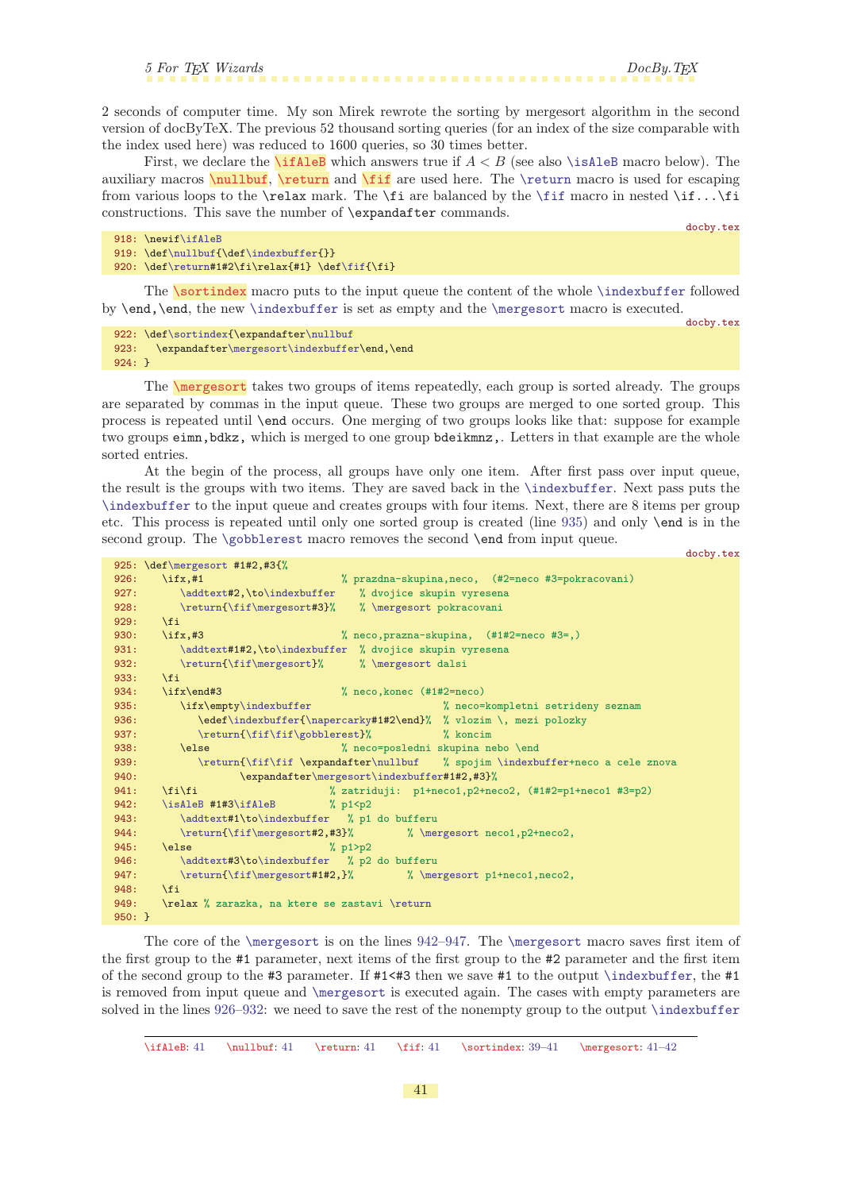2 seconds of computer time. My son Mirek rewrote the sorting by mergesort algorithm in the second version of docByTeX. The previous 52 thousand sorting queries (for an index of the size comparable with the index used here) was reduced to 1600 queries, so 30 times better.

First, we declare the \ifAleB which answers true if $A < B$ (see also \isAleB macro below). The auxiliary macros \nullbuf, \return and \fif are used here. The \return macro is used for escaping from various loops to the \relax mark. The \fi are balanced by the \fif macro in nested \if...\fi constructions. This save the number of \expandafter commands.

docby.tex
```
918: \newif\ifAleB
919: \def\nullbuf{\def\indexbuffer{}}
920: \def\return#1#2\fi\relax{#1} \def\fif{\fi}
```

The \sortindex macro puts to the input queue the content of the whole \indexbuffer followed by \end,\end, the new \indexbuffer is set as empty and the \mergesort macro is executed.

docby.tex
```
922: \def\sortindex{\expandafter\nullbuf
923:    \expandafter\mergesort\indexbuffer\end,\end
924: }
```

The \mergesort takes two groups of items repeatedly, each group is sorted already. The groups are separated by commas in the input queue. These two groups are merged to one sorted group. This process is repeated until \end occurs. One merging of two groups looks like that: suppose for example two groups eimn,bdkz, which is merged to one group bdeikmnz,. Letters in that example are the whole sorted entries.

At the begin of the process, all groups have only one item. After first pass over input queue, the result is the groups with two items. They are saved back in the \indexbuffer. Next pass puts the \indexbuffer to the input queue and creates groups with four items. Next, there are 8 items per group etc. This process is repeated until only one sorted group is created (line 935) and only \end is in the second group. The \gobblerest macro removes the second \end from input queue.

docby.tex
```
925: \def\mergesort #1#2,#3{%
926:    \ifx,#1                     % prazdna-skupina,neco,  (#2=neco #3=pokracovani)
927:       \addtext#2,\to\indexbuffer    % dvojice skupin vyresena
928:       \return{\fif\mergesort#3}%    % \mergesort pokracovani
929:    \fi
930:    \ifx,#3                     % neco,prazdna-skupina,  (#1#2=neco #3=,)
931:       \addtext#1#2,\to\indexbuffer  % dvojice skupin vyresena
932:       \return{\fif\mergesort}%      % \mergesort dalsi
933:    \fi
934:    \ifx\end#3                  % neco,konec (#1#2=neco)
935:       \ifx\empty\indexbuffer                   % neco=kompletni setrideny seznam
936:          \edef\indexbuffer{\napercarky#1#2\end}%  % vlozim \, mezi polozky
937:          \return{\fif\fif\gobblerest}%          % koncim
938:       \else                     % neco=posledni skupina nebo \end
939:          \return{\fif\fif \expandafter\nullbuf    % spojim \indexbuffer+neco a cele znova
940:                \expandafter\mergesort\indexbuffer#1#2,#3}%
941:    \fi\fi                   % zatriduji:  p1+neco1,p2+neco2, (#1#2=p1+neco1 #3=p2)
942:    \isAleB #1#3\ifAleB         % p1<p2
943:       \addtext#1\to\indexbuffer   % p1 do bufferu
944:       \return{\fif\mergesort#2,#3}%        % \mergesort neco1,p2+neco2,
945:    \else                       % p1>p2
946:       \addtext#3\to\indexbuffer   % p2 do bufferu
947:       \return{\fif\mergesort#1#2,}%        % \mergesort p1+neco1,neco2,
948:    \fi
949:    \relax % zarazka, na ktere se zastavi \return
950: }
```

The core of the \mergesort is on the lines 942–947. The \mergesort macro saves first item of the first group to the #1 parameter, next items of the first group to the #2 parameter and the first item of the second group to the #3 parameter. If #1<#3 then we save #1 to the output \indexbuffer, the #1 is removed from input queue and \mergesort is executed again. The cases with empty parameters are solved in the lines 926–932: we need to save the rest of the nonempty group to the output \indexbuffer

\ifAleB: 41 \nullbuf: 41 \return: 41 \fif: 41 \sortindex: 39–41 \mergesort: 41–42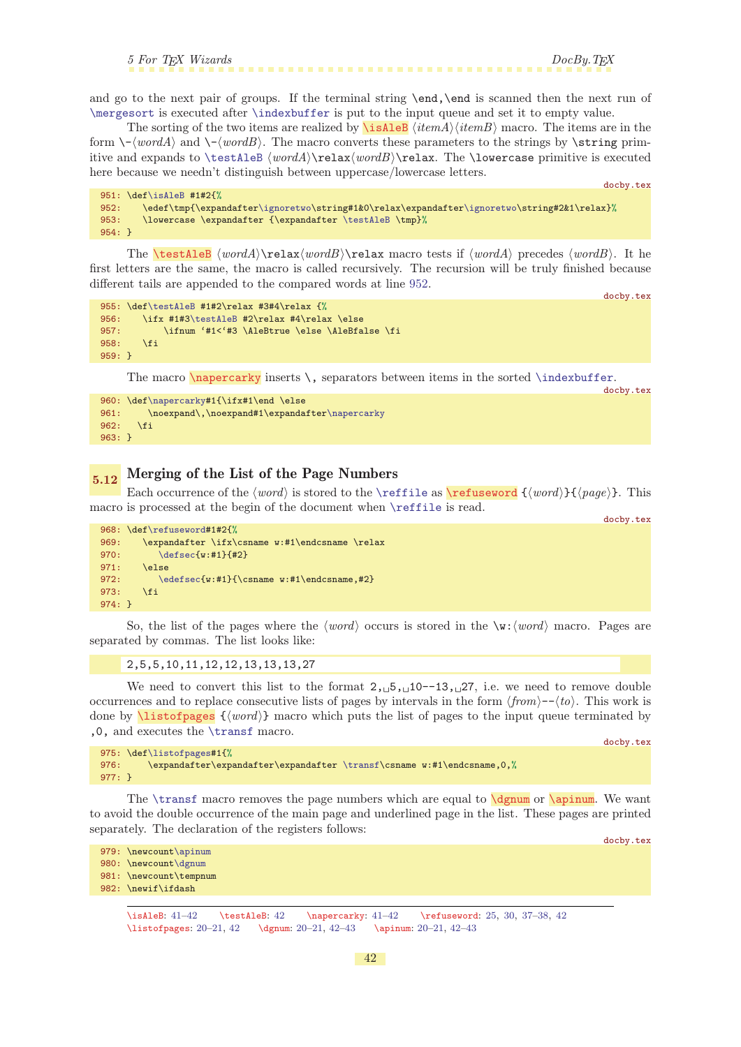and go to the next pair of groups. If the terminal string `\end,\end` is scanned then the next run of `\mergesort` is executed after `\indexbuffer` is put to the input queue and set it to empty value.

The sorting of the two items are realized by `\isAleB` ⟨*itemA*⟩⟨*itemB*⟩ macro. The items are in the form `\-`⟨*wordA*⟩ and `\-`⟨*wordB*⟩. The macro converts these parameters to the strings by `\string` primitive and expands to `\testAleB` ⟨*wordA*⟩`\relax`⟨*wordB*⟩`\relax`. The `\lowercase` primitive is executed here because we needn't distinguish between uppercase/lowercase letters.

docby.tex

```
951: \def\isAleB #1#2{%
952:    \edef\tmp{\expandafter\ignoretwo\string#1&0\relax\expandafter\ignoretwo\string#2&1\relax}%
953:    \lowercase \expandafter {\expandafter \testAleB \tmp}%
954: }
```

The `\testAleB` ⟨*wordA*⟩`\relax`⟨*wordB*⟩`\relax` macro tests if ⟨*wordA*⟩ precedes ⟨*wordB*⟩. It he first letters are the same, the macro is called recursively. The recursion will be truly finished because different tails are appended to the compared words at line 952.

docby.tex

```
955: \def\testAleB #1#2\relax #3#4\relax {%
956:    \ifx #1#3\testAleB #2\relax #4\relax \else
957:       \ifnum `#1<`#3 \AleBtrue \else \AleBfalse \fi
958:    \fi
959: }
```

The macro `\napercarky` inserts `\,` separators between items in the sorted `\indexbuffer`.

docby.tex

```
960: \def\napercarky#1{\ifx#1\end \else
961:     \noexpand\,\noexpand#1\expandafter\napercarky
962:   \fi
963: }
```

## 5.12 Merging of the List of the Page Numbers

Each occurrence of the ⟨*word*⟩ is stored to the `\reffile` as `\refuseword` `{`⟨*word*⟩`}{`⟨*page*⟩`}`. This macro is processed at the begin of the document when `\reffile` is read.

docby.tex

```
968: \def\refuseword#1#2{%
969:    \expandafter \ifx\csname w:#1\endcsname \relax
970:       \defsec{w:#1}{#2}
971:    \else
972:       \edefsec{w:#1}{\csname w:#1\endcsname,#2}
973:    \fi
974: }
```

So, the list of the pages where the ⟨*word*⟩ occurs is stored in the `\w:`⟨*word*⟩ macro. Pages are separated by commas. The list looks like:

```
2,5,5,10,11,12,12,13,13,13,27
```

We need to convert this list to the format `2,␣5,␣10--13,␣27`, i.e. we need to remove double occurrences and to replace consecutive lists of pages by intervals in the form ⟨*from*⟩`--`⟨*to*⟩. This work is done by `\listofpages` `{`⟨*word*⟩`}` macro which puts the list of pages to the input queue terminated by `,0,` and executes the `\transf` macro.

docby.tex

```
975: \def\listofpages#1{%
976:     \expandafter\expandafter\expandafter \transf\csname w:#1\endcsname,0,%
977: }
```

The `\transf` macro removes the page numbers which are equal to `\dgnum` or `\apinum`. We want to avoid the double occurrence of the main page and underlined page in the list. These pages are printed separately. The declaration of the registers follows:

docby.tex

```
979: \newcount\apinum
980: \newcount\dgnum
981: \newcount\tempnum
982: \newif\ifdash
```

---

`\isAleB`: 41–42 `\testAleB`: 42 `\napercarky`: 41–42 `\refuseword`: 25, 30, 37–38, 42
`\listofpages`: 20–21, 42 `\dgnum`: 20–21, 42–43 `\apinum`: 20–21, 42–43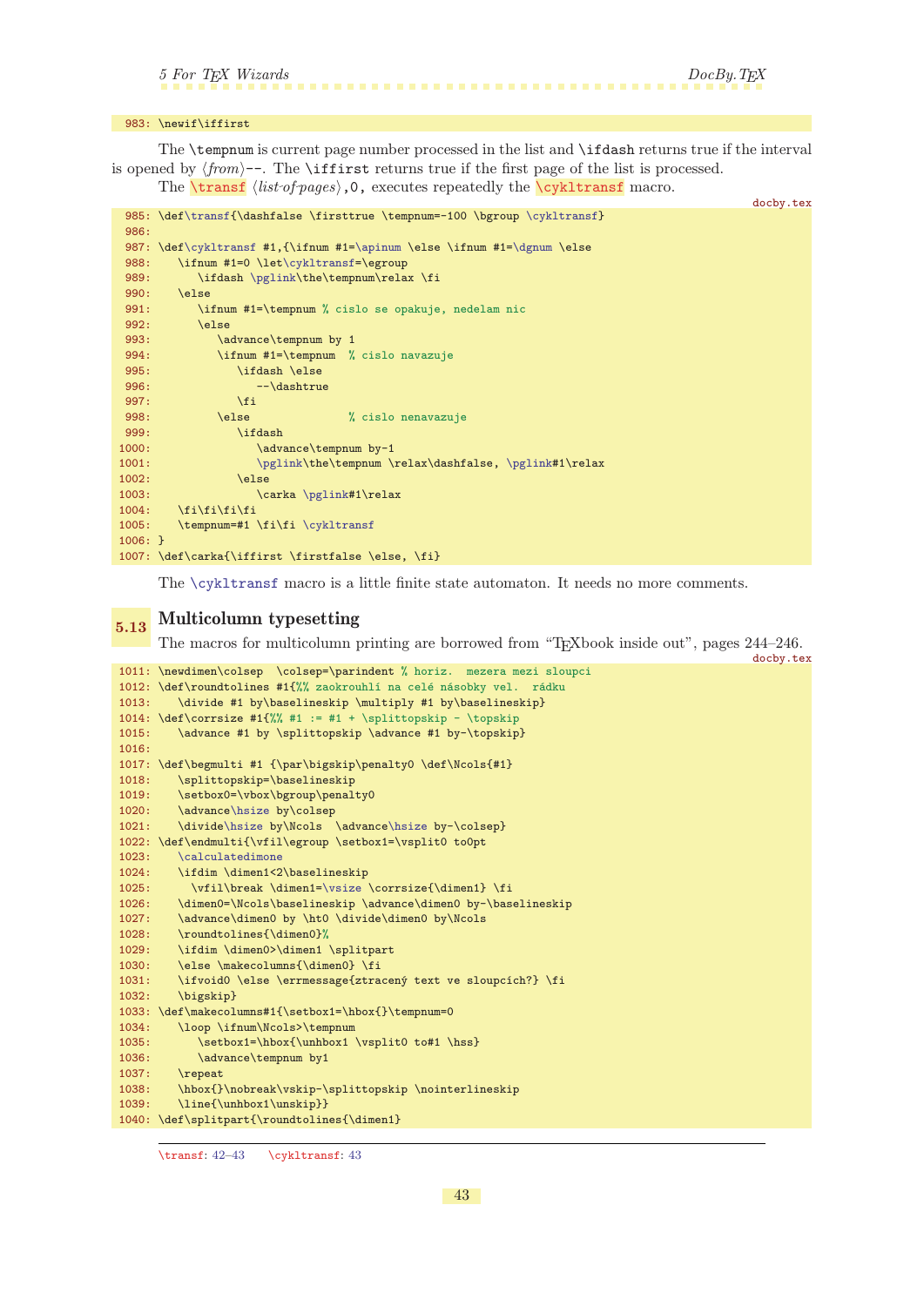```
983: \newif\iffirst
```

The `\tempnum` is current page number processed in the list and `\ifdash` returns true if the interval is opened by ⟨*from*⟩`--`. The `\iffirst` returns true if the first page of the list is processed.

The `\transf` ⟨*list-of-pages*⟩`,0,` executes repeatedly the `\cykltransf` macro.

docby.tex

```
985: \def\transf{\dashfalse \firsttrue \tempnum=-100 \bgroup \cykltransf}
986:
987: \def\cykltransf #1,{\ifnum #1=\apinum \else \ifnum #1=\dgnum \else
988:    \ifnum #1=0 \let\cykltransf=\egroup
989:       \ifdash \pglink\the\tempnum\relax \fi
990:    \else
991:       \ifnum #1=\tempnum % cislo se opakuje, nedelam nic
992:       \else
993:          \advance\tempnum by 1
994:          \ifnum #1=\tempnum  % cislo navazuje
995:             \ifdash \else
996:                --\dashtrue
997:             \fi
998:          \else               % cislo nenavazuje
999:             \ifdash
1000:               \advance\tempnum by-1
1001:               \pglink\the\tempnum \relax\dashfalse, \pglink#1\relax
1002:            \else
1003:               \carka \pglink#1\relax
1004:    \fi\fi\fi\fi
1005:    \tempnum=#1 \fi\fi \cykltransf
1006: }
1007: \def\carka{\iffirst \firstfalse \else, \fi}
```

The `\cykltransf` macro is a little finite state automaton. It needs no more comments.

## 5.13 Multicolumn typesetting

The macros for multicolumn printing are borrowed from "TEXbook inside out", pages 244–246.

docby.tex

```
1011: \newdimen\colsep  \colsep=\parindent % horiz.  mezera mezi sloupci
1012: \def\roundtolines #1{%% zaokrouhlí na celé násobky vel.  rádku
1013:    \divide #1 by\baselineskip \multiply #1 by\baselineskip}
1014: \def\corrsize #1{%% #1 := #1 + \splittopskip - \topskip
1015:    \advance #1 by \splittopskip \advance #1 by-\topskip}
1016:
1017: \def\begmulti #1 {\par\bigskip\penalty0 \def\Ncols{#1}
1018:    \splittopskip=\baselineskip
1019:    \setbox0=\vbox\bgroup\penalty0
1020:    \advance\hsize by\colsep
1021:    \divide\hsize by\Ncols  \advance\hsize by-\colsep}
1022: \def\endmulti{\vfil\egroup \setbox1=\vsplit0 to0pt
1023:    \calculatedimone
1024:    \ifdim \dimen1<2\baselineskip
1025:      \vfil\break \dimen1=\vsize \corrsize{\dimen1} \fi
1026:    \dimen0=\Ncols\baselineskip \advance\dimen0 by-\baselineskip
1027:    \advance\dimen0 by \ht0 \divide\dimen0 by\Ncols
1028:    \roundtolines{\dimen0}%
1029:    \ifdim \dimen0>\dimen1 \splitpart
1030:    \else \makecolumns{\dimen0} \fi
1031:    \ifvoid0 \else \errmessage{ztracený text ve sloupcích?} \fi
1032:    \bigskip}
1033: \def\makecolumns#1{\setbox1=\hbox{}\tempnum=0
1034:    \loop \ifnum\Ncols>\tempnum
1035:       \setbox1=\hbox{\unhbox1 \vsplit0 to#1 \hss}
1036:       \advance\tempnum by1
1037:    \repeat
1038:    \hbox{}\nobreak\vskip-\splittopskip \nointerlineskip
1039:    \line{\unhbox1\unskip}}
1040: \def\splitpart{\roundtolines{\dimen1}
```

---

`\transf`: 42–43  `\cykltransf`: 43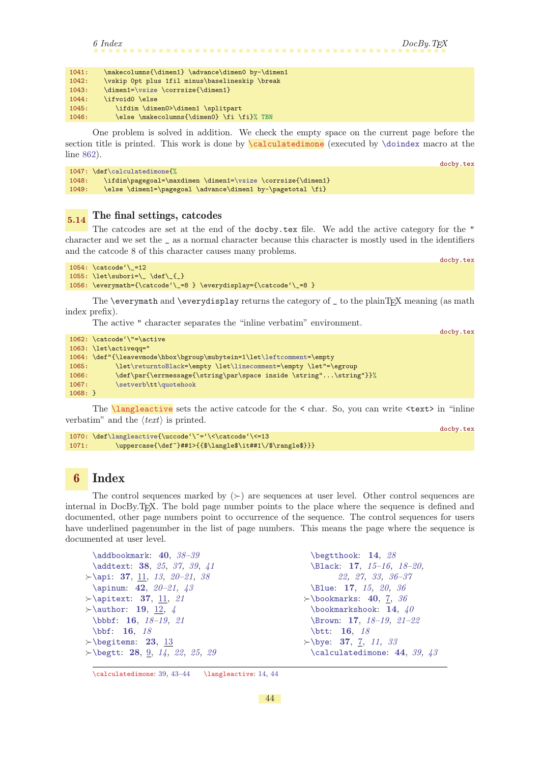```
1041:    \makecolumns{\dimen1} \advance\dimen0 by-\dimen1
1042:    \vskip 0pt plus 1fil minus\baselineskip \break
1043:    \dimen1=\vsize \corrsize{\dimen1}
1044:    \ifvoid0 \else
1045:       \ifdim \dimen0>\dimen1 \splitpart
1046:       \else \makecolumns{\dimen0} \fi \fi}% TBN
```

One problem is solved in addition. We check the empty space on the current page before the section title is printed. This work is done by \calculatedimone (executed by \doindex macro at the line 862).

docby.tex

```
1047: \def\calculatedimone{%
1048:    \ifdim\pagegoal=\maxdimen \dimen1=\vsize \corrsize{\dimen1}
1049:    \else \dimen1=\pagegoal \advance\dimen1 by-\pagetotal \fi}
```

## 5.14 The final settings, catcodes

The catcodes are set at the end of the `docby.tex` file. We add the active category for the `"` character and we set the `_` as a normal character because this character is mostly used in the identifiers and the catcode 8 of this character causes many problems.

docby.tex

```
1054: \catcode`\_=12
1055: \let\subori=\_ \def\_{_}
1056: \everymath={\catcode`\_=8 } \everydisplay={\catcode`\_=8 }
```

The `\everymath` and `\everydisplay` returns the category of `_` to the plainTEX meaning (as math index prefix).

The active `"` character separates the "inline verbatim" environment.

docby.tex

```
1062: \catcode`\"=\active
1063: \let\activeqq="
1064: \def"{\leavevmode\hbox\bgroup\mubytein=1\let\leftcomment=\empty
1065:       \let\returntoBlack=\empty \let\linecomment=\empty \let"=\egroup
1066:       \def\par{\errmessage{\string\par\space inside \string"...\string"}}%
1067:       \setverb\tt\quotehook
1068: }
```

The \langleactive sets the active catcode for the `<` char. So, you can write `<text>` in "inline verbatim" and the ⟨*text*⟩ is printed.

docby.tex

```
1070: \def\langleactive{\uccode`\~=`\<\catcode`\<=13
1071:       \uppercase{\def~}##1>{{$\langle$\it##1\/$\rangle$}}}
```

# 6 Index

The control sequences marked by (≻) are sequences at user level. Other control sequences are internal in DocBy.TEX. The bold page number points to the place where the sequence is defined and documented, other page numbers point to occurrence of the sequence. The control sequences for users have underlined pagenumber in the list of page numbers. This means the page where the sequence is documented at user level.

- \addbookmark: **40**, *38–39*
- \addtext: **38**, *25*, *37*, *39*, *41*
- ≻\api: **37**, 11, *13*, *20–21*, *38*
- \apinum: **42**, *20–21*, *43*
- ≻\apitext: **37**, 11, *21*
- ≻\author: **19**, 12, *4*
- \bbbf: **16**, *18–19*, *21*
- \bbf: **16**, *18*
- ≻\begitems: **23**, 13
- ≻\begtt: **28**, 9, *14*, *22*, *25*, *29*
- \begtthook: **14**, *28*
- \Black: **17**, *15–16*, *18–20*, *22*, *27*, *33*, *36–37*
- \Blue: **17**, *15*, *20*, *36*
- ≻\bookmarks: **40**, 7, *36*
- \bookmarkshook: **14**, *40*
- \Brown: **17**, *18–19*, *21–22*
- \btt: **16**, *18*
- ≻\bye: **37**, 7, *11*, *33*
- \calculatedimone: **44**, *39*, *43*

\calculatedimone: 39, 43–44 \langleactive: 14, 44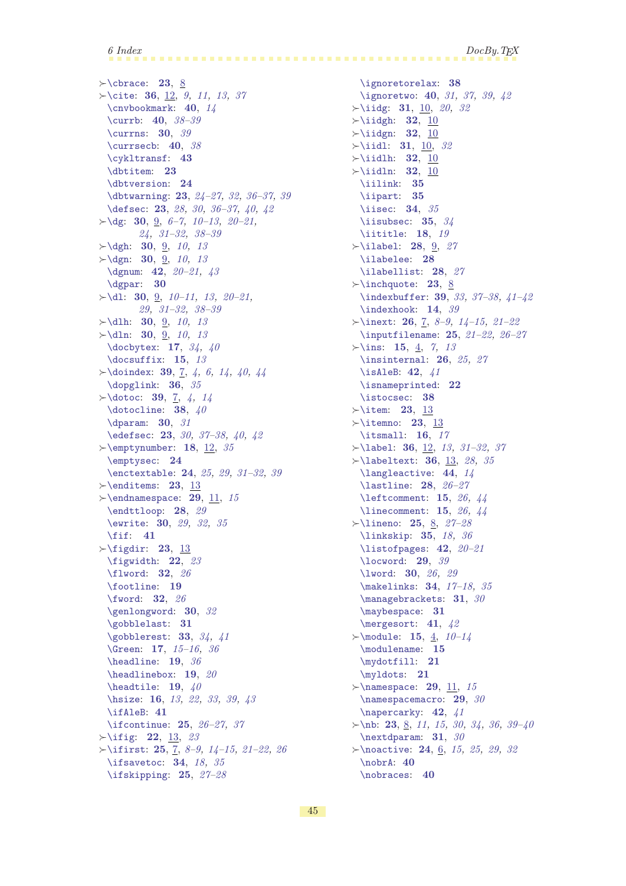≻\cbrace: **23**, 8
≻\cite: **36**, 12, *9, 11, 13, 37*
\cnvbookmark: **40**, *14*
\currb: **40**, *38–39*
\currns: **30**, *39*
\currsecb: **40**, *38*
\cykltransf: **43**
\dbtitem: **23**
\dbtversion: **24**
\dbtwarning: **23**, *24–27, 32, 36–37, 39*
\defsec: **23**, *28, 30, 36–37, 40, 42*
≻\dg: **30**, 9, *6–7, 10–13, 20–21, 24, 31–32, 38–39*
≻\dgh: **30**, 9, *10, 13*
≻\dgn: **30**, 9, *10, 13*
\dgnum: **42**, *20–21, 43*
\dgpar: **30**
≻\dl: **30**, 9, *10–11, 13, 20–21, 29, 31–32, 38–39*
≻\dlh: **30**, 9, *10, 13*
≻\dln: **30**, 9, *10, 13*
\docbytex: **17**, *34, 40*
\docsuffix: **15**, *13*
≻\doindex: **39**, 7, *4, 6, 14, 40, 44*
\dopglink: **36**, *35*
≻\dotoc: **39**, 7, *4, 14*
\dotocline: **38**, *40*
\dparam: **30**, *31*
\edefsec: **23**, *30, 37–38, 40, 42*
≻\emptynumber: **18**, 12, *35*
\emptysec: **24**
\enctextable: **24**, *25, 29, 31–32, 39*
≻\enditems: **23**, 13
≻\endnamespace: **29**, 11, *15*
\endttloop: **28**, *29*
\ewrite: **30**, *29, 32, 35*
\fif: **41**
≻\figdir: **23**, 13
\figwidth: **22**, *23*
\flword: **32**, *26*
\footline: **19**
\fword: **32**, *26*
\genlongword: **30**, *32*
\gobblelast: **31**
\gobblerest: **33**, *34, 41*
\Green: **17**, *15–16, 36*
\headline: **19**, *36*
\headlinebox: **19**, *20*
\headtile: **19**, *40*
\hsize: **16**, *13, 22, 33, 39, 43*
\ifAleB: **41**
\ifcontinue: **25**, *26–27, 37*
≻\ifig: **22**, 13, *23*
≻\ifirst: **25**, 7, *8–9, 14–15, 21–22, 26*
\ifsavetoc: **34**, *18, 35*
\ifskipping: **25**, *27–28*
\ignoretorelax: **38**
\ignoretwo: **40**, *31, 37, 39, 42*
≻\iidg: **31**, 10, *20, 32*
≻\iidgh: **32**, 10
≻\iidgn: **32**, 10
≻\iidl: **31**, 10, *32*
≻\iidlh: **32**, 10
≻\iidln: **32**, 10
\iilink: **35**
\iipart: **35**
\iisec: **34**, *35*
\iisubsec: **35**, *34*
\iititle: **18**, *19*
≻\ilabel: **28**, 9, *27*
\ilabelee: **28**
\ilabellist: **28**, *27*
≻\inchquote: **23**, 8
\indexbuffer: **39**, *33, 37–38, 41–42*
\indexhook: **14**, *39*
≻\inext: **26**, 7, *8–9, 14–15, 21–22*
\inputfilename: **25**, *21–22, 26–27*
≻\ins: **15**, 4, *7, 13*
\insinternal: **26**, *25, 27*
\isAleB: **42**, *41*
\isnameprinted: **22**
\istocsec: **38**
≻\item: **23**, 13
≻\itemno: **23**, 13
\itsmall: **16**, *17*
≻\label: **36**, 12, *13, 31–32, 37*
≻\labeltext: **36**, 13, *28, 35*
\langleactive: **44**, *14*
\lastline: **28**, *26–27*
\leftcomment: **15**, *26, 44*
\linecomment: **15**, *26, 44*
≻\lineno: **25**, 8, *27–28*
\linkskip: **35**, *18, 36*
\listofpages: **42**, *20–21*
\locword: **29**, *39*
\lword: **30**, *26, 29*
\makelinks: **34**, *17–18, 35*
\managebrackets: **31**, *30*
\maybespace: **31**
\mergesort: **41**, *42*
≻\module: **15**, 4, *10–14*
\modulename: **15**
\mydotfill: **21**
\myldots: **21**
≻\namespace: **29**, 11, *15*
\namespacemacro: **29**, *30*
\napercarky: **42**, *41*
≻\nb: **23**, 8, *11, 15, 30, 34, 36, 39–40*
\nextdparam: **31**, *30*
≻\noactive: **24**, 6, *15, 25, 29, 32*
\nobrA: **40**
\nobraces: **40**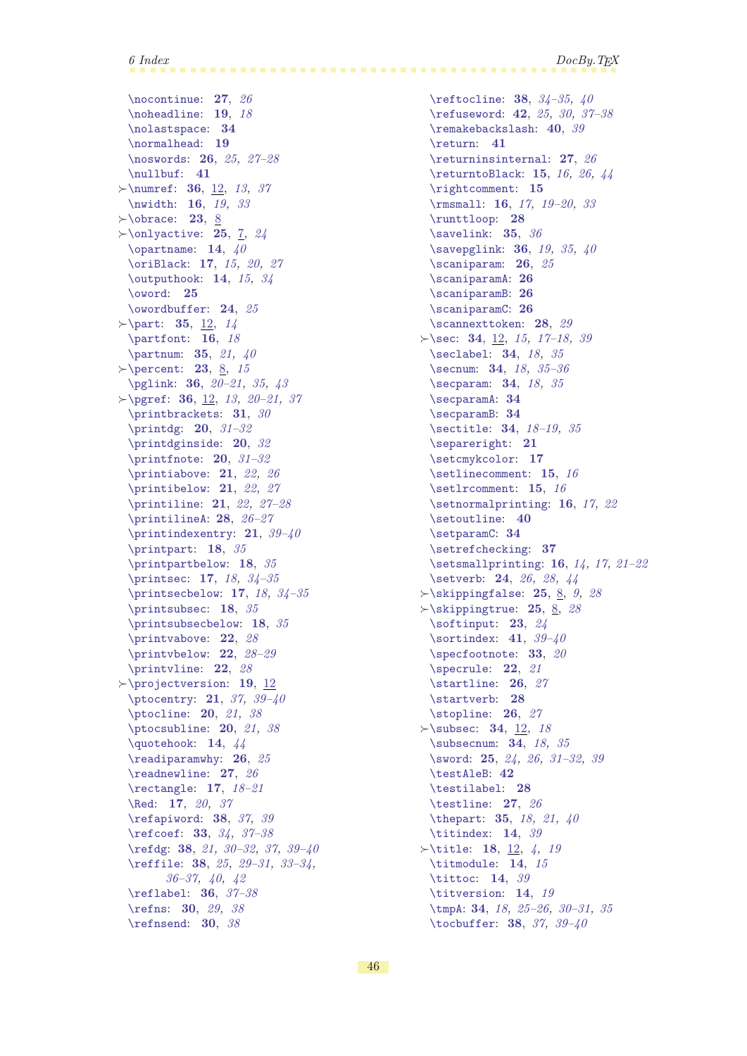\nocontinue: **27**, *26*
\noheadline: **19**, *18*
\nolastspace: **34**
\normalhead: **19**
\noswords: **26**, *25*, *27–28*
\nullbuf: **41**
≻\numref: **36**, 12, *13*, *37*
\nwidth: **16**, *19*, *33*
≻\obrace: **23**, 8
≻\onlyactive: **25**, 7, *24*
\opartname: **14**, *40*
\oriBlack: **17**, *15*, *20*, *27*
\outputhook: **14**, *15*, *34*
\oword: **25**
\owordbuffer: **24**, *25*
≻\part: **35**, 12, *14*
\partfont: **16**, *18*
\partnum: **35**, *21*, *40*
≻\percent: **23**, 8, *15*
\pglink: **36**, *20–21*, *35*, *43*
≻\pgref: **36**, 12, *13*, *20–21*, *37*
\printbrackets: **31**, *30*
\printdg: **20**, *31–32*
\printdginside: **20**, *32*
\printfnote: **20**, *31–32*
\printiabove: **21**, *22*, *26*
\printibelow: **21**, *22*, *27*
\printiline: **21**, *22*, *27–28*
\printilineA: **28**, *26–27*
\printindexentry: **21**, *39–40*
\printpart: **18**, *35*
\printpartbelow: **18**, *35*
\printsec: **17**, *18*, *34–35*
\printsecbelow: **17**, *18*, *34–35*
\printsubsec: **18**, *35*
\printsubsecbelow: **18**, *35*
\printvabove: **22**, *28*
\printvbelow: **22**, *28–29*
\printvline: **22**, *28*
≻\projectversion: **19**, 12
\ptocentry: **21**, *37*, *39–40*
\ptocline: **20**, *21*, *38*
\ptocsubline: **20**, *21*, *38*
\quotehook: **14**, *44*
\readiparamwhy: **26**, *25*
\readnewline: **27**, *26*
\rectangle: **17**, *18–21*
\Red: **17**, *20*, *37*
\refapiword: **38**, *37*, *39*
\refcoef: **33**, *34*, *37–38*
\refdg: **38**, *21*, *30–32*, *37*, *39–40*
\reffile: **38**, *25*, *29–31*, *33–34*, *36–37*, *40*, *42*
\reflabel: **36**, *37–38*
\refns: **30**, *29*, *38*
\refnsend: **30**, *38*
\reftocline: **38**, *34–35*, *40*
\refuseword: **42**, *25*, *30*, *37–38*
\remakebackslash: **40**, *39*
\return: **41**
\returninsinternal: **27**, *26*
\returntoBlack: **15**, *16*, *26*, *44*
\rightcomment: **15**
\rmsmall: **16**, *17*, *19–20*, *33*
\runttloop: **28**
\savelink: **35**, *36*
\savepglink: **36**, *19*, *35*, *40*
\scaniparam: **26**, *25*
\scaniparamA: **26**
\scaniparamB: **26**
\scaniparamC: **26**
\scannexttoken: **28**, *29*
≻\sec: **34**, 12, *15*, *17–18*, *39*
\seclabel: **34**, *18*, *35*
\secnum: **34**, *18*, *35–36*
\secparam: **34**, *18*, *35*
\secparamA: **34**
\secparamB: **34**
\sectitle: **34**, *18–19*, *35*
\separeright: **21**
\setcmykcolor: **17**
\setlinecomment: **15**, *16*
\setlrcomment: **15**, *16*
\setnormalprinting: **16**, *17*, *22*
\setoutline: **40**
\setparamC: **34**
\setrefchecking: **37**
\setsmallprinting: **16**, *14*, *17*, *21–22*
\setverb: **24**, *26*, *28*, *44*
≻\skippingfalse: **25**, 8, *9*, *28*
≻\skippingtrue: **25**, 8, *28*
\softinput: **23**, *24*
\sortindex: **41**, *39–40*
\specfootnote: **33**, *20*
\specrule: **22**, *21*
\startline: **26**, *27*
\startverb: **28**
\stopline: **26**, *27*
≻\subsec: **34**, 12, *18*
\subsecnum: **34**, *18*, *35*
\sword: **25**, *24*, *26*, *31–32*, *39*
\testAleB: **42**
\testilabel: **28**
\testline: **27**, *26*
\thepart: **35**, *18*, *21*, *40*
\titindex: **14**, *39*
≻\title: **18**, 12, *4*, *19*
\titmodule: **14**, *15*
\tittoc: **14**, *39*
\titversion: **14**, *19*
\tmpA: **34**, *18*, *25–26*, *30–31*, *35*
\tocbuffer: **38**, *37*, *39–40*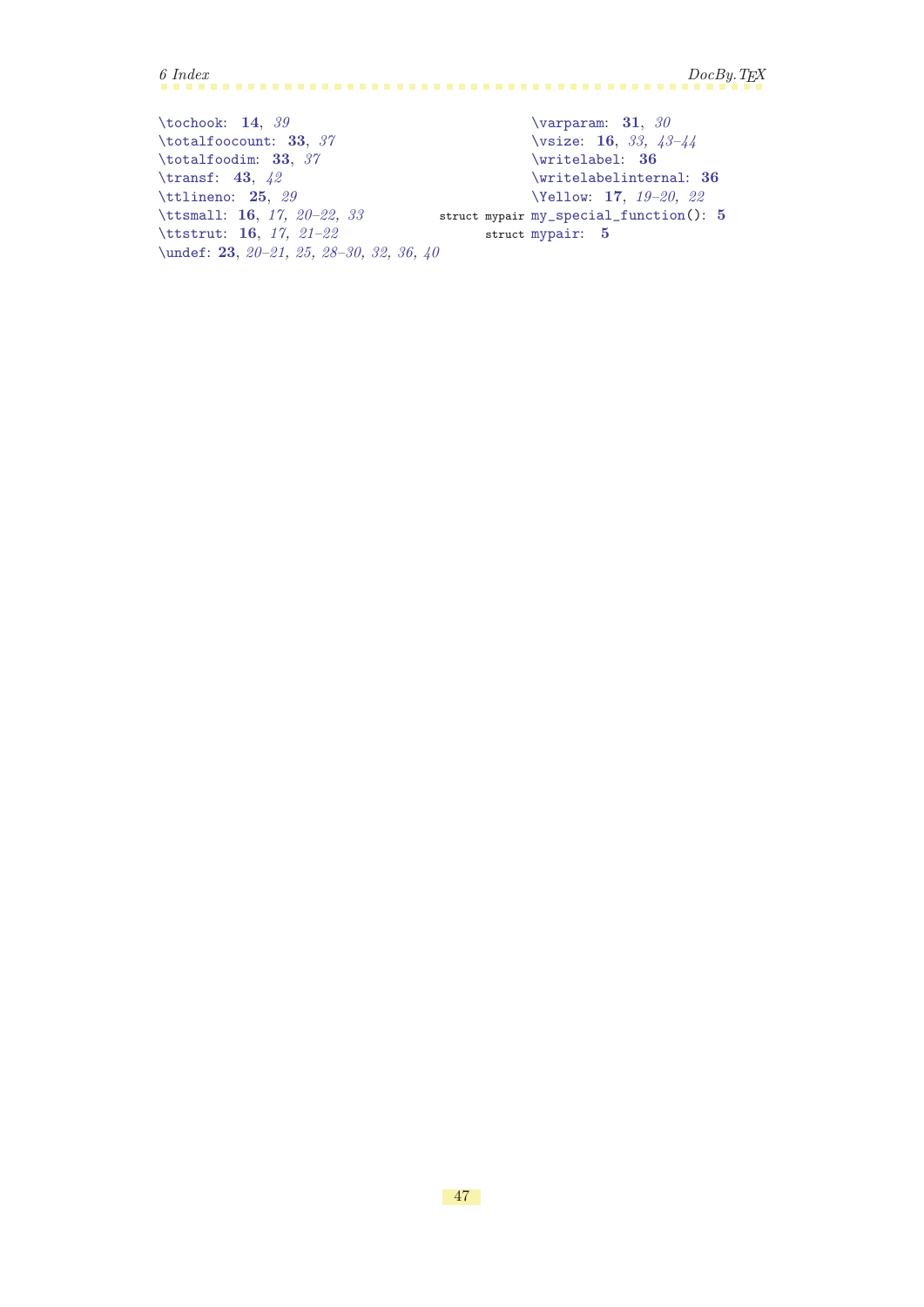\tochook: **14**, *39*
\totalfoocount: **33**, *37*
\totalfoodim: **33**, *37*
\transf: **43**, *42*
\ttlineno: **25**, *29*
\ttsmall: **16**, *17*, *20–22*, *33*
\ttstrut: **16**, *17*, *21–22*
\undef: **23**, *20–21*, *25*, *28–30*, *32*, *36*, *40*
\varparam: **31**, *30*
\vsize: **16**, *33*, *43–44*
\writelabel: **36**
\writelabelinternal: **36**
\Yellow: **17**, *19–20*, *22*
struct mypair my_special_function(): **5**
struct mypair: **5**